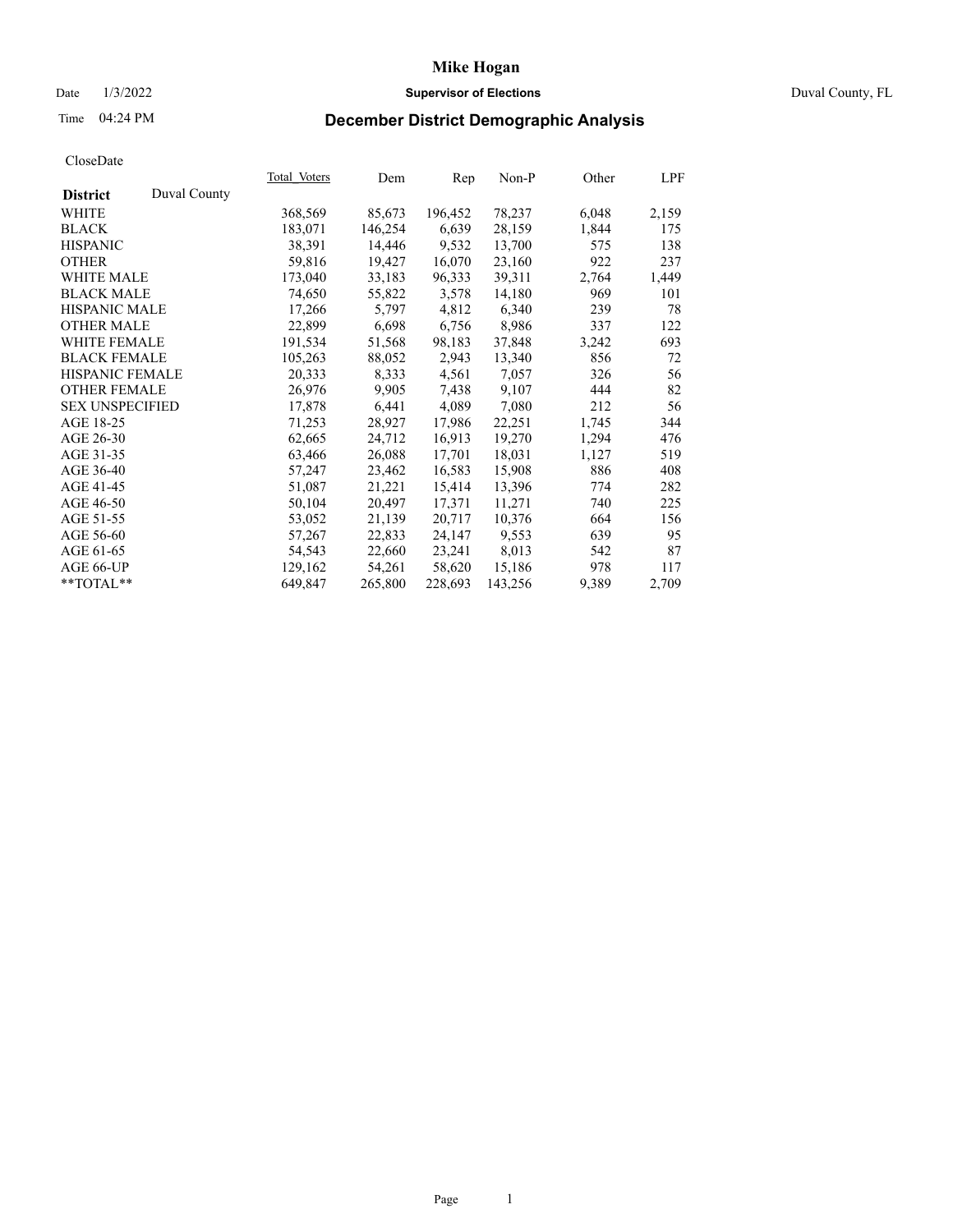# Mike Hogan

Date 1/3/2022 **Supervisor of Elections** Duval County, FL

Time 04:24 PM

## December District Demographic Analysis

CloseDate

| **District** Duval County | Total_Voters | Dem | Rep | Non-P | Other | LPF |
|---|---|---|---|---|---|---|
| WHITE | 368,569 | 85,673 | 196,452 | 78,237 | 6,048 | 2,159 |
| BLACK | 183,071 | 146,254 | 6,639 | 28,159 | 1,844 | 175 |
| HISPANIC | 38,391 | 14,446 | 9,532 | 13,700 | 575 | 138 |
| OTHER | 59,816 | 19,427 | 16,070 | 23,160 | 922 | 237 |
| WHITE MALE | 173,040 | 33,183 | 96,333 | 39,311 | 2,764 | 1,449 |
| BLACK MALE | 74,650 | 55,822 | 3,578 | 14,180 | 969 | 101 |
| HISPANIC MALE | 17,266 | 5,797 | 4,812 | 6,340 | 239 | 78 |
| OTHER MALE | 22,899 | 6,698 | 6,756 | 8,986 | 337 | 122 |
| WHITE FEMALE | 191,534 | 51,568 | 98,183 | 37,848 | 3,242 | 693 |
| BLACK FEMALE | 105,263 | 88,052 | 2,943 | 13,340 | 856 | 72 |
| HISPANIC FEMALE | 20,333 | 8,333 | 4,561 | 7,057 | 326 | 56 |
| OTHER FEMALE | 26,976 | 9,905 | 7,438 | 9,107 | 444 | 82 |
| SEX UNSPECIFIED | 17,878 | 6,441 | 4,089 | 7,080 | 212 | 56 |
| AGE 18-25 | 71,253 | 28,927 | 17,986 | 22,251 | 1,745 | 344 |
| AGE 26-30 | 62,665 | 24,712 | 16,913 | 19,270 | 1,294 | 476 |
| AGE 31-35 | 63,466 | 26,088 | 17,701 | 18,031 | 1,127 | 519 |
| AGE 36-40 | 57,247 | 23,462 | 16,583 | 15,908 | 886 | 408 |
| AGE 41-45 | 51,087 | 21,221 | 15,414 | 13,396 | 774 | 282 |
| AGE 46-50 | 50,104 | 20,497 | 17,371 | 11,271 | 740 | 225 |
| AGE 51-55 | 53,052 | 21,139 | 20,717 | 10,376 | 664 | 156 |
| AGE 56-60 | 57,267 | 22,833 | 24,147 | 9,553 | 639 | 95 |
| AGE 61-65 | 54,543 | 22,660 | 23,241 | 8,013 | 542 | 87 |
| AGE 66-UP | 129,162 | 54,261 | 58,620 | 15,186 | 978 | 117 |
| **TOTAL** | 649,847 | 265,800 | 228,693 | 143,256 | 9,389 | 2,709 |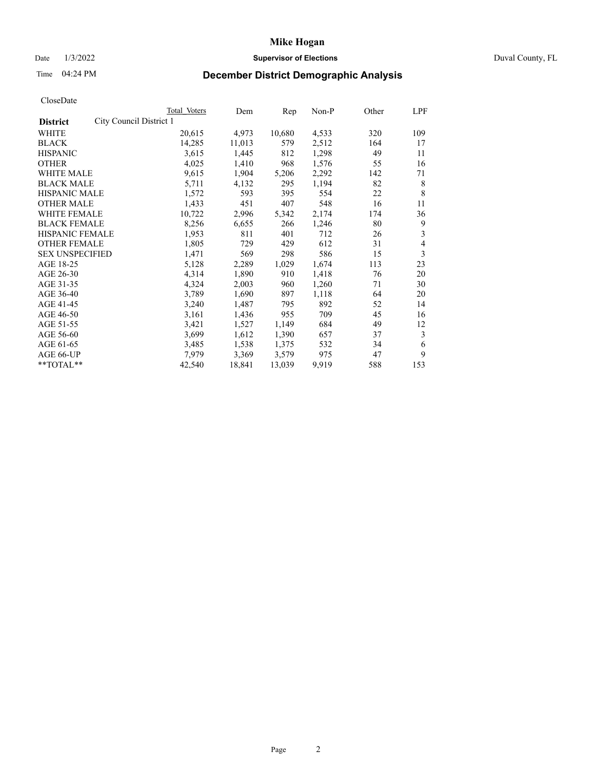# Mike Hogan

Date 1/3/2022 **Supervisor of Elections** Duval County, FL

Time 04:24 PM **December District Demographic Analysis**

CloseDate

| **District** City Council District 1 | Total Voters | Dem | Rep | Non-P | Other | LPF |
|---|---|---|---|---|---|---|
| WHITE | 20,615 | 4,973 | 10,680 | 4,533 | 320 | 109 |
| BLACK | 14,285 | 11,013 | 579 | 2,512 | 164 | 17 |
| HISPANIC | 3,615 | 1,445 | 812 | 1,298 | 49 | 11 |
| OTHER | 4,025 | 1,410 | 968 | 1,576 | 55 | 16 |
| WHITE MALE | 9,615 | 1,904 | 5,206 | 2,292 | 142 | 71 |
| BLACK MALE | 5,711 | 4,132 | 295 | 1,194 | 82 | 8 |
| HISPANIC MALE | 1,572 | 593 | 395 | 554 | 22 | 8 |
| OTHER MALE | 1,433 | 451 | 407 | 548 | 16 | 11 |
| WHITE FEMALE | 10,722 | 2,996 | 5,342 | 2,174 | 174 | 36 |
| BLACK FEMALE | 8,256 | 6,655 | 266 | 1,246 | 80 | 9 |
| HISPANIC FEMALE | 1,953 | 811 | 401 | 712 | 26 | 3 |
| OTHER FEMALE | 1,805 | 729 | 429 | 612 | 31 | 4 |
| SEX UNSPECIFIED | 1,471 | 569 | 298 | 586 | 15 | 3 |
| AGE 18-25 | 5,128 | 2,289 | 1,029 | 1,674 | 113 | 23 |
| AGE 26-30 | 4,314 | 1,890 | 910 | 1,418 | 76 | 20 |
| AGE 31-35 | 4,324 | 2,003 | 960 | 1,260 | 71 | 30 |
| AGE 36-40 | 3,789 | 1,690 | 897 | 1,118 | 64 | 20 |
| AGE 41-45 | 3,240 | 1,487 | 795 | 892 | 52 | 14 |
| AGE 46-50 | 3,161 | 1,436 | 955 | 709 | 45 | 16 |
| AGE 51-55 | 3,421 | 1,527 | 1,149 | 684 | 49 | 12 |
| AGE 56-60 | 3,699 | 1,612 | 1,390 | 657 | 37 | 3 |
| AGE 61-65 | 3,485 | 1,538 | 1,375 | 532 | 34 | 6 |
| AGE 66-UP | 7,979 | 3,369 | 3,579 | 975 | 47 | 9 |
| **TOTAL** | 42,540 | 18,841 | 13,039 | 9,919 | 588 | 153 |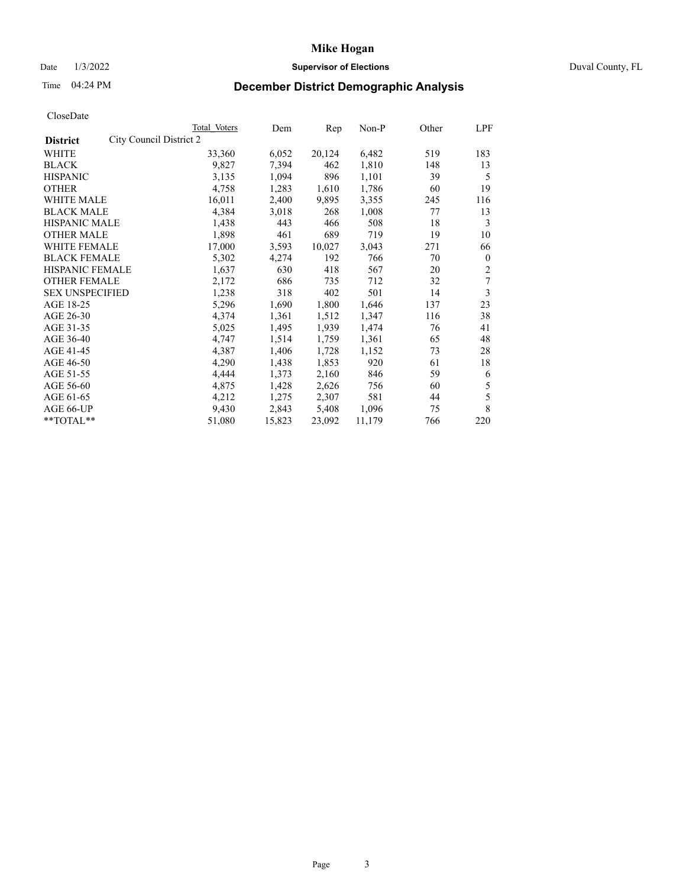# Mike Hogan

Date 1/3/2022 **Supervisor of Elections** Duval County, FL

Time 04:24 PM **December District Demographic Analysis**

CloseDate

| **District** City Council District 2 | Total Voters | Dem | Rep | Non-P | Other | LPF |
|---|---|---|---|---|---|---|
| WHITE | 33,360 | 6,052 | 20,124 | 6,482 | 519 | 183 |
| BLACK | 9,827 | 7,394 | 462 | 1,810 | 148 | 13 |
| HISPANIC | 3,135 | 1,094 | 896 | 1,101 | 39 | 5 |
| OTHER | 4,758 | 1,283 | 1,610 | 1,786 | 60 | 19 |
| WHITE MALE | 16,011 | 2,400 | 9,895 | 3,355 | 245 | 116 |
| BLACK MALE | 4,384 | 3,018 | 268 | 1,008 | 77 | 13 |
| HISPANIC MALE | 1,438 | 443 | 466 | 508 | 18 | 3 |
| OTHER MALE | 1,898 | 461 | 689 | 719 | 19 | 10 |
| WHITE FEMALE | 17,000 | 3,593 | 10,027 | 3,043 | 271 | 66 |
| BLACK FEMALE | 5,302 | 4,274 | 192 | 766 | 70 | 0 |
| HISPANIC FEMALE | 1,637 | 630 | 418 | 567 | 20 | 2 |
| OTHER FEMALE | 2,172 | 686 | 735 | 712 | 32 | 7 |
| SEX UNSPECIFIED | 1,238 | 318 | 402 | 501 | 14 | 3 |
| AGE 18-25 | 5,296 | 1,690 | 1,800 | 1,646 | 137 | 23 |
| AGE 26-30 | 4,374 | 1,361 | 1,512 | 1,347 | 116 | 38 |
| AGE 31-35 | 5,025 | 1,495 | 1,939 | 1,474 | 76 | 41 |
| AGE 36-40 | 4,747 | 1,514 | 1,759 | 1,361 | 65 | 48 |
| AGE 41-45 | 4,387 | 1,406 | 1,728 | 1,152 | 73 | 28 |
| AGE 46-50 | 4,290 | 1,438 | 1,853 | 920 | 61 | 18 |
| AGE 51-55 | 4,444 | 1,373 | 2,160 | 846 | 59 | 6 |
| AGE 56-60 | 4,875 | 1,428 | 2,626 | 756 | 60 | 5 |
| AGE 61-65 | 4,212 | 1,275 | 2,307 | 581 | 44 | 5 |
| AGE 66-UP | 9,430 | 2,843 | 5,408 | 1,096 | 75 | 8 |
| **TOTAL** | 51,080 | 15,823 | 23,092 | 11,179 | 766 | 220 |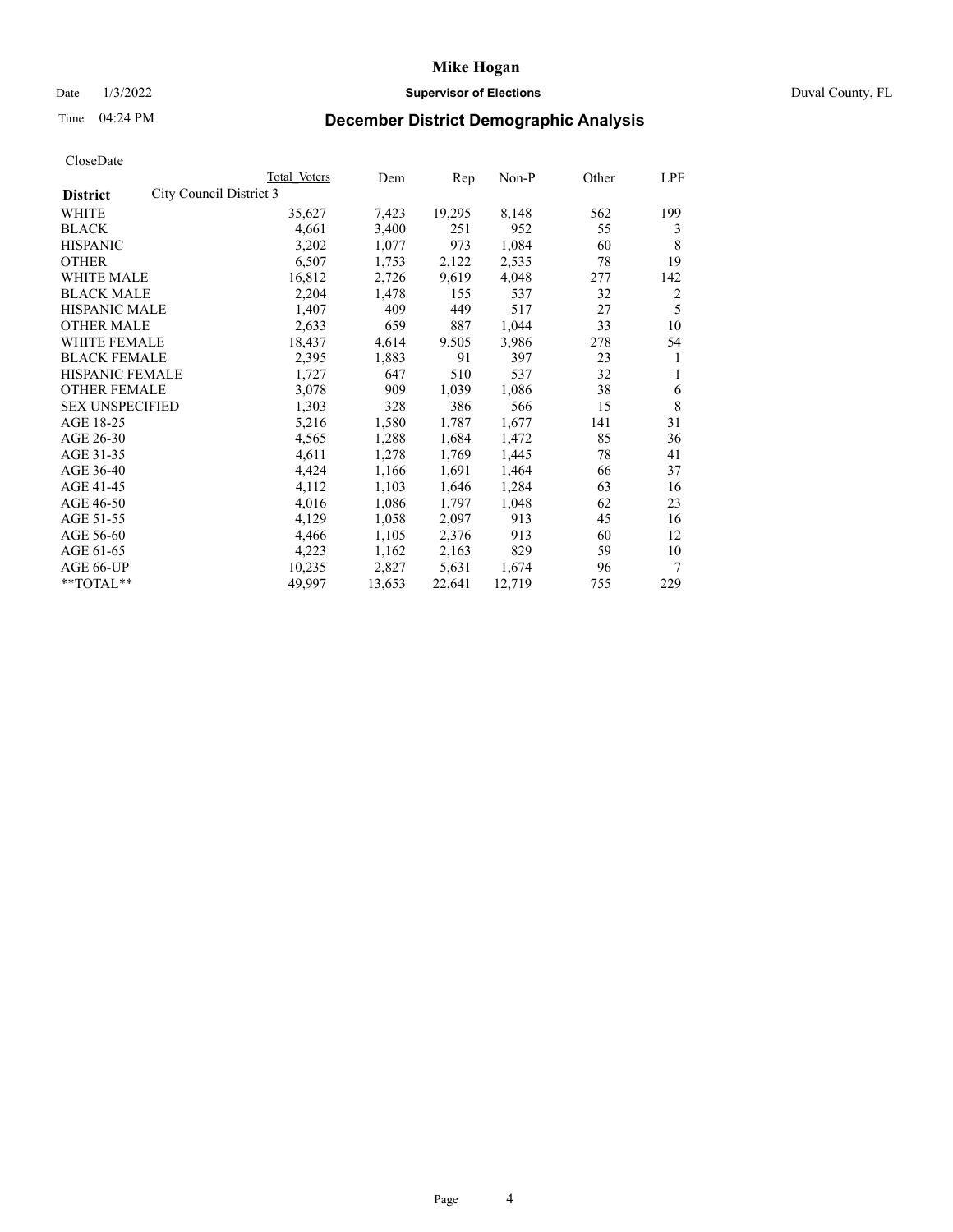# Mike Hogan

Date 1/3/2022 **Supervisor of Elections** Duval County, FL

Time 04:24 PM **December District Demographic Analysis**

CloseDate

| **District** City Council District 3 | Total Voters | Dem | Rep | Non-P | Other | LPF |
|---|---|---|---|---|---|---|
| WHITE | 35,627 | 7,423 | 19,295 | 8,148 | 562 | 199 |
| BLACK | 4,661 | 3,400 | 251 | 952 | 55 | 3 |
| HISPANIC | 3,202 | 1,077 | 973 | 1,084 | 60 | 8 |
| OTHER | 6,507 | 1,753 | 2,122 | 2,535 | 78 | 19 |
| WHITE MALE | 16,812 | 2,726 | 9,619 | 4,048 | 277 | 142 |
| BLACK MALE | 2,204 | 1,478 | 155 | 537 | 32 | 2 |
| HISPANIC MALE | 1,407 | 409 | 449 | 517 | 27 | 5 |
| OTHER MALE | 2,633 | 659 | 887 | 1,044 | 33 | 10 |
| WHITE FEMALE | 18,437 | 4,614 | 9,505 | 3,986 | 278 | 54 |
| BLACK FEMALE | 2,395 | 1,883 | 91 | 397 | 23 | 1 |
| HISPANIC FEMALE | 1,727 | 647 | 510 | 537 | 32 | 1 |
| OTHER FEMALE | 3,078 | 909 | 1,039 | 1,086 | 38 | 6 |
| SEX UNSPECIFIED | 1,303 | 328 | 386 | 566 | 15 | 8 |
| AGE 18-25 | 5,216 | 1,580 | 1,787 | 1,677 | 141 | 31 |
| AGE 26-30 | 4,565 | 1,288 | 1,684 | 1,472 | 85 | 36 |
| AGE 31-35 | 4,611 | 1,278 | 1,769 | 1,445 | 78 | 41 |
| AGE 36-40 | 4,424 | 1,166 | 1,691 | 1,464 | 66 | 37 |
| AGE 41-45 | 4,112 | 1,103 | 1,646 | 1,284 | 63 | 16 |
| AGE 46-50 | 4,016 | 1,086 | 1,797 | 1,048 | 62 | 23 |
| AGE 51-55 | 4,129 | 1,058 | 2,097 | 913 | 45 | 16 |
| AGE 56-60 | 4,466 | 1,105 | 2,376 | 913 | 60 | 12 |
| AGE 61-65 | 4,223 | 1,162 | 2,163 | 829 | 59 | 10 |
| AGE 66-UP | 10,235 | 2,827 | 5,631 | 1,674 | 96 | 7 |
| **TOTAL** | 49,997 | 13,653 | 22,641 | 12,719 | 755 | 229 |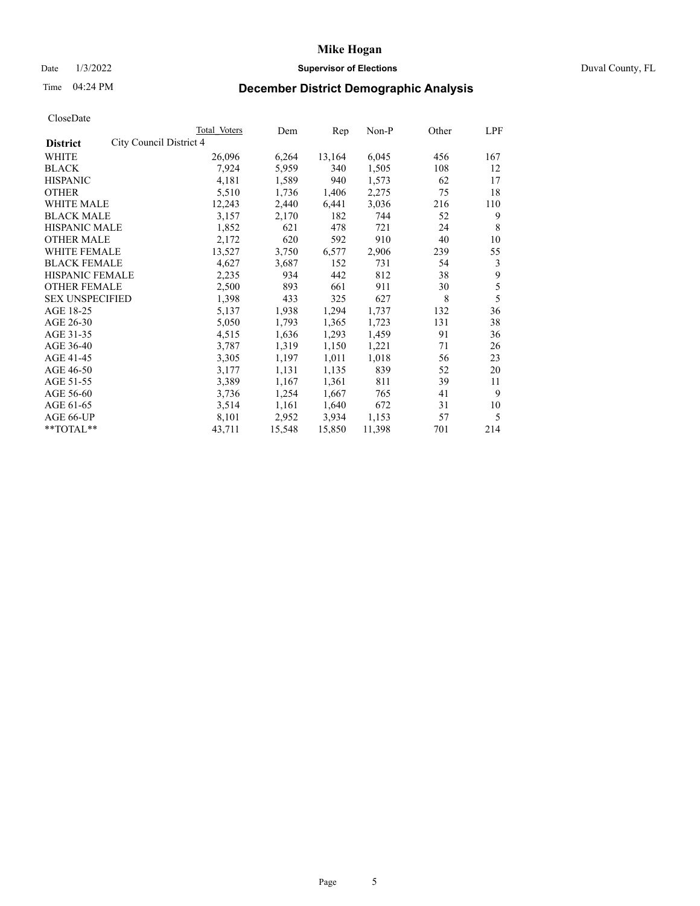# Mike Hogan

Date 1/3/2022 **Supervisor of Elections** Duval County, FL

Time 04:24 PM **December District Demographic Analysis**

CloseDate

| **District** City Council District 4 | Total Voters | Dem | Rep | Non-P | Other | LPF |
|---|---|---|---|---|---|---|
| WHITE | 26,096 | 6,264 | 13,164 | 6,045 | 456 | 167 |
| BLACK | 7,924 | 5,959 | 340 | 1,505 | 108 | 12 |
| HISPANIC | 4,181 | 1,589 | 940 | 1,573 | 62 | 17 |
| OTHER | 5,510 | 1,736 | 1,406 | 2,275 | 75 | 18 |
| WHITE MALE | 12,243 | 2,440 | 6,441 | 3,036 | 216 | 110 |
| BLACK MALE | 3,157 | 2,170 | 182 | 744 | 52 | 9 |
| HISPANIC MALE | 1,852 | 621 | 478 | 721 | 24 | 8 |
| OTHER MALE | 2,172 | 620 | 592 | 910 | 40 | 10 |
| WHITE FEMALE | 13,527 | 3,750 | 6,577 | 2,906 | 239 | 55 |
| BLACK FEMALE | 4,627 | 3,687 | 152 | 731 | 54 | 3 |
| HISPANIC FEMALE | 2,235 | 934 | 442 | 812 | 38 | 9 |
| OTHER FEMALE | 2,500 | 893 | 661 | 911 | 30 | 5 |
| SEX UNSPECIFIED | 1,398 | 433 | 325 | 627 | 8 | 5 |
| AGE 18-25 | 5,137 | 1,938 | 1,294 | 1,737 | 132 | 36 |
| AGE 26-30 | 5,050 | 1,793 | 1,365 | 1,723 | 131 | 38 |
| AGE 31-35 | 4,515 | 1,636 | 1,293 | 1,459 | 91 | 36 |
| AGE 36-40 | 3,787 | 1,319 | 1,150 | 1,221 | 71 | 26 |
| AGE 41-45 | 3,305 | 1,197 | 1,011 | 1,018 | 56 | 23 |
| AGE 46-50 | 3,177 | 1,131 | 1,135 | 839 | 52 | 20 |
| AGE 51-55 | 3,389 | 1,167 | 1,361 | 811 | 39 | 11 |
| AGE 56-60 | 3,736 | 1,254 | 1,667 | 765 | 41 | 9 |
| AGE 61-65 | 3,514 | 1,161 | 1,640 | 672 | 31 | 10 |
| AGE 66-UP | 8,101 | 2,952 | 3,934 | 1,153 | 57 | 5 |
| **TOTAL** | 43,711 | 15,548 | 15,850 | 11,398 | 701 | 214 |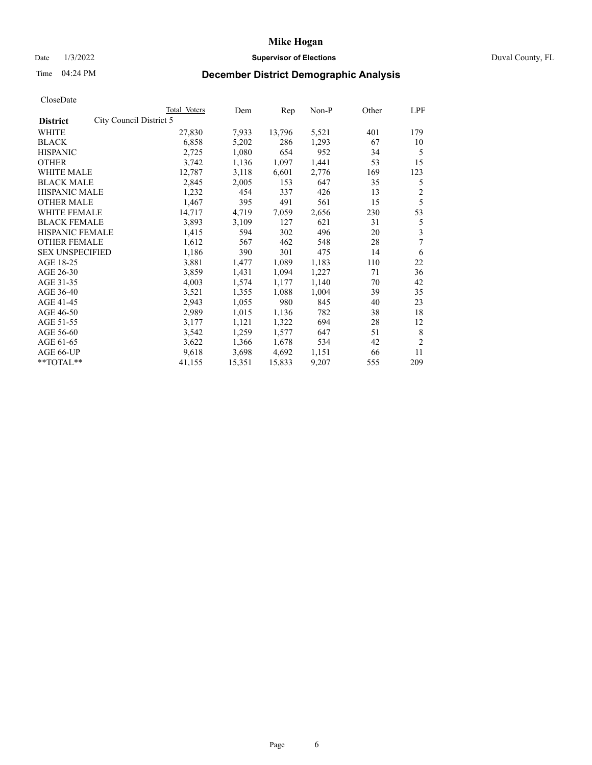# Mike Hogan

Date 1/3/2022 **Supervisor of Elections** Duval County, FL

Time 04:24 PM **December District Demographic Analysis**

CloseDate

| **District** City Council District 5 | Total Voters | Dem | Rep | Non-P | Other | LPF |
|---|---|---|---|---|---|---|
| WHITE | 27,830 | 7,933 | 13,796 | 5,521 | 401 | 179 |
| BLACK | 6,858 | 5,202 | 286 | 1,293 | 67 | 10 |
| HISPANIC | 2,725 | 1,080 | 654 | 952 | 34 | 5 |
| OTHER | 3,742 | 1,136 | 1,097 | 1,441 | 53 | 15 |
| WHITE MALE | 12,787 | 3,118 | 6,601 | 2,776 | 169 | 123 |
| BLACK MALE | 2,845 | 2,005 | 153 | 647 | 35 | 5 |
| HISPANIC MALE | 1,232 | 454 | 337 | 426 | 13 | 2 |
| OTHER MALE | 1,467 | 395 | 491 | 561 | 15 | 5 |
| WHITE FEMALE | 14,717 | 4,719 | 7,059 | 2,656 | 230 | 53 |
| BLACK FEMALE | 3,893 | 3,109 | 127 | 621 | 31 | 5 |
| HISPANIC FEMALE | 1,415 | 594 | 302 | 496 | 20 | 3 |
| OTHER FEMALE | 1,612 | 567 | 462 | 548 | 28 | 7 |
| SEX UNSPECIFIED | 1,186 | 390 | 301 | 475 | 14 | 6 |
| AGE 18-25 | 3,881 | 1,477 | 1,089 | 1,183 | 110 | 22 |
| AGE 26-30 | 3,859 | 1,431 | 1,094 | 1,227 | 71 | 36 |
| AGE 31-35 | 4,003 | 1,574 | 1,177 | 1,140 | 70 | 42 |
| AGE 36-40 | 3,521 | 1,355 | 1,088 | 1,004 | 39 | 35 |
| AGE 41-45 | 2,943 | 1,055 | 980 | 845 | 40 | 23 |
| AGE 46-50 | 2,989 | 1,015 | 1,136 | 782 | 38 | 18 |
| AGE 51-55 | 3,177 | 1,121 | 1,322 | 694 | 28 | 12 |
| AGE 56-60 | 3,542 | 1,259 | 1,577 | 647 | 51 | 8 |
| AGE 61-65 | 3,622 | 1,366 | 1,678 | 534 | 42 | 2 |
| AGE 66-UP | 9,618 | 3,698 | 4,692 | 1,151 | 66 | 11 |
| **TOTAL** | 41,155 | 15,351 | 15,833 | 9,207 | 555 | 209 |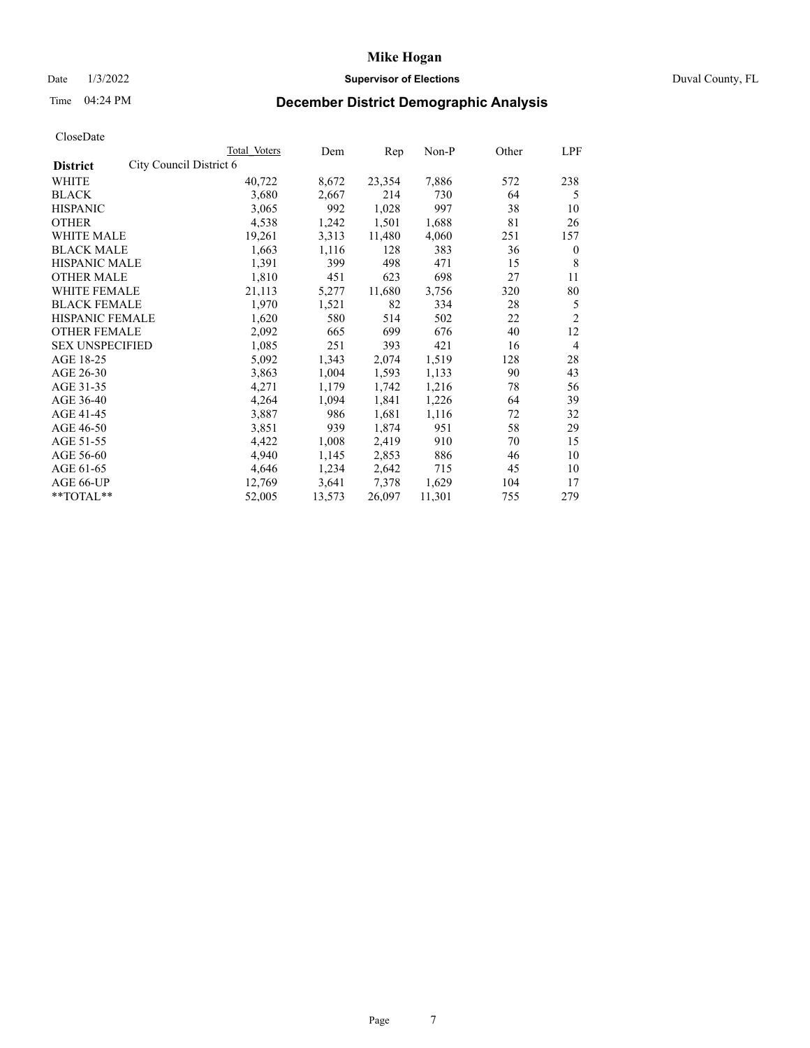# Mike Hogan

Date 1/3/2022 **Supervisor of Elections** Duval County, FL

Time 04:24 PM **December District Demographic Analysis**

CloseDate

| **District** City Council District 6 | Total Voters | Dem | Rep | Non-P | Other | LPF |
|---|---|---|---|---|---|---|
| WHITE | 40,722 | 8,672 | 23,354 | 7,886 | 572 | 238 |
| BLACK | 3,680 | 2,667 | 214 | 730 | 64 | 5 |
| HISPANIC | 3,065 | 992 | 1,028 | 997 | 38 | 10 |
| OTHER | 4,538 | 1,242 | 1,501 | 1,688 | 81 | 26 |
| WHITE MALE | 19,261 | 3,313 | 11,480 | 4,060 | 251 | 157 |
| BLACK MALE | 1,663 | 1,116 | 128 | 383 | 36 | 0 |
| HISPANIC MALE | 1,391 | 399 | 498 | 471 | 15 | 8 |
| OTHER MALE | 1,810 | 451 | 623 | 698 | 27 | 11 |
| WHITE FEMALE | 21,113 | 5,277 | 11,680 | 3,756 | 320 | 80 |
| BLACK FEMALE | 1,970 | 1,521 | 82 | 334 | 28 | 5 |
| HISPANIC FEMALE | 1,620 | 580 | 514 | 502 | 22 | 2 |
| OTHER FEMALE | 2,092 | 665 | 699 | 676 | 40 | 12 |
| SEX UNSPECIFIED | 1,085 | 251 | 393 | 421 | 16 | 4 |
| AGE 18-25 | 5,092 | 1,343 | 2,074 | 1,519 | 128 | 28 |
| AGE 26-30 | 3,863 | 1,004 | 1,593 | 1,133 | 90 | 43 |
| AGE 31-35 | 4,271 | 1,179 | 1,742 | 1,216 | 78 | 56 |
| AGE 36-40 | 4,264 | 1,094 | 1,841 | 1,226 | 64 | 39 |
| AGE 41-45 | 3,887 | 986 | 1,681 | 1,116 | 72 | 32 |
| AGE 46-50 | 3,851 | 939 | 1,874 | 951 | 58 | 29 |
| AGE 51-55 | 4,422 | 1,008 | 2,419 | 910 | 70 | 15 |
| AGE 56-60 | 4,940 | 1,145 | 2,853 | 886 | 46 | 10 |
| AGE 61-65 | 4,646 | 1,234 | 2,642 | 715 | 45 | 10 |
| AGE 66-UP | 12,769 | 3,641 | 7,378 | 1,629 | 104 | 17 |
| **TOTAL** | 52,005 | 13,573 | 26,097 | 11,301 | 755 | 279 |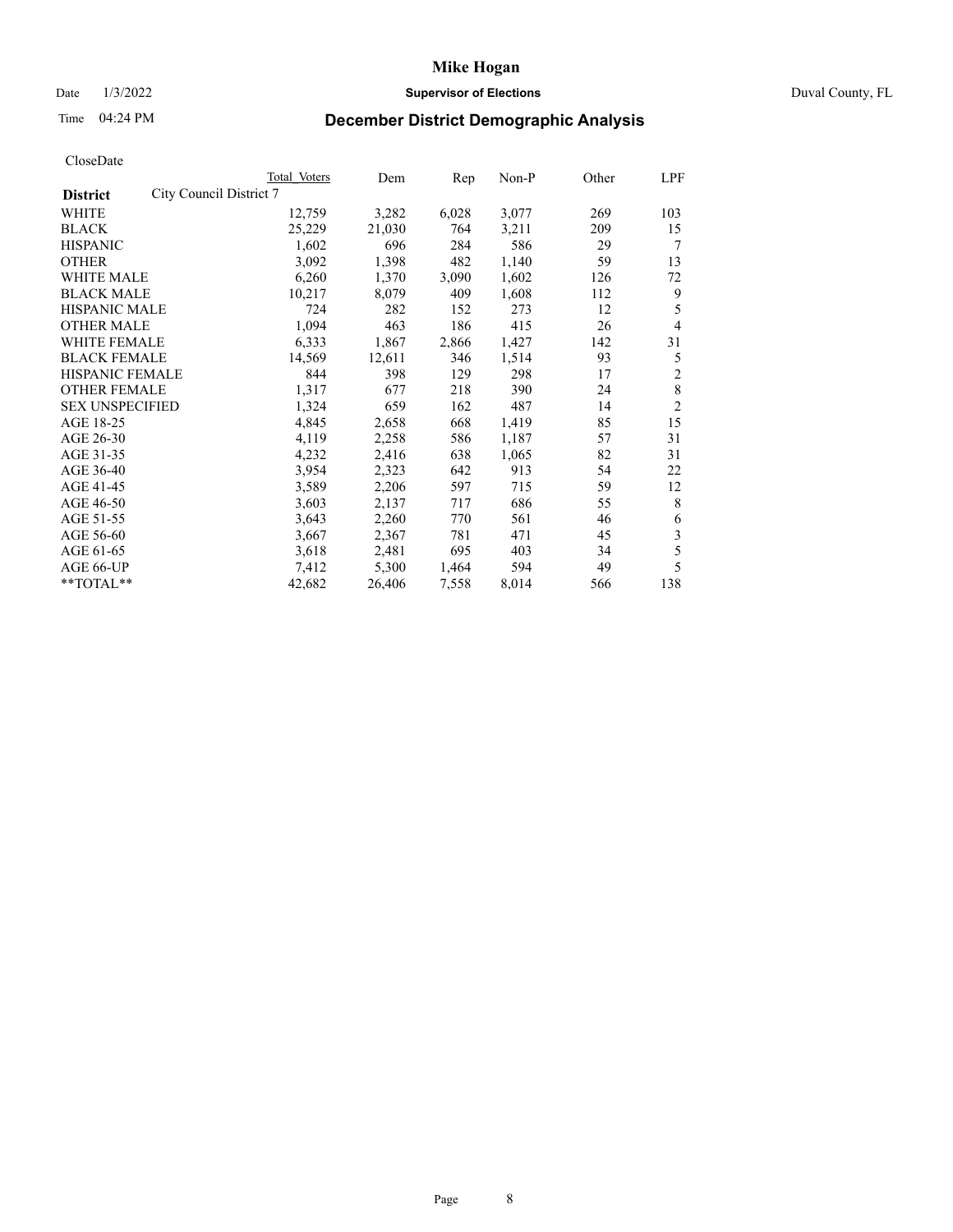# Mike Hogan

Date 1/3/2022 **Supervisor of Elections** Duval County, FL

Time 04:24 PM **December District Demographic Analysis**

CloseDate

| District | Total Voters | Dem | Rep | Non-P | Other | LPF |
|---|---|---|---|---|---|---|
| City Council District 7 | | | | | | |
| WHITE | 12,759 | 3,282 | 6,028 | 3,077 | 269 | 103 |
| BLACK | 25,229 | 21,030 | 764 | 3,211 | 209 | 15 |
| HISPANIC | 1,602 | 696 | 284 | 586 | 29 | 7 |
| OTHER | 3,092 | 1,398 | 482 | 1,140 | 59 | 13 |
| WHITE MALE | 6,260 | 1,370 | 3,090 | 1,602 | 126 | 72 |
| BLACK MALE | 10,217 | 8,079 | 409 | 1,608 | 112 | 9 |
| HISPANIC MALE | 724 | 282 | 152 | 273 | 12 | 5 |
| OTHER MALE | 1,094 | 463 | 186 | 415 | 26 | 4 |
| WHITE FEMALE | 6,333 | 1,867 | 2,866 | 1,427 | 142 | 31 |
| BLACK FEMALE | 14,569 | 12,611 | 346 | 1,514 | 93 | 5 |
| HISPANIC FEMALE | 844 | 398 | 129 | 298 | 17 | 2 |
| OTHER FEMALE | 1,317 | 677 | 218 | 390 | 24 | 8 |
| SEX UNSPECIFIED | 1,324 | 659 | 162 | 487 | 14 | 2 |
| AGE 18-25 | 4,845 | 2,658 | 668 | 1,419 | 85 | 15 |
| AGE 26-30 | 4,119 | 2,258 | 586 | 1,187 | 57 | 31 |
| AGE 31-35 | 4,232 | 2,416 | 638 | 1,065 | 82 | 31 |
| AGE 36-40 | 3,954 | 2,323 | 642 | 913 | 54 | 22 |
| AGE 41-45 | 3,589 | 2,206 | 597 | 715 | 59 | 12 |
| AGE 46-50 | 3,603 | 2,137 | 717 | 686 | 55 | 8 |
| AGE 51-55 | 3,643 | 2,260 | 770 | 561 | 46 | 6 |
| AGE 56-60 | 3,667 | 2,367 | 781 | 471 | 45 | 3 |
| AGE 61-65 | 3,618 | 2,481 | 695 | 403 | 34 | 5 |
| AGE 66-UP | 7,412 | 5,300 | 1,464 | 594 | 49 | 5 |
| **TOTAL** | 42,682 | 26,406 | 7,558 | 8,014 | 566 | 138 |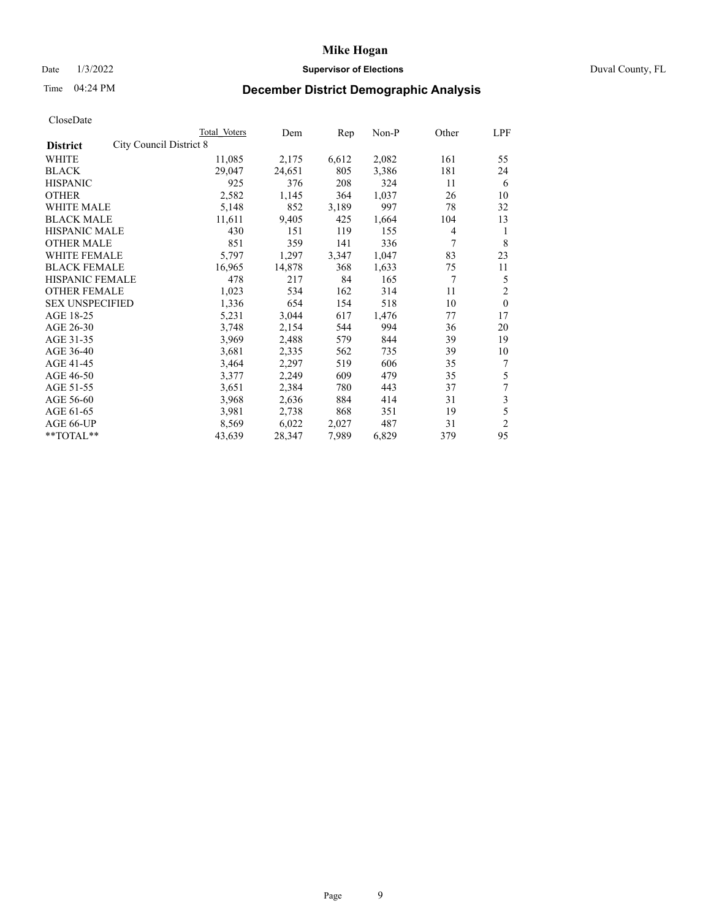# Mike Hogan

Date 1/3/2022 **Supervisor of Elections** Duval County, FL

Time 04:24 PM **December District Demographic Analysis**

CloseDate

| | Total Voters | Dem | Rep | Non-P | Other | LPF |
|---|---|---|---|---|---|---|
| **District** City Council District 8 | | | | | | |
| WHITE | 11,085 | 2,175 | 6,612 | 2,082 | 161 | 55 |
| BLACK | 29,047 | 24,651 | 805 | 3,386 | 181 | 24 |
| HISPANIC | 925 | 376 | 208 | 324 | 11 | 6 |
| OTHER | 2,582 | 1,145 | 364 | 1,037 | 26 | 10 |
| WHITE MALE | 5,148 | 852 | 3,189 | 997 | 78 | 32 |
| BLACK MALE | 11,611 | 9,405 | 425 | 1,664 | 104 | 13 |
| HISPANIC MALE | 430 | 151 | 119 | 155 | 4 | 1 |
| OTHER MALE | 851 | 359 | 141 | 336 | 7 | 8 |
| WHITE FEMALE | 5,797 | 1,297 | 3,347 | 1,047 | 83 | 23 |
| BLACK FEMALE | 16,965 | 14,878 | 368 | 1,633 | 75 | 11 |
| HISPANIC FEMALE | 478 | 217 | 84 | 165 | 7 | 5 |
| OTHER FEMALE | 1,023 | 534 | 162 | 314 | 11 | 2 |
| SEX UNSPECIFIED | 1,336 | 654 | 154 | 518 | 10 | 0 |
| AGE 18-25 | 5,231 | 3,044 | 617 | 1,476 | 77 | 17 |
| AGE 26-30 | 3,748 | 2,154 | 544 | 994 | 36 | 20 |
| AGE 31-35 | 3,969 | 2,488 | 579 | 844 | 39 | 19 |
| AGE 36-40 | 3,681 | 2,335 | 562 | 735 | 39 | 10 |
| AGE 41-45 | 3,464 | 2,297 | 519 | 606 | 35 | 7 |
| AGE 46-50 | 3,377 | 2,249 | 609 | 479 | 35 | 5 |
| AGE 51-55 | 3,651 | 2,384 | 780 | 443 | 37 | 7 |
| AGE 56-60 | 3,968 | 2,636 | 884 | 414 | 31 | 3 |
| AGE 61-65 | 3,981 | 2,738 | 868 | 351 | 19 | 5 |
| AGE 66-UP | 8,569 | 6,022 | 2,027 | 487 | 31 | 2 |
| **TOTAL** | 43,639 | 28,347 | 7,989 | 6,829 | 379 | 95 |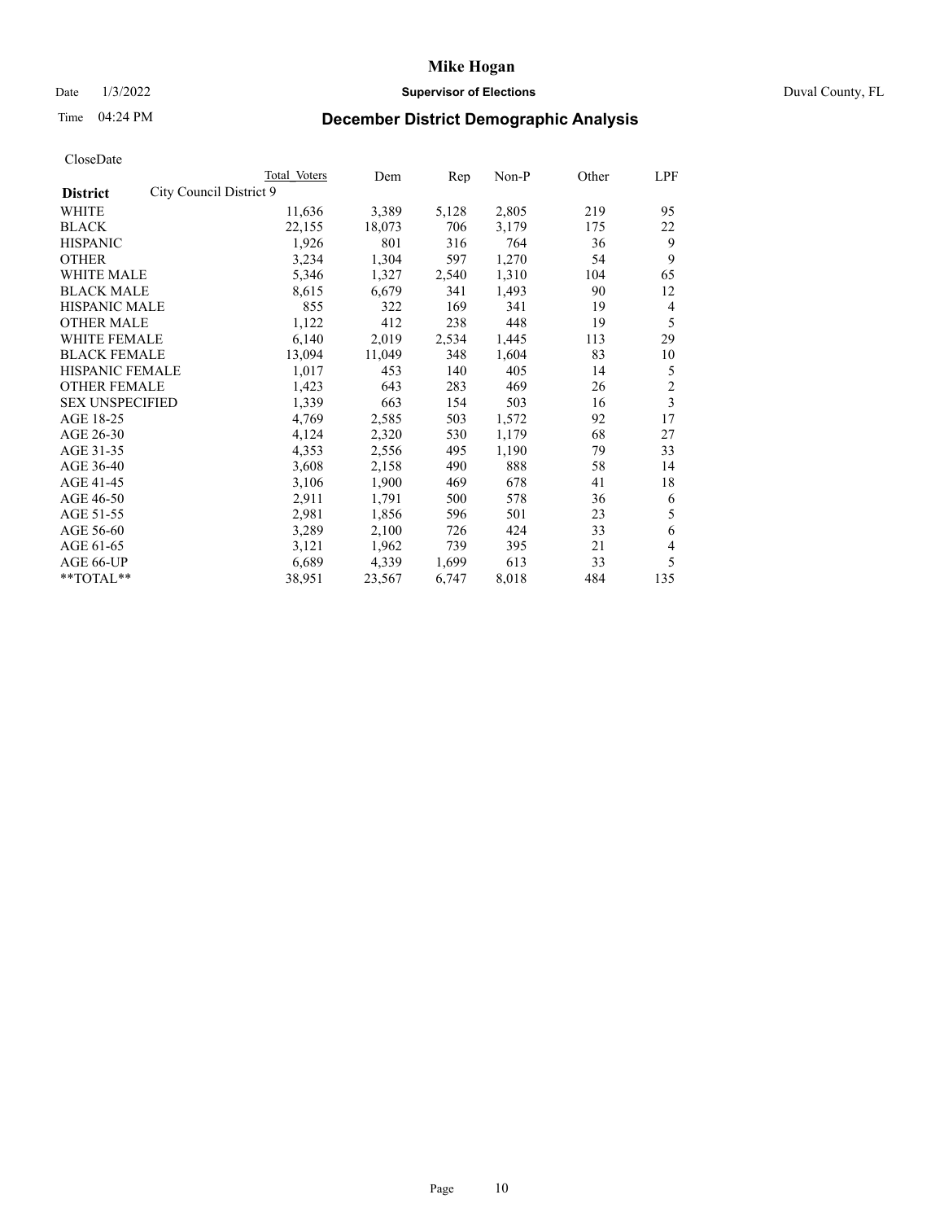# Mike Hogan

Date 1/3/2022 **Supervisor of Elections** Duval County, FL

Time 04:24 PM **December District Demographic Analysis**

CloseDate

| **District** City Council District 9 | Total Voters | Dem | Rep | Non-P | Other | LPF |
|---|---|---|---|---|---|---|
| WHITE | 11,636 | 3,389 | 5,128 | 2,805 | 219 | 95 |
| BLACK | 22,155 | 18,073 | 706 | 3,179 | 175 | 22 |
| HISPANIC | 1,926 | 801 | 316 | 764 | 36 | 9 |
| OTHER | 3,234 | 1,304 | 597 | 1,270 | 54 | 9 |
| WHITE MALE | 5,346 | 1,327 | 2,540 | 1,310 | 104 | 65 |
| BLACK MALE | 8,615 | 6,679 | 341 | 1,493 | 90 | 12 |
| HISPANIC MALE | 855 | 322 | 169 | 341 | 19 | 4 |
| OTHER MALE | 1,122 | 412 | 238 | 448 | 19 | 5 |
| WHITE FEMALE | 6,140 | 2,019 | 2,534 | 1,445 | 113 | 29 |
| BLACK FEMALE | 13,094 | 11,049 | 348 | 1,604 | 83 | 10 |
| HISPANIC FEMALE | 1,017 | 453 | 140 | 405 | 14 | 5 |
| OTHER FEMALE | 1,423 | 643 | 283 | 469 | 26 | 2 |
| SEX UNSPECIFIED | 1,339 | 663 | 154 | 503 | 16 | 3 |
| AGE 18-25 | 4,769 | 2,585 | 503 | 1,572 | 92 | 17 |
| AGE 26-30 | 4,124 | 2,320 | 530 | 1,179 | 68 | 27 |
| AGE 31-35 | 4,353 | 2,556 | 495 | 1,190 | 79 | 33 |
| AGE 36-40 | 3,608 | 2,158 | 490 | 888 | 58 | 14 |
| AGE 41-45 | 3,106 | 1,900 | 469 | 678 | 41 | 18 |
| AGE 46-50 | 2,911 | 1,791 | 500 | 578 | 36 | 6 |
| AGE 51-55 | 2,981 | 1,856 | 596 | 501 | 23 | 5 |
| AGE 56-60 | 3,289 | 2,100 | 726 | 424 | 33 | 6 |
| AGE 61-65 | 3,121 | 1,962 | 739 | 395 | 21 | 4 |
| AGE 66-UP | 6,689 | 4,339 | 1,699 | 613 | 33 | 5 |
| **TOTAL** | 38,951 | 23,567 | 6,747 | 8,018 | 484 | 135 |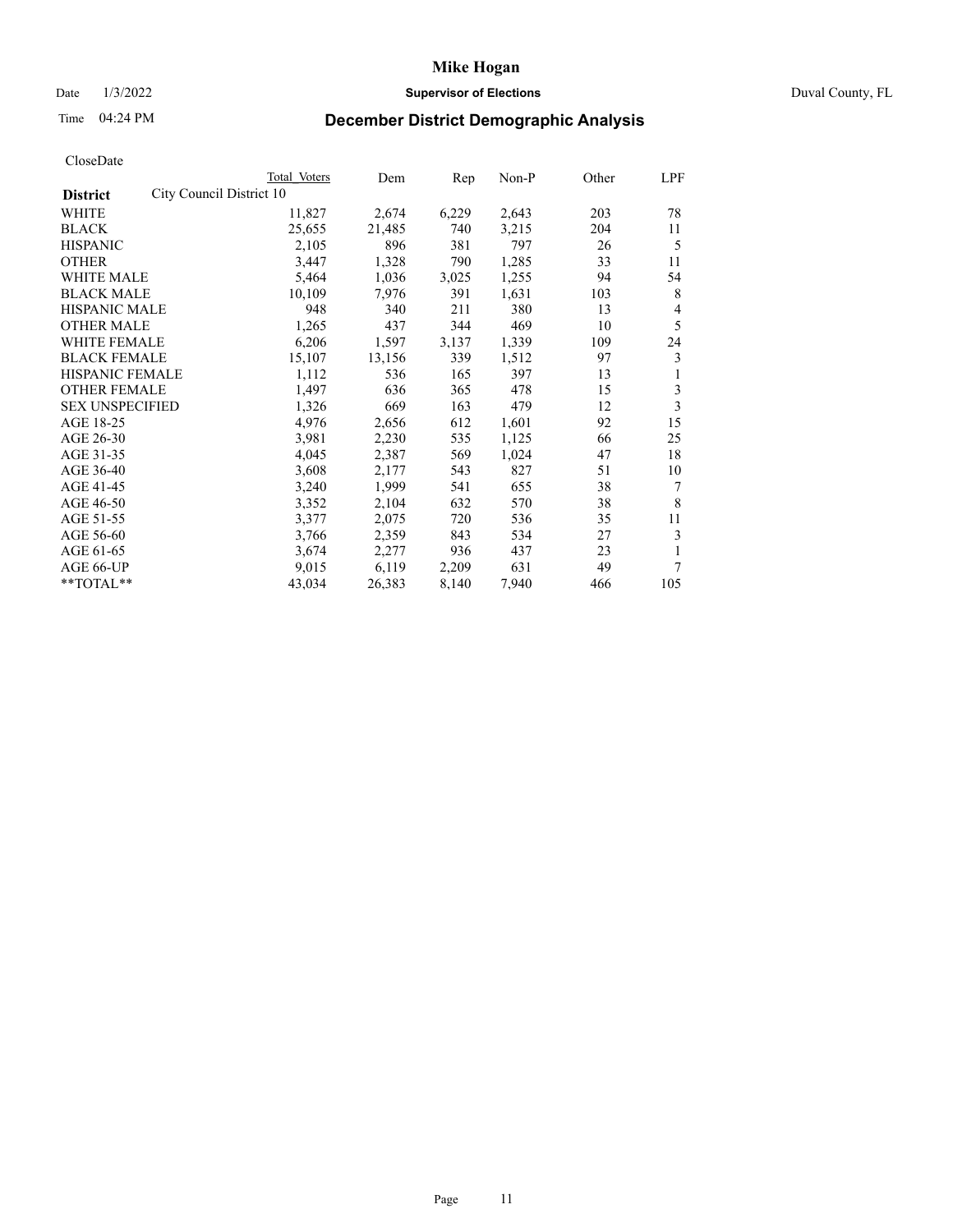# Mike Hogan

Date 1/3/2022 **Supervisor of Elections** Duval County, FL

Time 04:24 PM

## December District Demographic Analysis

CloseDate

| District | Total Voters | Dem | Rep | Non-P | Other | LPF |
|---|---|---|---|---|---|---|
| City Council District 10 | | | | | | |
| WHITE | 11,827 | 2,674 | 6,229 | 2,643 | 203 | 78 |
| BLACK | 25,655 | 21,485 | 740 | 3,215 | 204 | 11 |
| HISPANIC | 2,105 | 896 | 381 | 797 | 26 | 5 |
| OTHER | 3,447 | 1,328 | 790 | 1,285 | 33 | 11 |
| WHITE MALE | 5,464 | 1,036 | 3,025 | 1,255 | 94 | 54 |
| BLACK MALE | 10,109 | 7,976 | 391 | 1,631 | 103 | 8 |
| HISPANIC MALE | 948 | 340 | 211 | 380 | 13 | 4 |
| OTHER MALE | 1,265 | 437 | 344 | 469 | 10 | 5 |
| WHITE FEMALE | 6,206 | 1,597 | 3,137 | 1,339 | 109 | 24 |
| BLACK FEMALE | 15,107 | 13,156 | 339 | 1,512 | 97 | 3 |
| HISPANIC FEMALE | 1,112 | 536 | 165 | 397 | 13 | 1 |
| OTHER FEMALE | 1,497 | 636 | 365 | 478 | 15 | 3 |
| SEX UNSPECIFIED | 1,326 | 669 | 163 | 479 | 12 | 3 |
| AGE 18-25 | 4,976 | 2,656 | 612 | 1,601 | 92 | 15 |
| AGE 26-30 | 3,981 | 2,230 | 535 | 1,125 | 66 | 25 |
| AGE 31-35 | 4,045 | 2,387 | 569 | 1,024 | 47 | 18 |
| AGE 36-40 | 3,608 | 2,177 | 543 | 827 | 51 | 10 |
| AGE 41-45 | 3,240 | 1,999 | 541 | 655 | 38 | 7 |
| AGE 46-50 | 3,352 | 2,104 | 632 | 570 | 38 | 8 |
| AGE 51-55 | 3,377 | 2,075 | 720 | 536 | 35 | 11 |
| AGE 56-60 | 3,766 | 2,359 | 843 | 534 | 27 | 3 |
| AGE 61-65 | 3,674 | 2,277 | 936 | 437 | 23 | 1 |
| AGE 66-UP | 9,015 | 6,119 | 2,209 | 631 | 49 | 7 |
| **TOTAL** | 43,034 | 26,383 | 8,140 | 7,940 | 466 | 105 |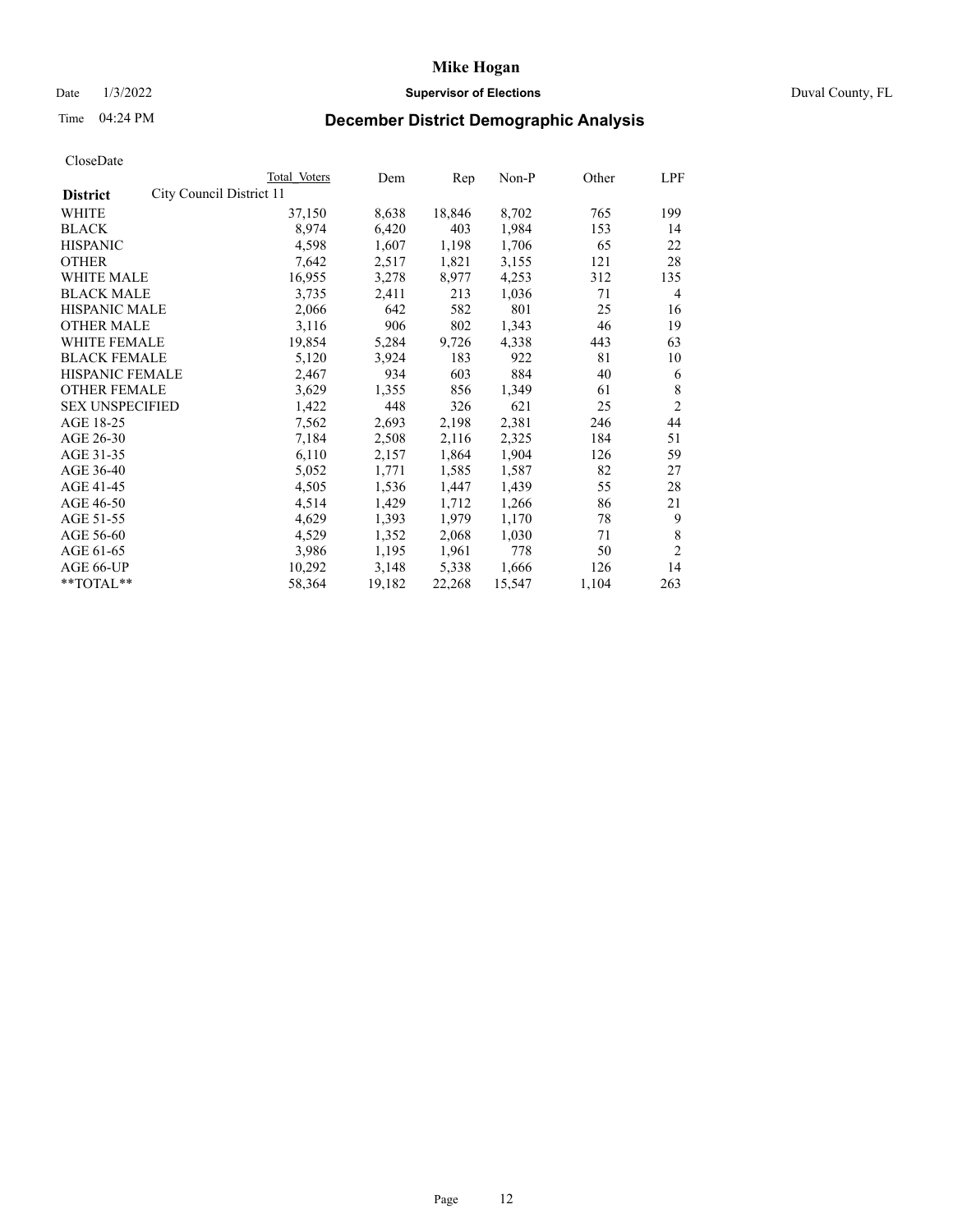# Mike Hogan

Date 1/3/2022 **Supervisor of Elections** Duval County, FL

Time 04:24 PM **December District Demographic Analysis**

CloseDate

| | Total Voters | Dem | Rep | Non-P | Other | LPF |
|---|---|---|---|---|---|---|
| **District** City Council District 11 | | | | | | |
| WHITE | 37,150 | 8,638 | 18,846 | 8,702 | 765 | 199 |
| BLACK | 8,974 | 6,420 | 403 | 1,984 | 153 | 14 |
| HISPANIC | 4,598 | 1,607 | 1,198 | 1,706 | 65 | 22 |
| OTHER | 7,642 | 2,517 | 1,821 | 3,155 | 121 | 28 |
| WHITE MALE | 16,955 | 3,278 | 8,977 | 4,253 | 312 | 135 |
| BLACK MALE | 3,735 | 2,411 | 213 | 1,036 | 71 | 4 |
| HISPANIC MALE | 2,066 | 642 | 582 | 801 | 25 | 16 |
| OTHER MALE | 3,116 | 906 | 802 | 1,343 | 46 | 19 |
| WHITE FEMALE | 19,854 | 5,284 | 9,726 | 4,338 | 443 | 63 |
| BLACK FEMALE | 5,120 | 3,924 | 183 | 922 | 81 | 10 |
| HISPANIC FEMALE | 2,467 | 934 | 603 | 884 | 40 | 6 |
| OTHER FEMALE | 3,629 | 1,355 | 856 | 1,349 | 61 | 8 |
| SEX UNSPECIFIED | 1,422 | 448 | 326 | 621 | 25 | 2 |
| AGE 18-25 | 7,562 | 2,693 | 2,198 | 2,381 | 246 | 44 |
| AGE 26-30 | 7,184 | 2,508 | 2,116 | 2,325 | 184 | 51 |
| AGE 31-35 | 6,110 | 2,157 | 1,864 | 1,904 | 126 | 59 |
| AGE 36-40 | 5,052 | 1,771 | 1,585 | 1,587 | 82 | 27 |
| AGE 41-45 | 4,505 | 1,536 | 1,447 | 1,439 | 55 | 28 |
| AGE 46-50 | 4,514 | 1,429 | 1,712 | 1,266 | 86 | 21 |
| AGE 51-55 | 4,629 | 1,393 | 1,979 | 1,170 | 78 | 9 |
| AGE 56-60 | 4,529 | 1,352 | 2,068 | 1,030 | 71 | 8 |
| AGE 61-65 | 3,986 | 1,195 | 1,961 | 778 | 50 | 2 |
| AGE 66-UP | 10,292 | 3,148 | 5,338 | 1,666 | 126 | 14 |
| **TOTAL** | 58,364 | 19,182 | 22,268 | 15,547 | 1,104 | 263 |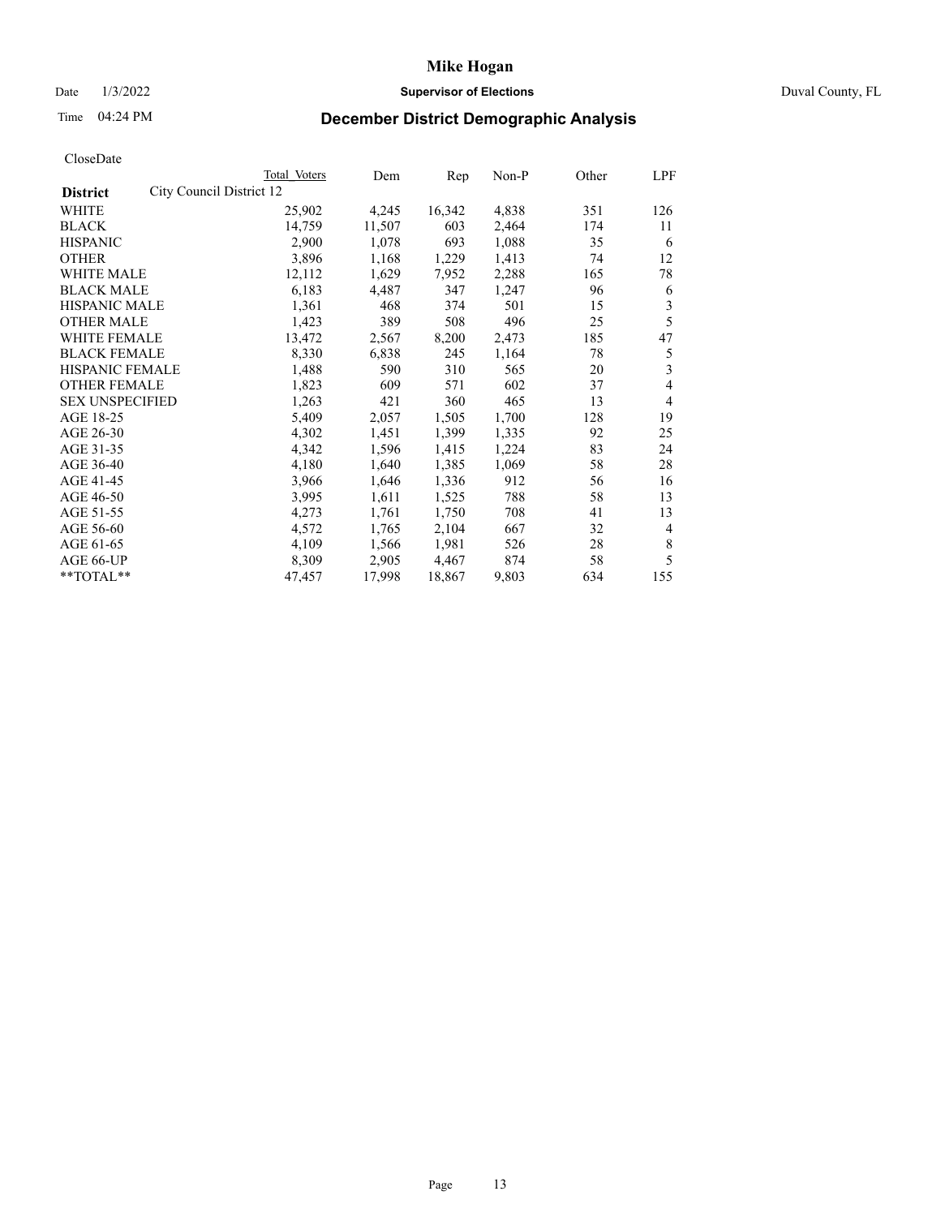# Mike Hogan

Date 1/3/2022 **Supervisor of Elections** Duval County, FL

Time 04:24 PM **December District Demographic Analysis**

CloseDate

| **District** | Total Voters | Dem | Rep | Non-P | Other | LPF |
|---|---|---|---|---|---|---|
| City Council District 12 | | | | | | |
| WHITE | 25,902 | 4,245 | 16,342 | 4,838 | 351 | 126 |
| BLACK | 14,759 | 11,507 | 603 | 2,464 | 174 | 11 |
| HISPANIC | 2,900 | 1,078 | 693 | 1,088 | 35 | 6 |
| OTHER | 3,896 | 1,168 | 1,229 | 1,413 | 74 | 12 |
| WHITE MALE | 12,112 | 1,629 | 7,952 | 2,288 | 165 | 78 |
| BLACK MALE | 6,183 | 4,487 | 347 | 1,247 | 96 | 6 |
| HISPANIC MALE | 1,361 | 468 | 374 | 501 | 15 | 3 |
| OTHER MALE | 1,423 | 389 | 508 | 496 | 25 | 5 |
| WHITE FEMALE | 13,472 | 2,567 | 8,200 | 2,473 | 185 | 47 |
| BLACK FEMALE | 8,330 | 6,838 | 245 | 1,164 | 78 | 5 |
| HISPANIC FEMALE | 1,488 | 590 | 310 | 565 | 20 | 3 |
| OTHER FEMALE | 1,823 | 609 | 571 | 602 | 37 | 4 |
| SEX UNSPECIFIED | 1,263 | 421 | 360 | 465 | 13 | 4 |
| AGE 18-25 | 5,409 | 2,057 | 1,505 | 1,700 | 128 | 19 |
| AGE 26-30 | 4,302 | 1,451 | 1,399 | 1,335 | 92 | 25 |
| AGE 31-35 | 4,342 | 1,596 | 1,415 | 1,224 | 83 | 24 |
| AGE 36-40 | 4,180 | 1,640 | 1,385 | 1,069 | 58 | 28 |
| AGE 41-45 | 3,966 | 1,646 | 1,336 | 912 | 56 | 16 |
| AGE 46-50 | 3,995 | 1,611 | 1,525 | 788 | 58 | 13 |
| AGE 51-55 | 4,273 | 1,761 | 1,750 | 708 | 41 | 13 |
| AGE 56-60 | 4,572 | 1,765 | 2,104 | 667 | 32 | 4 |
| AGE 61-65 | 4,109 | 1,566 | 1,981 | 526 | 28 | 8 |
| AGE 66-UP | 8,309 | 2,905 | 4,467 | 874 | 58 | 5 |
| **TOTAL** | 47,457 | 17,998 | 18,867 | 9,803 | 634 | 155 |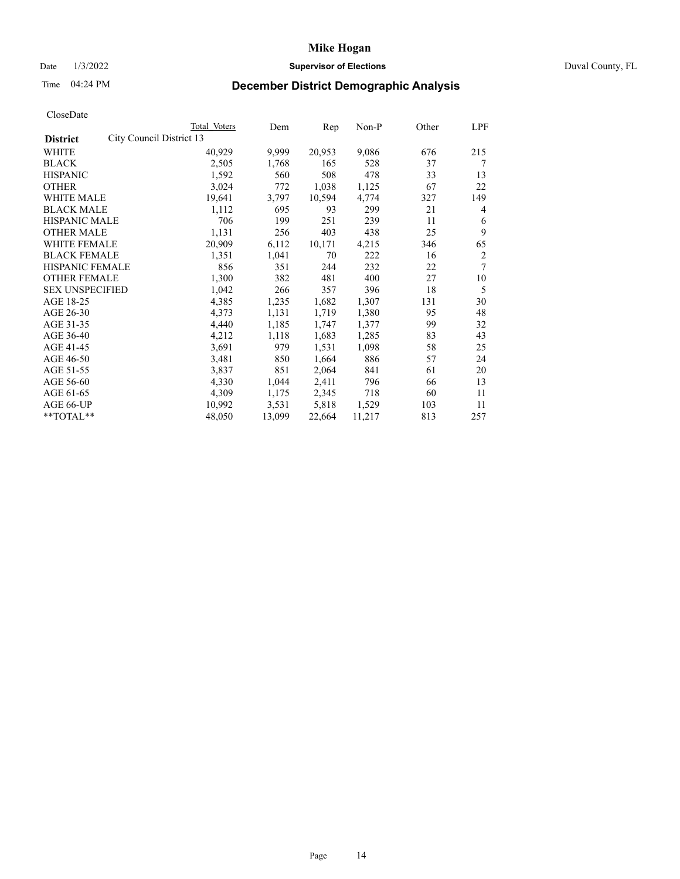# Mike Hogan

Date 1/3/2022 **Supervisor of Elections** Duval County, FL

Time 04:24 PM **December District Demographic Analysis**

CloseDate

| **District** City Council District 13 | Total Voters | Dem | Rep | Non-P | Other | LPF |
|---|---|---|---|---|---|---|
| WHITE | 40,929 | 9,999 | 20,953 | 9,086 | 676 | 215 |
| BLACK | 2,505 | 1,768 | 165 | 528 | 37 | 7 |
| HISPANIC | 1,592 | 560 | 508 | 478 | 33 | 13 |
| OTHER | 3,024 | 772 | 1,038 | 1,125 | 67 | 22 |
| WHITE MALE | 19,641 | 3,797 | 10,594 | 4,774 | 327 | 149 |
| BLACK MALE | 1,112 | 695 | 93 | 299 | 21 | 4 |
| HISPANIC MALE | 706 | 199 | 251 | 239 | 11 | 6 |
| OTHER MALE | 1,131 | 256 | 403 | 438 | 25 | 9 |
| WHITE FEMALE | 20,909 | 6,112 | 10,171 | 4,215 | 346 | 65 |
| BLACK FEMALE | 1,351 | 1,041 | 70 | 222 | 16 | 2 |
| HISPANIC FEMALE | 856 | 351 | 244 | 232 | 22 | 7 |
| OTHER FEMALE | 1,300 | 382 | 481 | 400 | 27 | 10 |
| SEX UNSPECIFIED | 1,042 | 266 | 357 | 396 | 18 | 5 |
| AGE 18-25 | 4,385 | 1,235 | 1,682 | 1,307 | 131 | 30 |
| AGE 26-30 | 4,373 | 1,131 | 1,719 | 1,380 | 95 | 48 |
| AGE 31-35 | 4,440 | 1,185 | 1,747 | 1,377 | 99 | 32 |
| AGE 36-40 | 4,212 | 1,118 | 1,683 | 1,285 | 83 | 43 |
| AGE 41-45 | 3,691 | 979 | 1,531 | 1,098 | 58 | 25 |
| AGE 46-50 | 3,481 | 850 | 1,664 | 886 | 57 | 24 |
| AGE 51-55 | 3,837 | 851 | 2,064 | 841 | 61 | 20 |
| AGE 56-60 | 4,330 | 1,044 | 2,411 | 796 | 66 | 13 |
| AGE 61-65 | 4,309 | 1,175 | 2,345 | 718 | 60 | 11 |
| AGE 66-UP | 10,992 | 3,531 | 5,818 | 1,529 | 103 | 11 |
| **TOTAL** | 48,050 | 13,099 | 22,664 | 11,217 | 813 | 257 |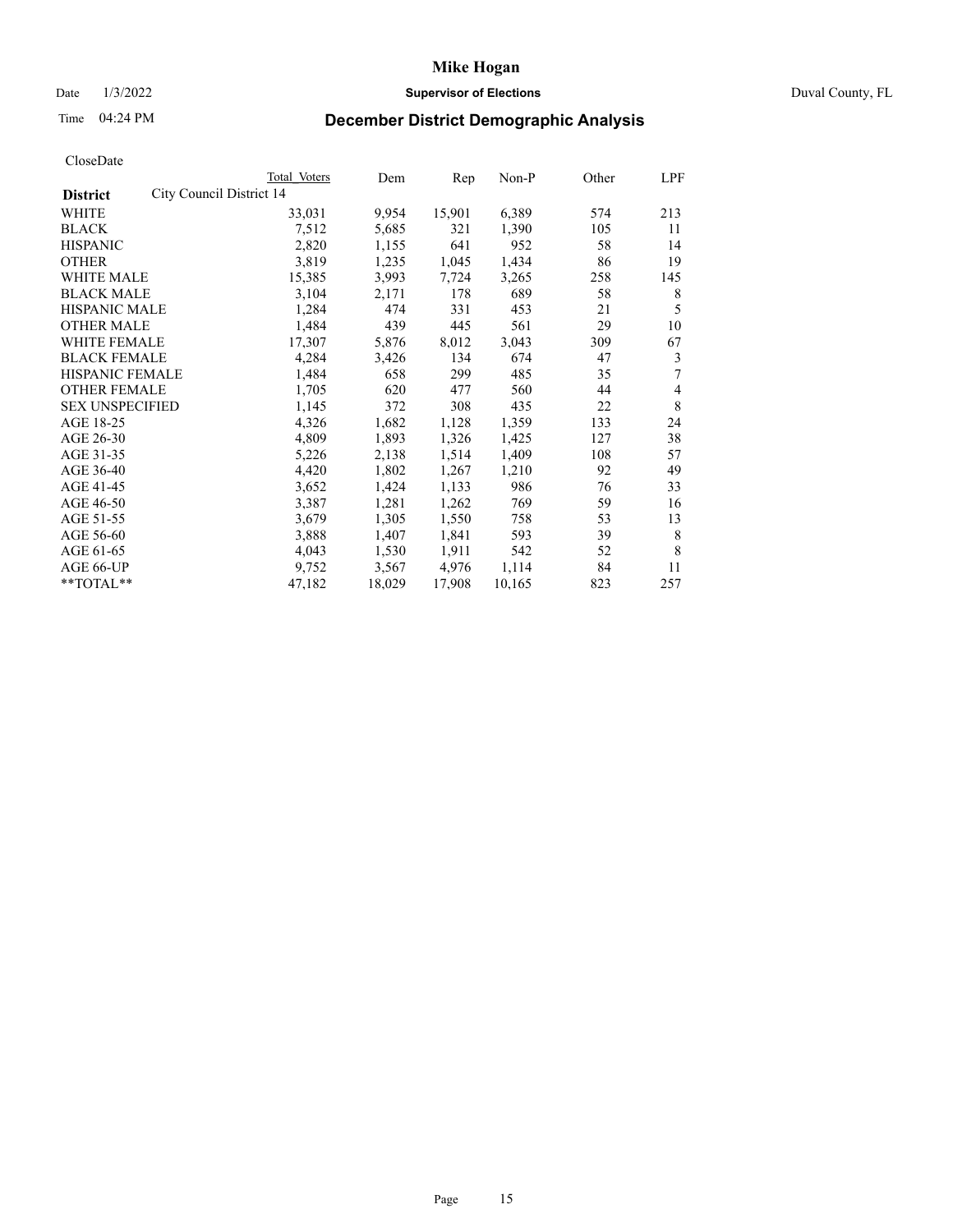# Mike Hogan

Date 1/3/2022 **Supervisor of Elections** Duval County, FL

Time 04:24 PM **December District Demographic Analysis**

CloseDate

| District | Total Voters | Dem | Rep | Non-P | Other | LPF |
|---|---|---|---|---|---|---|
| City Council District 14 | | | | | | |
| WHITE | 33,031 | 9,954 | 15,901 | 6,389 | 574 | 213 |
| BLACK | 7,512 | 5,685 | 321 | 1,390 | 105 | 11 |
| HISPANIC | 2,820 | 1,155 | 641 | 952 | 58 | 14 |
| OTHER | 3,819 | 1,235 | 1,045 | 1,434 | 86 | 19 |
| WHITE MALE | 15,385 | 3,993 | 7,724 | 3,265 | 258 | 145 |
| BLACK MALE | 3,104 | 2,171 | 178 | 689 | 58 | 8 |
| HISPANIC MALE | 1,284 | 474 | 331 | 453 | 21 | 5 |
| OTHER MALE | 1,484 | 439 | 445 | 561 | 29 | 10 |
| WHITE FEMALE | 17,307 | 5,876 | 8,012 | 3,043 | 309 | 67 |
| BLACK FEMALE | 4,284 | 3,426 | 134 | 674 | 47 | 3 |
| HISPANIC FEMALE | 1,484 | 658 | 299 | 485 | 35 | 7 |
| OTHER FEMALE | 1,705 | 620 | 477 | 560 | 44 | 4 |
| SEX UNSPECIFIED | 1,145 | 372 | 308 | 435 | 22 | 8 |
| AGE 18-25 | 4,326 | 1,682 | 1,128 | 1,359 | 133 | 24 |
| AGE 26-30 | 4,809 | 1,893 | 1,326 | 1,425 | 127 | 38 |
| AGE 31-35 | 5,226 | 2,138 | 1,514 | 1,409 | 108 | 57 |
| AGE 36-40 | 4,420 | 1,802 | 1,267 | 1,210 | 92 | 49 |
| AGE 41-45 | 3,652 | 1,424 | 1,133 | 986 | 76 | 33 |
| AGE 46-50 | 3,387 | 1,281 | 1,262 | 769 | 59 | 16 |
| AGE 51-55 | 3,679 | 1,305 | 1,550 | 758 | 53 | 13 |
| AGE 56-60 | 3,888 | 1,407 | 1,841 | 593 | 39 | 8 |
| AGE 61-65 | 4,043 | 1,530 | 1,911 | 542 | 52 | 8 |
| AGE 66-UP | 9,752 | 3,567 | 4,976 | 1,114 | 84 | 11 |
| **TOTAL** | 47,182 | 18,029 | 17,908 | 10,165 | 823 | 257 |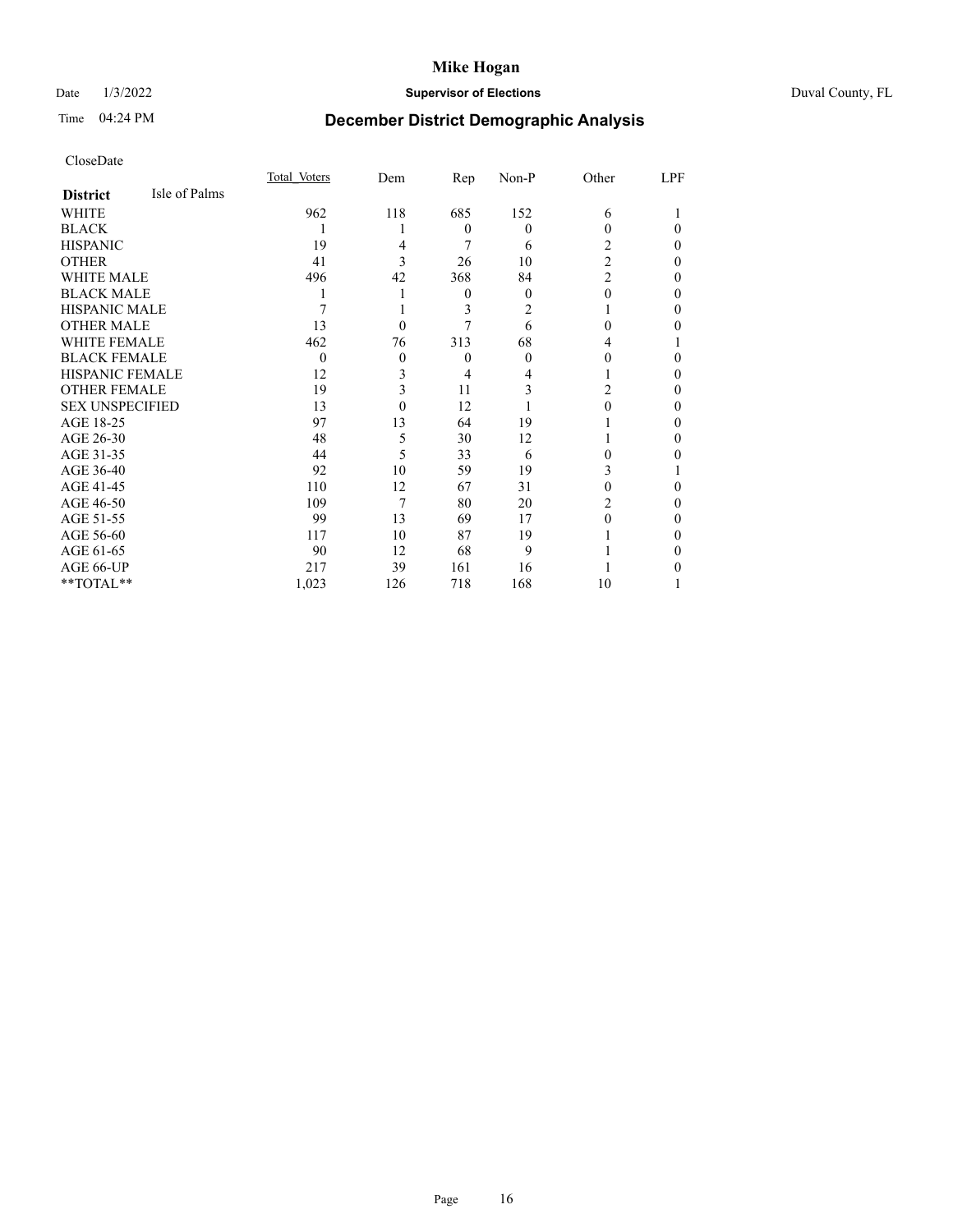# Mike Hogan

Date 1/3/2022 **Supervisor of Elections** Duval County, FL

Time 04:24 PM **December District Demographic Analysis**

CloseDate

| **District** Isle of Palms | Total Voters | Dem | Rep | Non-P | Other | LPF |
|---|---|---|---|---|---|---|
| WHITE | 962 | 118 | 685 | 152 | 6 | 1 |
| BLACK | 1 | 1 | 0 | 0 | 0 | 0 |
| HISPANIC | 19 | 4 | 7 | 6 | 2 | 0 |
| OTHER | 41 | 3 | 26 | 10 | 2 | 0 |
| WHITE MALE | 496 | 42 | 368 | 84 | 2 | 0 |
| BLACK MALE | 1 | 1 | 0 | 0 | 0 | 0 |
| HISPANIC MALE | 7 | 1 | 3 | 2 | 1 | 0 |
| OTHER MALE | 13 | 0 | 7 | 6 | 0 | 0 |
| WHITE FEMALE | 462 | 76 | 313 | 68 | 4 | 1 |
| BLACK FEMALE | 0 | 0 | 0 | 0 | 0 | 0 |
| HISPANIC FEMALE | 12 | 3 | 4 | 4 | 1 | 0 |
| OTHER FEMALE | 19 | 3 | 11 | 3 | 2 | 0 |
| SEX UNSPECIFIED | 13 | 0 | 12 | 1 | 0 | 0 |
| AGE 18-25 | 97 | 13 | 64 | 19 | 1 | 0 |
| AGE 26-30 | 48 | 5 | 30 | 12 | 1 | 0 |
| AGE 31-35 | 44 | 5 | 33 | 6 | 0 | 0 |
| AGE 36-40 | 92 | 10 | 59 | 19 | 3 | 1 |
| AGE 41-45 | 110 | 12 | 67 | 31 | 0 | 0 |
| AGE 46-50 | 109 | 7 | 80 | 20 | 2 | 0 |
| AGE 51-55 | 99 | 13 | 69 | 17 | 0 | 0 |
| AGE 56-60 | 117 | 10 | 87 | 19 | 1 | 0 |
| AGE 61-65 | 90 | 12 | 68 | 9 | 1 | 0 |
| AGE 66-UP | 217 | 39 | 161 | 16 | 1 | 0 |
| **TOTAL** | 1,023 | 126 | 718 | 168 | 10 | 1 |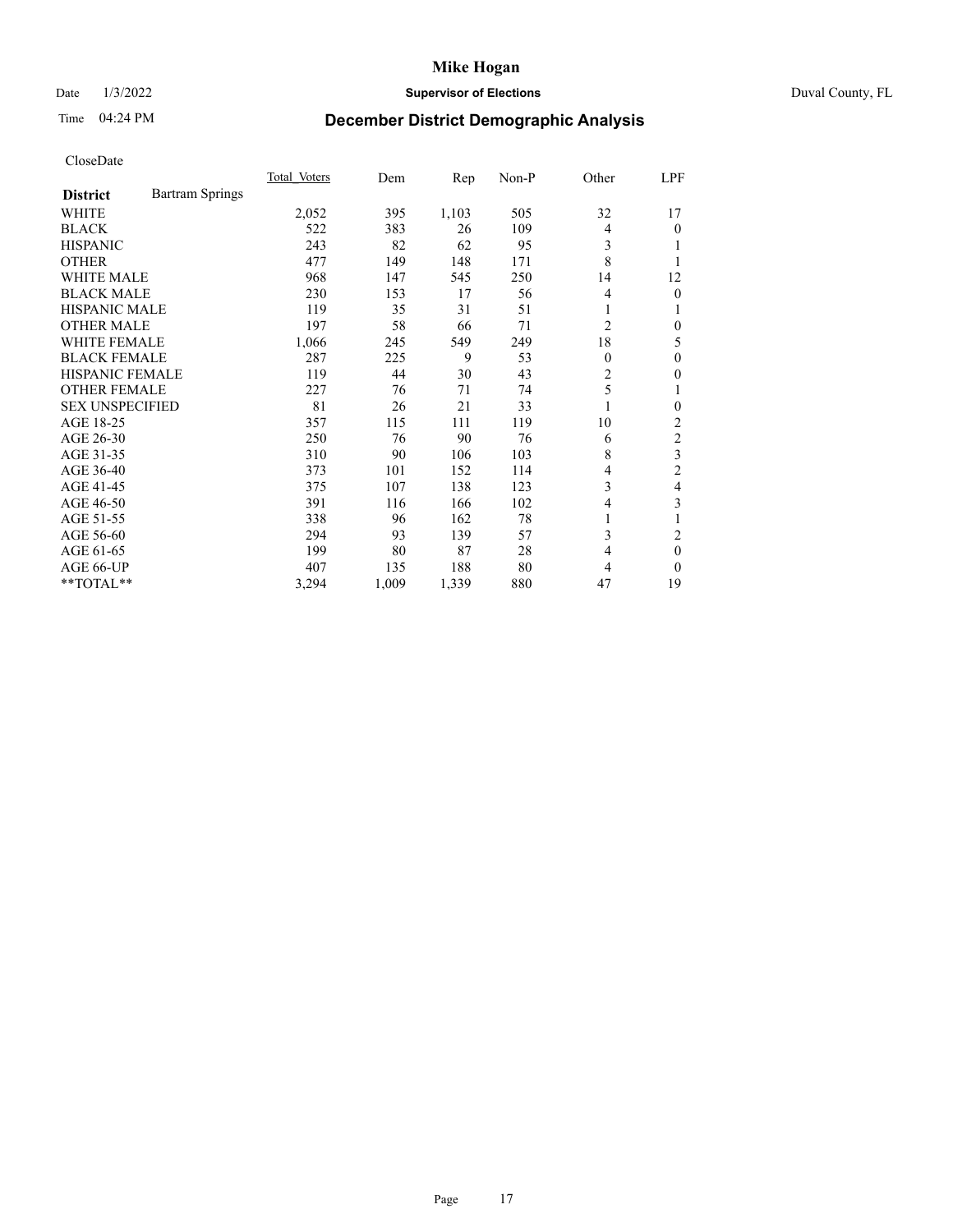# Mike Hogan

Date 1/3/2022 **Supervisor of Elections** Duval County, FL

Time 04:24 PM **December District Demographic Analysis**

CloseDate

| **District** Bartram Springs | Total Voters | Dem | Rep | Non-P | Other | LPF |
|---|---|---|---|---|---|---|
| WHITE | 2,052 | 395 | 1,103 | 505 | 32 | 17 |
| BLACK | 522 | 383 | 26 | 109 | 4 | 0 |
| HISPANIC | 243 | 82 | 62 | 95 | 3 | 1 |
| OTHER | 477 | 149 | 148 | 171 | 8 | 1 |
| WHITE MALE | 968 | 147 | 545 | 250 | 14 | 12 |
| BLACK MALE | 230 | 153 | 17 | 56 | 4 | 0 |
| HISPANIC MALE | 119 | 35 | 31 | 51 | 1 | 1 |
| OTHER MALE | 197 | 58 | 66 | 71 | 2 | 0 |
| WHITE FEMALE | 1,066 | 245 | 549 | 249 | 18 | 5 |
| BLACK FEMALE | 287 | 225 | 9 | 53 | 0 | 0 |
| HISPANIC FEMALE | 119 | 44 | 30 | 43 | 2 | 0 |
| OTHER FEMALE | 227 | 76 | 71 | 74 | 5 | 1 |
| SEX UNSPECIFIED | 81 | 26 | 21 | 33 | 1 | 0 |
| AGE 18-25 | 357 | 115 | 111 | 119 | 10 | 2 |
| AGE 26-30 | 250 | 76 | 90 | 76 | 6 | 2 |
| AGE 31-35 | 310 | 90 | 106 | 103 | 8 | 3 |
| AGE 36-40 | 373 | 101 | 152 | 114 | 4 | 2 |
| AGE 41-45 | 375 | 107 | 138 | 123 | 3 | 4 |
| AGE 46-50 | 391 | 116 | 166 | 102 | 4 | 3 |
| AGE 51-55 | 338 | 96 | 162 | 78 | 1 | 1 |
| AGE 56-60 | 294 | 93 | 139 | 57 | 3 | 2 |
| AGE 61-65 | 199 | 80 | 87 | 28 | 4 | 0 |
| AGE 66-UP | 407 | 135 | 188 | 80 | 4 | 0 |
| **TOTAL** | 3,294 | 1,009 | 1,339 | 880 | 47 | 19 |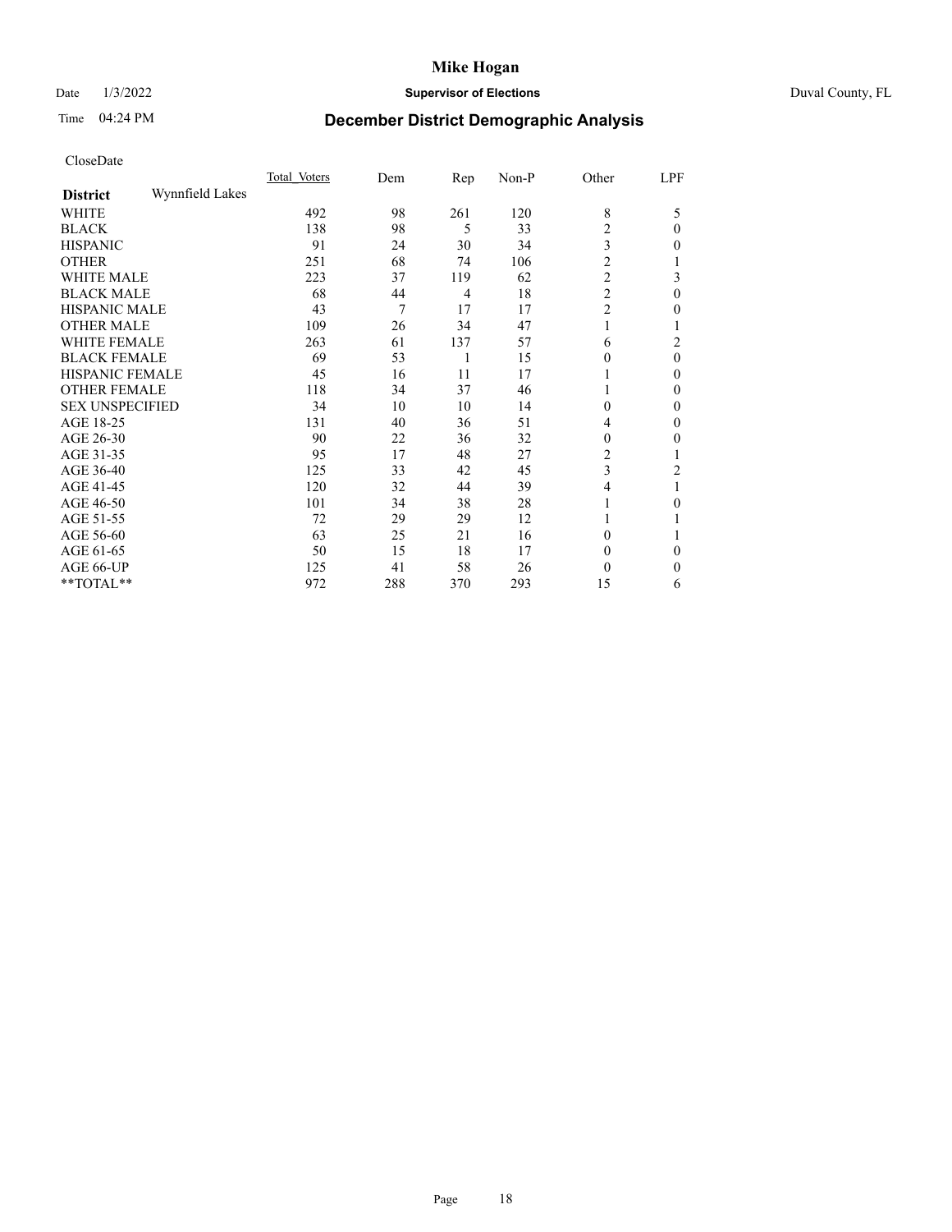# Mike Hogan

Date 1/3/2022 **Supervisor of Elections** Duval County, FL

Time 04:24 PM **December District Demographic Analysis**

CloseDate

| **District** Wynnfield Lakes | Total Voters | Dem | Rep | Non-P | Other | LPF |
|---|---|---|---|---|---|---|
| WHITE | 492 | 98 | 261 | 120 | 8 | 5 |
| BLACK | 138 | 98 | 5 | 33 | 2 | 0 |
| HISPANIC | 91 | 24 | 30 | 34 | 3 | 0 |
| OTHER | 251 | 68 | 74 | 106 | 2 | 1 |
| WHITE MALE | 223 | 37 | 119 | 62 | 2 | 3 |
| BLACK MALE | 68 | 44 | 4 | 18 | 2 | 0 |
| HISPANIC MALE | 43 | 7 | 17 | 17 | 2 | 0 |
| OTHER MALE | 109 | 26 | 34 | 47 | 1 | 1 |
| WHITE FEMALE | 263 | 61 | 137 | 57 | 6 | 2 |
| BLACK FEMALE | 69 | 53 | 1 | 15 | 0 | 0 |
| HISPANIC FEMALE | 45 | 16 | 11 | 17 | 1 | 0 |
| OTHER FEMALE | 118 | 34 | 37 | 46 | 1 | 0 |
| SEX UNSPECIFIED | 34 | 10 | 10 | 14 | 0 | 0 |
| AGE 18-25 | 131 | 40 | 36 | 51 | 4 | 0 |
| AGE 26-30 | 90 | 22 | 36 | 32 | 0 | 0 |
| AGE 31-35 | 95 | 17 | 48 | 27 | 2 | 1 |
| AGE 36-40 | 125 | 33 | 42 | 45 | 3 | 2 |
| AGE 41-45 | 120 | 32 | 44 | 39 | 4 | 1 |
| AGE 46-50 | 101 | 34 | 38 | 28 | 1 | 0 |
| AGE 51-55 | 72 | 29 | 29 | 12 | 1 | 1 |
| AGE 56-60 | 63 | 25 | 21 | 16 | 0 | 1 |
| AGE 61-65 | 50 | 15 | 18 | 17 | 0 | 0 |
| AGE 66-UP | 125 | 41 | 58 | 26 | 0 | 0 |
| **TOTAL** | 972 | 288 | 370 | 293 | 15 | 6 |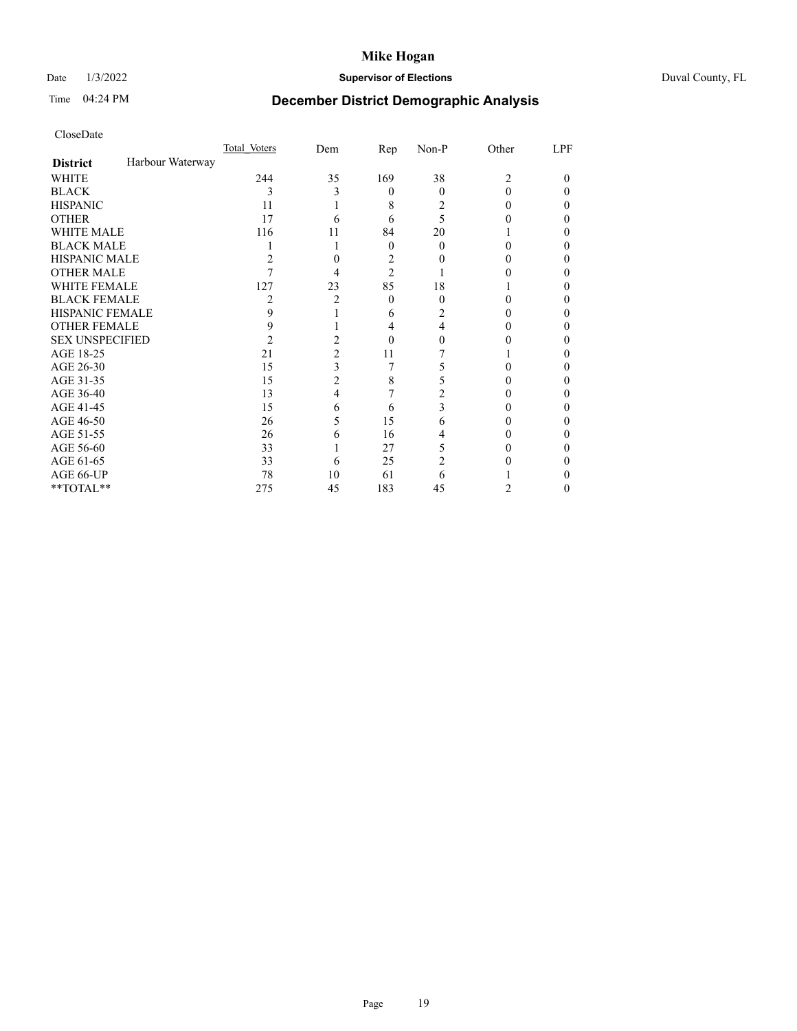# Mike Hogan

Date 1/3/2022 **Supervisor of Elections** Duval County, FL

Time 04:24 PM **December District Demographic Analysis**

CloseDate

| **District** Harbour Waterway | Total Voters | Dem | Rep | Non-P | Other | LPF |
|---|---|---|---|---|---|---|
| WHITE | 244 | 35 | 169 | 38 | 2 | 0 |
| BLACK | 3 | 3 | 0 | 0 | 0 | 0 |
| HISPANIC | 11 | 1 | 8 | 2 | 0 | 0 |
| OTHER | 17 | 6 | 6 | 5 | 0 | 0 |
| WHITE MALE | 116 | 11 | 84 | 20 | 1 | 0 |
| BLACK MALE | 1 | 1 | 0 | 0 | 0 | 0 |
| HISPANIC MALE | 2 | 0 | 2 | 0 | 0 | 0 |
| OTHER MALE | 7 | 4 | 2 | 1 | 0 | 0 |
| WHITE FEMALE | 127 | 23 | 85 | 18 | 1 | 0 |
| BLACK FEMALE | 2 | 2 | 0 | 0 | 0 | 0 |
| HISPANIC FEMALE | 9 | 1 | 6 | 2 | 0 | 0 |
| OTHER FEMALE | 9 | 1 | 4 | 4 | 0 | 0 |
| SEX UNSPECIFIED | 2 | 2 | 0 | 0 | 0 | 0 |
| AGE 18-25 | 21 | 2 | 11 | 7 | 1 | 0 |
| AGE 26-30 | 15 | 3 | 7 | 5 | 0 | 0 |
| AGE 31-35 | 15 | 2 | 8 | 5 | 0 | 0 |
| AGE 36-40 | 13 | 4 | 7 | 2 | 0 | 0 |
| AGE 41-45 | 15 | 6 | 6 | 3 | 0 | 0 |
| AGE 46-50 | 26 | 5 | 15 | 6 | 0 | 0 |
| AGE 51-55 | 26 | 6 | 16 | 4 | 0 | 0 |
| AGE 56-60 | 33 | 1 | 27 | 5 | 0 | 0 |
| AGE 61-65 | 33 | 6 | 25 | 2 | 0 | 0 |
| AGE 66-UP | 78 | 10 | 61 | 6 | 1 | 0 |
| **TOTAL** | 275 | 45 | 183 | 45 | 2 | 0 |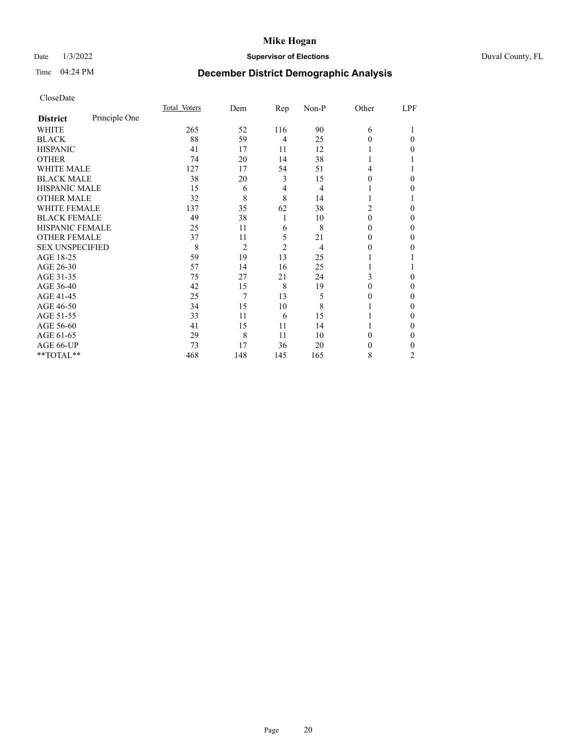# Mike Hogan

Date 1/3/2022 **Supervisor of Elections** Duval County, FL

Time 04:24 PM

## December District Demographic Analysis

CloseDate

| **District** Principle One | Total Voters | Dem | Rep | Non-P | Other | LPF |
|---|---|---|---|---|---|---|
| WHITE | 265 | 52 | 116 | 90 | 6 | 1 |
| BLACK | 88 | 59 | 4 | 25 | 0 | 0 |
| HISPANIC | 41 | 17 | 11 | 12 | 1 | 0 |
| OTHER | 74 | 20 | 14 | 38 | 1 | 1 |
| WHITE MALE | 127 | 17 | 54 | 51 | 4 | 1 |
| BLACK MALE | 38 | 20 | 3 | 15 | 0 | 0 |
| HISPANIC MALE | 15 | 6 | 4 | 4 | 1 | 0 |
| OTHER MALE | 32 | 8 | 8 | 14 | 1 | 1 |
| WHITE FEMALE | 137 | 35 | 62 | 38 | 2 | 0 |
| BLACK FEMALE | 49 | 38 | 1 | 10 | 0 | 0 |
| HISPANIC FEMALE | 25 | 11 | 6 | 8 | 0 | 0 |
| OTHER FEMALE | 37 | 11 | 5 | 21 | 0 | 0 |
| SEX UNSPECIFIED | 8 | 2 | 2 | 4 | 0 | 0 |
| AGE 18-25 | 59 | 19 | 13 | 25 | 1 | 1 |
| AGE 26-30 | 57 | 14 | 16 | 25 | 1 | 1 |
| AGE 31-35 | 75 | 27 | 21 | 24 | 3 | 0 |
| AGE 36-40 | 42 | 15 | 8 | 19 | 0 | 0 |
| AGE 41-45 | 25 | 7 | 13 | 5 | 0 | 0 |
| AGE 46-50 | 34 | 15 | 10 | 8 | 1 | 0 |
| AGE 51-55 | 33 | 11 | 6 | 15 | 1 | 0 |
| AGE 56-60 | 41 | 15 | 11 | 14 | 1 | 0 |
| AGE 61-65 | 29 | 8 | 11 | 10 | 0 | 0 |
| AGE 66-UP | 73 | 17 | 36 | 20 | 0 | 0 |
| **TOTAL** | 468 | 148 | 145 | 165 | 8 | 2 |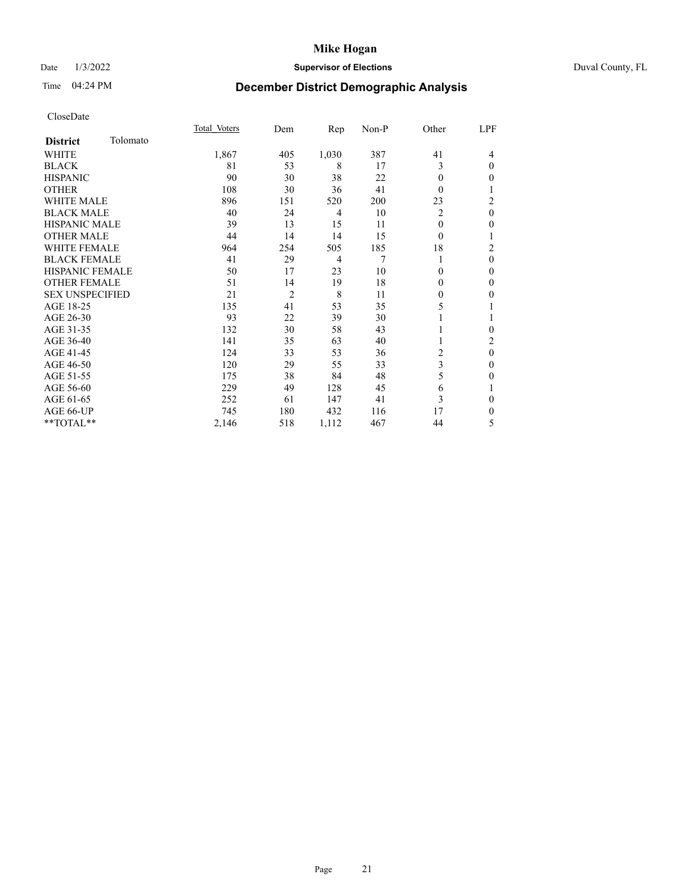# Mike Hogan

Date 1/3/2022 **Supervisor of Elections** Duval County, FL

Time 04:24 PM **December District Demographic Analysis**

CloseDate

| **District** Tolomato | Total Voters | Dem | Rep | Non-P | Other | LPF |
|---|---|---|---|---|---|---|
| WHITE | 1,867 | 405 | 1,030 | 387 | 41 | 4 |
| BLACK | 81 | 53 | 8 | 17 | 3 | 0 |
| HISPANIC | 90 | 30 | 38 | 22 | 0 | 0 |
| OTHER | 108 | 30 | 36 | 41 | 0 | 1 |
| WHITE MALE | 896 | 151 | 520 | 200 | 23 | 2 |
| BLACK MALE | 40 | 24 | 4 | 10 | 2 | 0 |
| HISPANIC MALE | 39 | 13 | 15 | 11 | 0 | 0 |
| OTHER MALE | 44 | 14 | 14 | 15 | 0 | 1 |
| WHITE FEMALE | 964 | 254 | 505 | 185 | 18 | 2 |
| BLACK FEMALE | 41 | 29 | 4 | 7 | 1 | 0 |
| HISPANIC FEMALE | 50 | 17 | 23 | 10 | 0 | 0 |
| OTHER FEMALE | 51 | 14 | 19 | 18 | 0 | 0 |
| SEX UNSPECIFIED | 21 | 2 | 8 | 11 | 0 | 0 |
| AGE 18-25 | 135 | 41 | 53 | 35 | 5 | 1 |
| AGE 26-30 | 93 | 22 | 39 | 30 | 1 | 1 |
| AGE 31-35 | 132 | 30 | 58 | 43 | 1 | 0 |
| AGE 36-40 | 141 | 35 | 63 | 40 | 1 | 2 |
| AGE 41-45 | 124 | 33 | 53 | 36 | 2 | 0 |
| AGE 46-50 | 120 | 29 | 55 | 33 | 3 | 0 |
| AGE 51-55 | 175 | 38 | 84 | 48 | 5 | 0 |
| AGE 56-60 | 229 | 49 | 128 | 45 | 6 | 1 |
| AGE 61-65 | 252 | 61 | 147 | 41 | 3 | 0 |
| AGE 66-UP | 745 | 180 | 432 | 116 | 17 | 0 |
| **TOTAL** | 2,146 | 518 | 1,112 | 467 | 44 | 5 |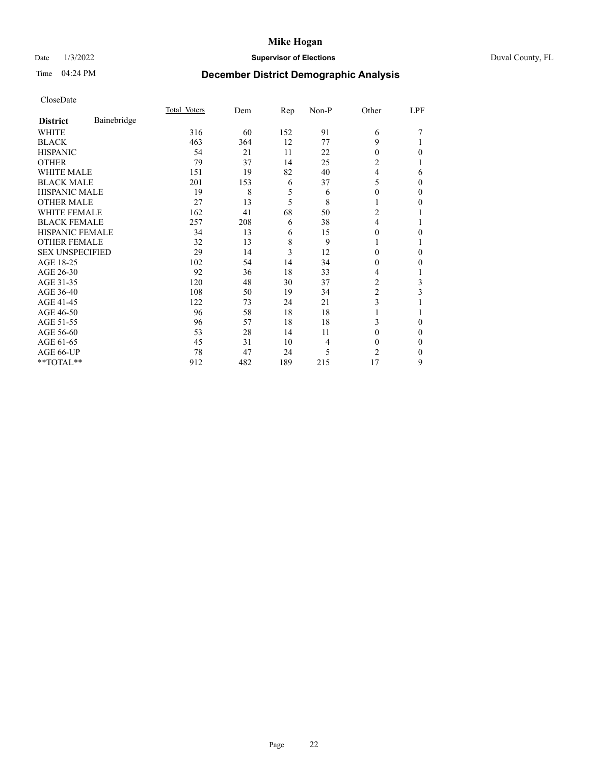# Mike Hogan

Date 1/3/2022 **Supervisor of Elections** Duval County, FL

Time 04:24 PM **December District Demographic Analysis**

CloseDate

| **District** Bainebridge | Total Voters | Dem | Rep | Non-P | Other | LPF |
|---|---|---|---|---|---|---|
| WHITE | 316 | 60 | 152 | 91 | 6 | 7 |
| BLACK | 463 | 364 | 12 | 77 | 9 | 1 |
| HISPANIC | 54 | 21 | 11 | 22 | 0 | 0 |
| OTHER | 79 | 37 | 14 | 25 | 2 | 1 |
| WHITE MALE | 151 | 19 | 82 | 40 | 4 | 6 |
| BLACK MALE | 201 | 153 | 6 | 37 | 5 | 0 |
| HISPANIC MALE | 19 | 8 | 5 | 6 | 0 | 0 |
| OTHER MALE | 27 | 13 | 5 | 8 | 1 | 0 |
| WHITE FEMALE | 162 | 41 | 68 | 50 | 2 | 1 |
| BLACK FEMALE | 257 | 208 | 6 | 38 | 4 | 1 |
| HISPANIC FEMALE | 34 | 13 | 6 | 15 | 0 | 0 |
| OTHER FEMALE | 32 | 13 | 8 | 9 | 1 | 1 |
| SEX UNSPECIFIED | 29 | 14 | 3 | 12 | 0 | 0 |
| AGE 18-25 | 102 | 54 | 14 | 34 | 0 | 0 |
| AGE 26-30 | 92 | 36 | 18 | 33 | 4 | 1 |
| AGE 31-35 | 120 | 48 | 30 | 37 | 2 | 3 |
| AGE 36-40 | 108 | 50 | 19 | 34 | 2 | 3 |
| AGE 41-45 | 122 | 73 | 24 | 21 | 3 | 1 |
| AGE 46-50 | 96 | 58 | 18 | 18 | 1 | 1 |
| AGE 51-55 | 96 | 57 | 18 | 18 | 3 | 0 |
| AGE 56-60 | 53 | 28 | 14 | 11 | 0 | 0 |
| AGE 61-65 | 45 | 31 | 10 | 4 | 0 | 0 |
| AGE 66-UP | 78 | 47 | 24 | 5 | 2 | 0 |
| **TOTAL** | 912 | 482 | 189 | 215 | 17 | 9 |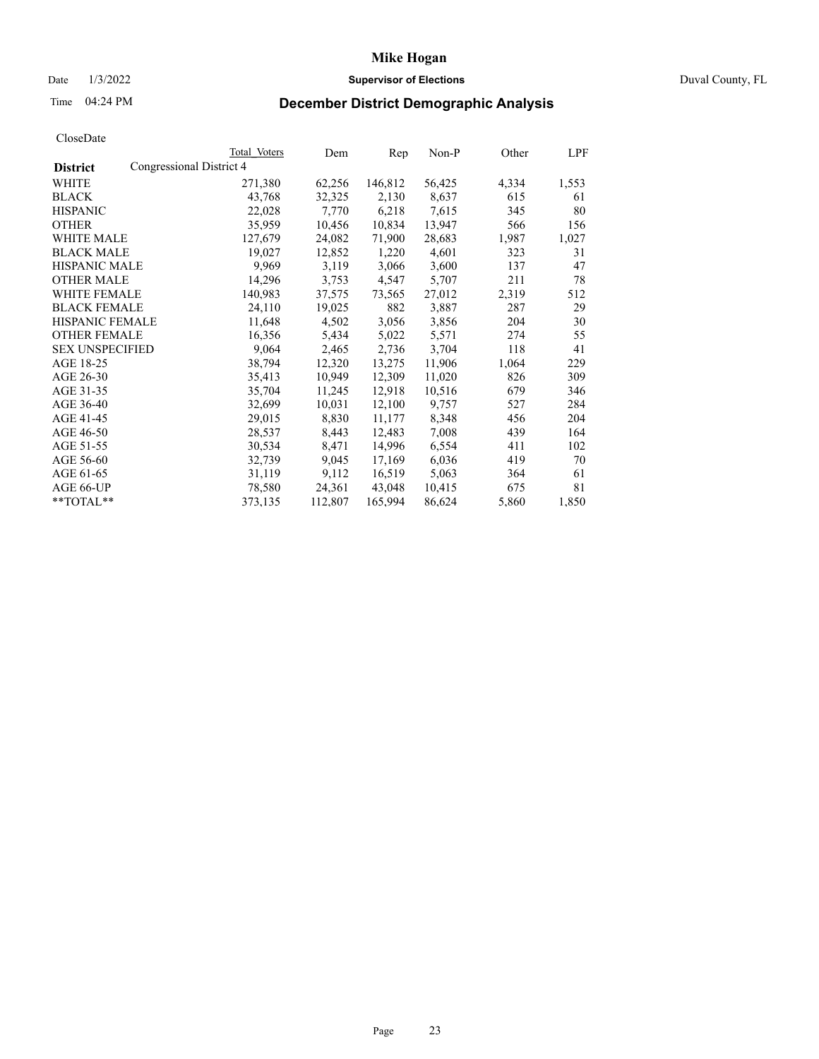# Mike Hogan

Date 1/3/2022 **Supervisor of Elections** Duval County, FL

Time 04:24 PM **December District Demographic Analysis**

CloseDate

| **District** | Total Voters | Dem | Rep | Non-P | Other | LPF |
|---|---|---|---|---|---|---|
| Congressional District 4 | | | | | | |
| WHITE | 271,380 | 62,256 | 146,812 | 56,425 | 4,334 | 1,553 |
| BLACK | 43,768 | 32,325 | 2,130 | 8,637 | 615 | 61 |
| HISPANIC | 22,028 | 7,770 | 6,218 | 7,615 | 345 | 80 |
| OTHER | 35,959 | 10,456 | 10,834 | 13,947 | 566 | 156 |
| WHITE MALE | 127,679 | 24,082 | 71,900 | 28,683 | 1,987 | 1,027 |
| BLACK MALE | 19,027 | 12,852 | 1,220 | 4,601 | 323 | 31 |
| HISPANIC MALE | 9,969 | 3,119 | 3,066 | 3,600 | 137 | 47 |
| OTHER MALE | 14,296 | 3,753 | 4,547 | 5,707 | 211 | 78 |
| WHITE FEMALE | 140,983 | 37,575 | 73,565 | 27,012 | 2,319 | 512 |
| BLACK FEMALE | 24,110 | 19,025 | 882 | 3,887 | 287 | 29 |
| HISPANIC FEMALE | 11,648 | 4,502 | 3,056 | 3,856 | 204 | 30 |
| OTHER FEMALE | 16,356 | 5,434 | 5,022 | 5,571 | 274 | 55 |
| SEX UNSPECIFIED | 9,064 | 2,465 | 2,736 | 3,704 | 118 | 41 |
| AGE 18-25 | 38,794 | 12,320 | 13,275 | 11,906 | 1,064 | 229 |
| AGE 26-30 | 35,413 | 10,949 | 12,309 | 11,020 | 826 | 309 |
| AGE 31-35 | 35,704 | 11,245 | 12,918 | 10,516 | 679 | 346 |
| AGE 36-40 | 32,699 | 10,031 | 12,100 | 9,757 | 527 | 284 |
| AGE 41-45 | 29,015 | 8,830 | 11,177 | 8,348 | 456 | 204 |
| AGE 46-50 | 28,537 | 8,443 | 12,483 | 7,008 | 439 | 164 |
| AGE 51-55 | 30,534 | 8,471 | 14,996 | 6,554 | 411 | 102 |
| AGE 56-60 | 32,739 | 9,045 | 17,169 | 6,036 | 419 | 70 |
| AGE 61-65 | 31,119 | 9,112 | 16,519 | 5,063 | 364 | 61 |
| AGE 66-UP | 78,580 | 24,361 | 43,048 | 10,415 | 675 | 81 |
| **TOTAL** | 373,135 | 112,807 | 165,994 | 86,624 | 5,860 | 1,850 |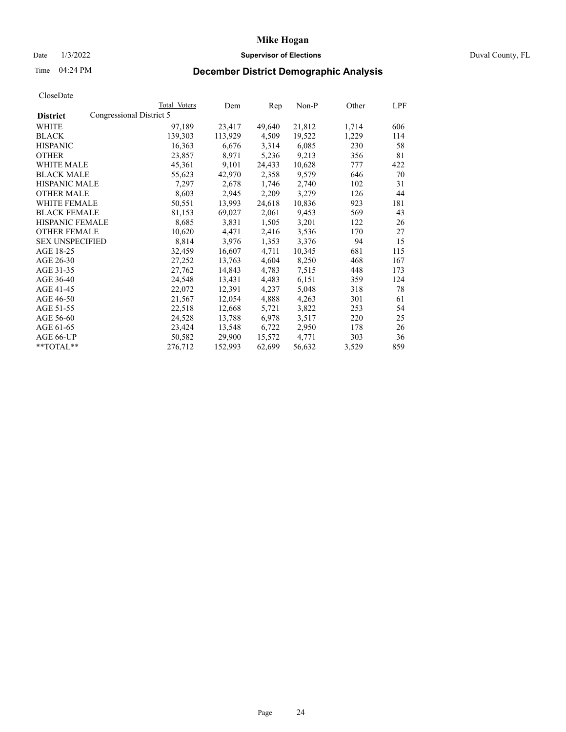# Mike Hogan

Date 1/3/2022 **Supervisor of Elections** Duval County, FL

Time 04:24 PM **December District Demographic Analysis**

CloseDate

| District | Total Voters | Dem | Rep | Non-P | Other | LPF |
|---|---|---|---|---|---|---|
| Congressional District 5 | | | | | | |
| WHITE | 97,189 | 23,417 | 49,640 | 21,812 | 1,714 | 606 |
| BLACK | 139,303 | 113,929 | 4,509 | 19,522 | 1,229 | 114 |
| HISPANIC | 16,363 | 6,676 | 3,314 | 6,085 | 230 | 58 |
| OTHER | 23,857 | 8,971 | 5,236 | 9,213 | 356 | 81 |
| WHITE MALE | 45,361 | 9,101 | 24,433 | 10,628 | 777 | 422 |
| BLACK MALE | 55,623 | 42,970 | 2,358 | 9,579 | 646 | 70 |
| HISPANIC MALE | 7,297 | 2,678 | 1,746 | 2,740 | 102 | 31 |
| OTHER MALE | 8,603 | 2,945 | 2,209 | 3,279 | 126 | 44 |
| WHITE FEMALE | 50,551 | 13,993 | 24,618 | 10,836 | 923 | 181 |
| BLACK FEMALE | 81,153 | 69,027 | 2,061 | 9,453 | 569 | 43 |
| HISPANIC FEMALE | 8,685 | 3,831 | 1,505 | 3,201 | 122 | 26 |
| OTHER FEMALE | 10,620 | 4,471 | 2,416 | 3,536 | 170 | 27 |
| SEX UNSPECIFIED | 8,814 | 3,976 | 1,353 | 3,376 | 94 | 15 |
| AGE 18-25 | 32,459 | 16,607 | 4,711 | 10,345 | 681 | 115 |
| AGE 26-30 | 27,252 | 13,763 | 4,604 | 8,250 | 468 | 167 |
| AGE 31-35 | 27,762 | 14,843 | 4,783 | 7,515 | 448 | 173 |
| AGE 36-40 | 24,548 | 13,431 | 4,483 | 6,151 | 359 | 124 |
| AGE 41-45 | 22,072 | 12,391 | 4,237 | 5,048 | 318 | 78 |
| AGE 46-50 | 21,567 | 12,054 | 4,888 | 4,263 | 301 | 61 |
| AGE 51-55 | 22,518 | 12,668 | 5,721 | 3,822 | 253 | 54 |
| AGE 56-60 | 24,528 | 13,788 | 6,978 | 3,517 | 220 | 25 |
| AGE 61-65 | 23,424 | 13,548 | 6,722 | 2,950 | 178 | 26 |
| AGE 66-UP | 50,582 | 29,900 | 15,572 | 4,771 | 303 | 36 |
| **TOTAL** | 276,712 | 152,993 | 62,699 | 56,632 | 3,529 | 859 |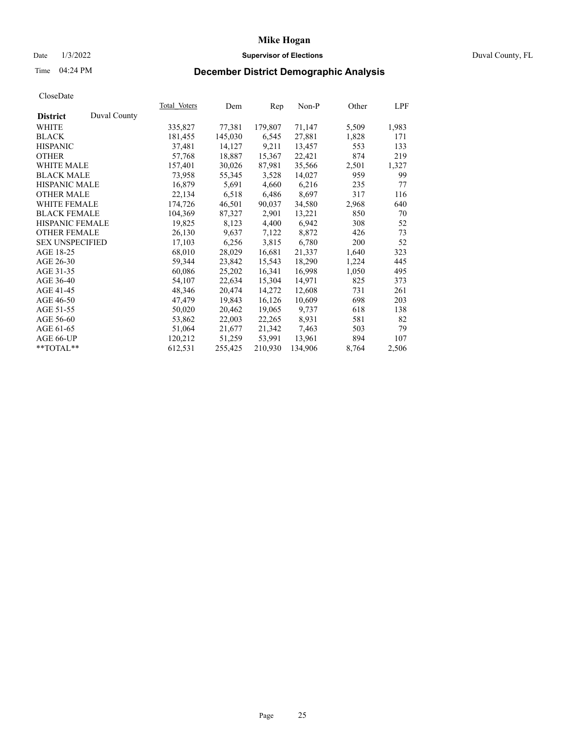# Mike Hogan

Date 1/3/2022 **Supervisor of Elections** Duval County, FL

Time 04:24 PM **December District Demographic Analysis**

CloseDate

| **District** Duval County | Total Voters | Dem | Rep | Non-P | Other | LPF |
|---|---|---|---|---|---|---|
| WHITE | 335,827 | 77,381 | 179,807 | 71,147 | 5,509 | 1,983 |
| BLACK | 181,455 | 145,030 | 6,545 | 27,881 | 1,828 | 171 |
| HISPANIC | 37,481 | 14,127 | 9,211 | 13,457 | 553 | 133 |
| OTHER | 57,768 | 18,887 | 15,367 | 22,421 | 874 | 219 |
| WHITE MALE | 157,401 | 30,026 | 87,981 | 35,566 | 2,501 | 1,327 |
| BLACK MALE | 73,958 | 55,345 | 3,528 | 14,027 | 959 | 99 |
| HISPANIC MALE | 16,879 | 5,691 | 4,660 | 6,216 | 235 | 77 |
| OTHER MALE | 22,134 | 6,518 | 6,486 | 8,697 | 317 | 116 |
| WHITE FEMALE | 174,726 | 46,501 | 90,037 | 34,580 | 2,968 | 640 |
| BLACK FEMALE | 104,369 | 87,327 | 2,901 | 13,221 | 850 | 70 |
| HISPANIC FEMALE | 19,825 | 8,123 | 4,400 | 6,942 | 308 | 52 |
| OTHER FEMALE | 26,130 | 9,637 | 7,122 | 8,872 | 426 | 73 |
| SEX UNSPECIFIED | 17,103 | 6,256 | 3,815 | 6,780 | 200 | 52 |
| AGE 18-25 | 68,010 | 28,029 | 16,681 | 21,337 | 1,640 | 323 |
| AGE 26-30 | 59,344 | 23,842 | 15,543 | 18,290 | 1,224 | 445 |
| AGE 31-35 | 60,086 | 25,202 | 16,341 | 16,998 | 1,050 | 495 |
| AGE 36-40 | 54,107 | 22,634 | 15,304 | 14,971 | 825 | 373 |
| AGE 41-45 | 48,346 | 20,474 | 14,272 | 12,608 | 731 | 261 |
| AGE 46-50 | 47,479 | 19,843 | 16,126 | 10,609 | 698 | 203 |
| AGE 51-55 | 50,020 | 20,462 | 19,065 | 9,737 | 618 | 138 |
| AGE 56-60 | 53,862 | 22,003 | 22,265 | 8,931 | 581 | 82 |
| AGE 61-65 | 51,064 | 21,677 | 21,342 | 7,463 | 503 | 79 |
| AGE 66-UP | 120,212 | 51,259 | 53,991 | 13,961 | 894 | 107 |
| **TOTAL** | 612,531 | 255,425 | 210,930 | 134,906 | 8,764 | 2,506 |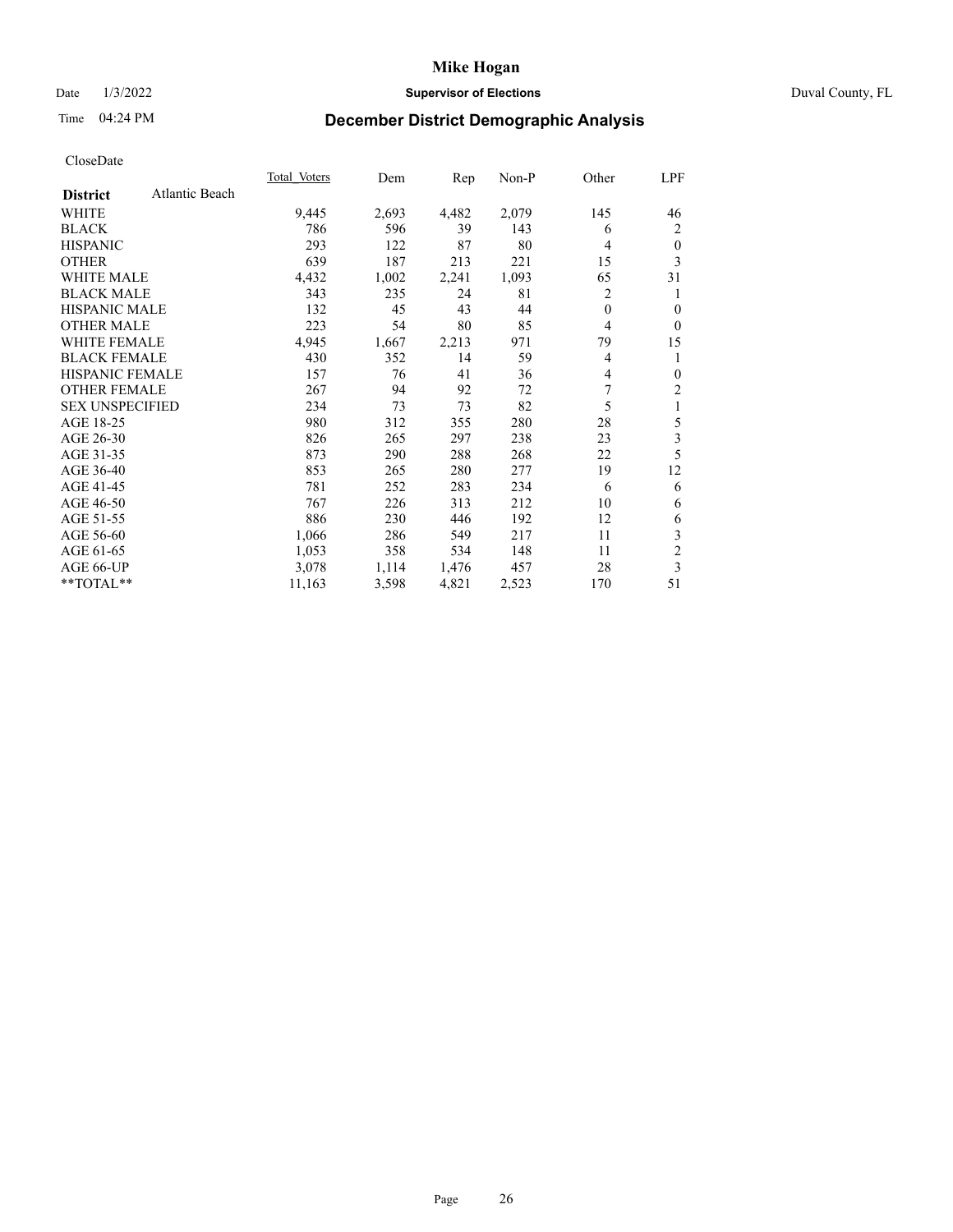# Mike Hogan

Date 1/3/2022 **Supervisor of Elections** Duval County, FL

Time 04:24 PM

## December District Demographic Analysis

CloseDate

| **District** Atlantic Beach | Total Voters | Dem | Rep | Non-P | Other | LPF |
|---|---|---|---|---|---|---|
| WHITE | 9,445 | 2,693 | 4,482 | 2,079 | 145 | 46 |
| BLACK | 786 | 596 | 39 | 143 | 6 | 2 |
| HISPANIC | 293 | 122 | 87 | 80 | 4 | 0 |
| OTHER | 639 | 187 | 213 | 221 | 15 | 3 |
| WHITE MALE | 4,432 | 1,002 | 2,241 | 1,093 | 65 | 31 |
| BLACK MALE | 343 | 235 | 24 | 81 | 2 | 1 |
| HISPANIC MALE | 132 | 45 | 43 | 44 | 0 | 0 |
| OTHER MALE | 223 | 54 | 80 | 85 | 4 | 0 |
| WHITE FEMALE | 4,945 | 1,667 | 2,213 | 971 | 79 | 15 |
| BLACK FEMALE | 430 | 352 | 14 | 59 | 4 | 1 |
| HISPANIC FEMALE | 157 | 76 | 41 | 36 | 4 | 0 |
| OTHER FEMALE | 267 | 94 | 92 | 72 | 7 | 2 |
| SEX UNSPECIFIED | 234 | 73 | 73 | 82 | 5 | 1 |
| AGE 18-25 | 980 | 312 | 355 | 280 | 28 | 5 |
| AGE 26-30 | 826 | 265 | 297 | 238 | 23 | 3 |
| AGE 31-35 | 873 | 290 | 288 | 268 | 22 | 5 |
| AGE 36-40 | 853 | 265 | 280 | 277 | 19 | 12 |
| AGE 41-45 | 781 | 252 | 283 | 234 | 6 | 6 |
| AGE 46-50 | 767 | 226 | 313 | 212 | 10 | 6 |
| AGE 51-55 | 886 | 230 | 446 | 192 | 12 | 6 |
| AGE 56-60 | 1,066 | 286 | 549 | 217 | 11 | 3 |
| AGE 61-65 | 1,053 | 358 | 534 | 148 | 11 | 2 |
| AGE 66-UP | 3,078 | 1,114 | 1,476 | 457 | 28 | 3 |
| **TOTAL** | 11,163 | 3,598 | 4,821 | 2,523 | 170 | 51 |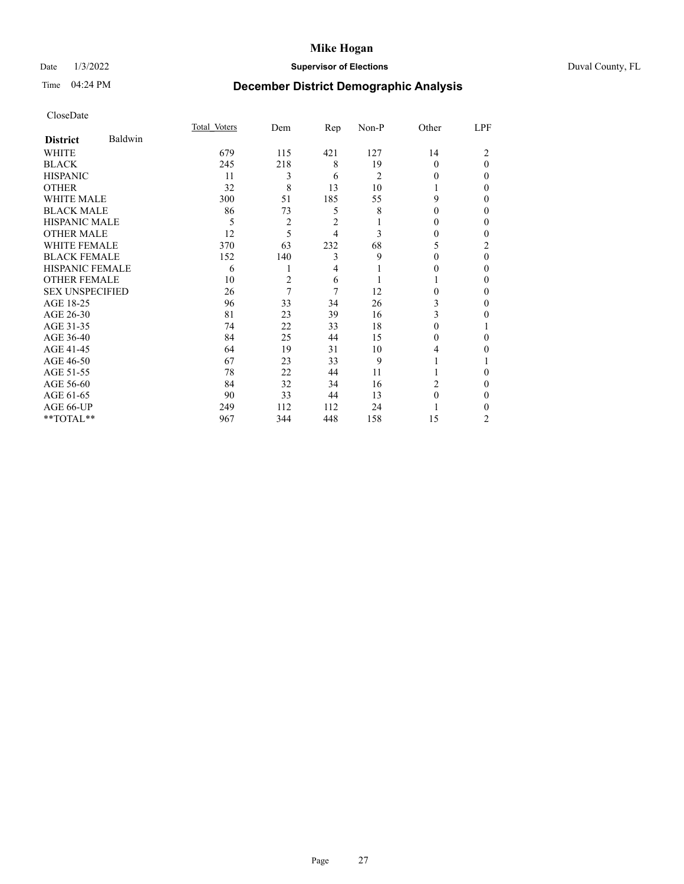# Mike Hogan

Date 1/3/2022 **Supervisor of Elections** Duval County, FL

Time 04:24 PM **December District Demographic Analysis**

CloseDate

| **District** Baldwin | Total Voters | Dem | Rep | Non-P | Other | LPF |
|---|---|---|---|---|---|---|
| WHITE | 679 | 115 | 421 | 127 | 14 | 2 |
| BLACK | 245 | 218 | 8 | 19 | 0 | 0 |
| HISPANIC | 11 | 3 | 6 | 2 | 0 | 0 |
| OTHER | 32 | 8 | 13 | 10 | 1 | 0 |
| WHITE MALE | 300 | 51 | 185 | 55 | 9 | 0 |
| BLACK MALE | 86 | 73 | 5 | 8 | 0 | 0 |
| HISPANIC MALE | 5 | 2 | 2 | 1 | 0 | 0 |
| OTHER MALE | 12 | 5 | 4 | 3 | 0 | 0 |
| WHITE FEMALE | 370 | 63 | 232 | 68 | 5 | 2 |
| BLACK FEMALE | 152 | 140 | 3 | 9 | 0 | 0 |
| HISPANIC FEMALE | 6 | 1 | 4 | 1 | 0 | 0 |
| OTHER FEMALE | 10 | 2 | 6 | 1 | 1 | 0 |
| SEX UNSPECIFIED | 26 | 7 | 7 | 12 | 0 | 0 |
| AGE 18-25 | 96 | 33 | 34 | 26 | 3 | 0 |
| AGE 26-30 | 81 | 23 | 39 | 16 | 3 | 0 |
| AGE 31-35 | 74 | 22 | 33 | 18 | 0 | 1 |
| AGE 36-40 | 84 | 25 | 44 | 15 | 0 | 0 |
| AGE 41-45 | 64 | 19 | 31 | 10 | 4 | 0 |
| AGE 46-50 | 67 | 23 | 33 | 9 | 1 | 1 |
| AGE 51-55 | 78 | 22 | 44 | 11 | 1 | 0 |
| AGE 56-60 | 84 | 32 | 34 | 16 | 2 | 0 |
| AGE 61-65 | 90 | 33 | 44 | 13 | 0 | 0 |
| AGE 66-UP | 249 | 112 | 112 | 24 | 1 | 0 |
| **TOTAL** | 967 | 344 | 448 | 158 | 15 | 2 |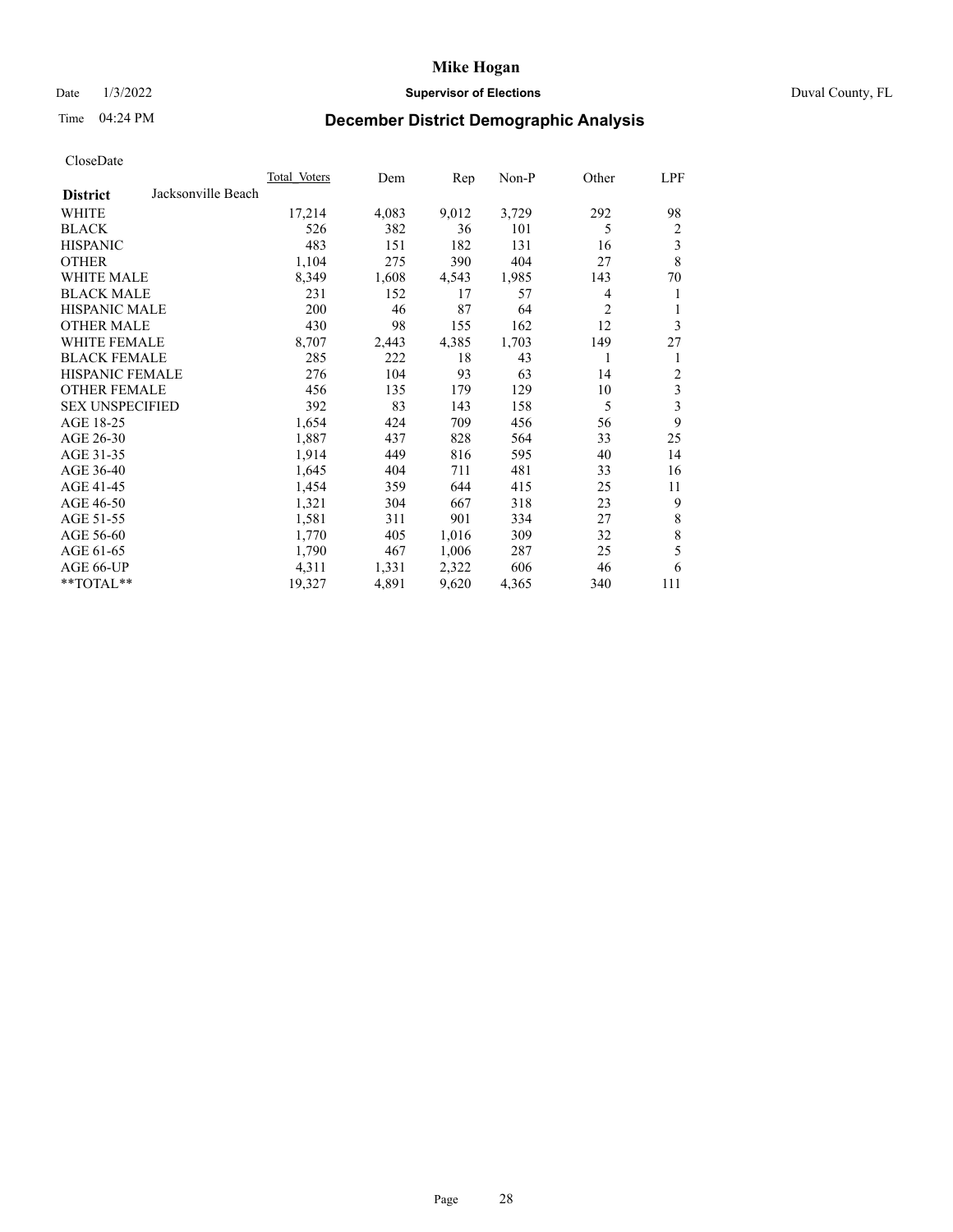# Mike Hogan

Date 1/3/2022 **Supervisor of Elections** Duval County, FL

Time 04:24 PM **December District Demographic Analysis**

CloseDate

| **District** Jacksonville Beach | Total Voters | Dem | Rep | Non-P | Other | LPF |
|---|---|---|---|---|---|---|
| WHITE | 17,214 | 4,083 | 9,012 | 3,729 | 292 | 98 |
| BLACK | 526 | 382 | 36 | 101 | 5 | 2 |
| HISPANIC | 483 | 151 | 182 | 131 | 16 | 3 |
| OTHER | 1,104 | 275 | 390 | 404 | 27 | 8 |
| WHITE MALE | 8,349 | 1,608 | 4,543 | 1,985 | 143 | 70 |
| BLACK MALE | 231 | 152 | 17 | 57 | 4 | 1 |
| HISPANIC MALE | 200 | 46 | 87 | 64 | 2 | 1 |
| OTHER MALE | 430 | 98 | 155 | 162 | 12 | 3 |
| WHITE FEMALE | 8,707 | 2,443 | 4,385 | 1,703 | 149 | 27 |
| BLACK FEMALE | 285 | 222 | 18 | 43 | 1 | 1 |
| HISPANIC FEMALE | 276 | 104 | 93 | 63 | 14 | 2 |
| OTHER FEMALE | 456 | 135 | 179 | 129 | 10 | 3 |
| SEX UNSPECIFIED | 392 | 83 | 143 | 158 | 5 | 3 |
| AGE 18-25 | 1,654 | 424 | 709 | 456 | 56 | 9 |
| AGE 26-30 | 1,887 | 437 | 828 | 564 | 33 | 25 |
| AGE 31-35 | 1,914 | 449 | 816 | 595 | 40 | 14 |
| AGE 36-40 | 1,645 | 404 | 711 | 481 | 33 | 16 |
| AGE 41-45 | 1,454 | 359 | 644 | 415 | 25 | 11 |
| AGE 46-50 | 1,321 | 304 | 667 | 318 | 23 | 9 |
| AGE 51-55 | 1,581 | 311 | 901 | 334 | 27 | 8 |
| AGE 56-60 | 1,770 | 405 | 1,016 | 309 | 32 | 8 |
| AGE 61-65 | 1,790 | 467 | 1,006 | 287 | 25 | 5 |
| AGE 66-UP | 4,311 | 1,331 | 2,322 | 606 | 46 | 6 |
| **TOTAL** | 19,327 | 4,891 | 9,620 | 4,365 | 340 | 111 |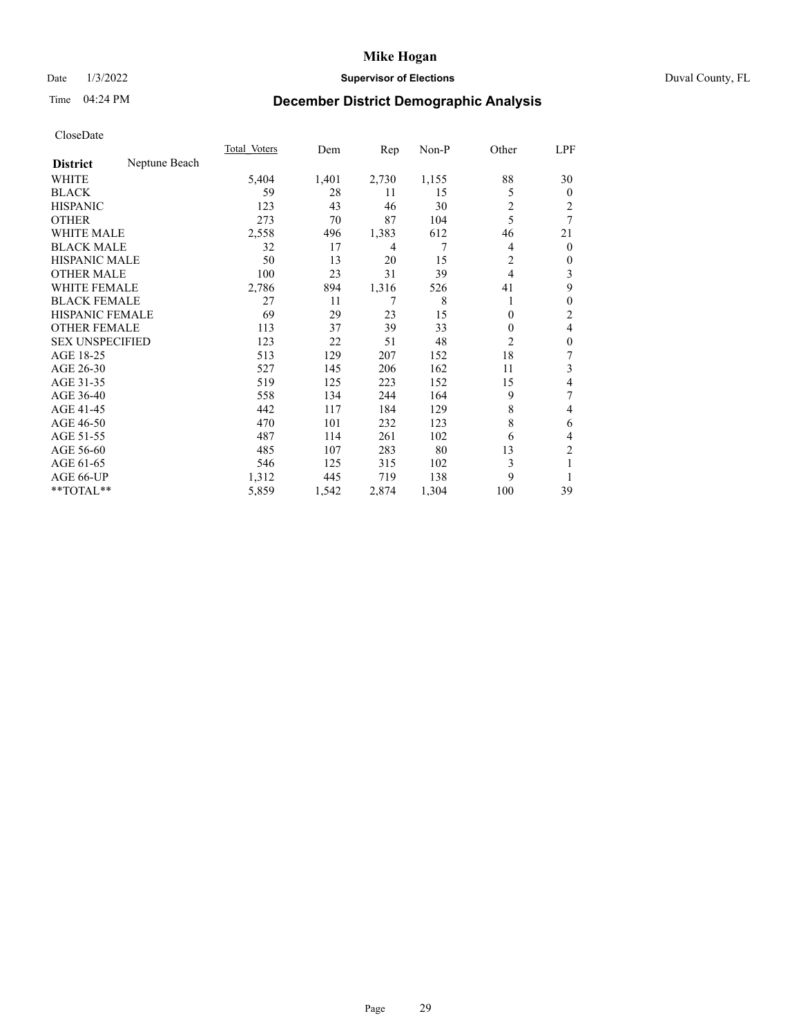# Mike Hogan

Date 1/3/2022 **Supervisor of Elections** Duval County, FL

Time 04:24 PM **December District Demographic Analysis**

CloseDate

| **District** Neptune Beach | Total Voters | Dem | Rep | Non-P | Other | LPF |
|---|---|---|---|---|---|---|
| WHITE | 5,404 | 1,401 | 2,730 | 1,155 | 88 | 30 |
| BLACK | 59 | 28 | 11 | 15 | 5 | 0 |
| HISPANIC | 123 | 43 | 46 | 30 | 2 | 2 |
| OTHER | 273 | 70 | 87 | 104 | 5 | 7 |
| WHITE MALE | 2,558 | 496 | 1,383 | 612 | 46 | 21 |
| BLACK MALE | 32 | 17 | 4 | 7 | 4 | 0 |
| HISPANIC MALE | 50 | 13 | 20 | 15 | 2 | 0 |
| OTHER MALE | 100 | 23 | 31 | 39 | 4 | 3 |
| WHITE FEMALE | 2,786 | 894 | 1,316 | 526 | 41 | 9 |
| BLACK FEMALE | 27 | 11 | 7 | 8 | 1 | 0 |
| HISPANIC FEMALE | 69 | 29 | 23 | 15 | 0 | 2 |
| OTHER FEMALE | 113 | 37 | 39 | 33 | 0 | 4 |
| SEX UNSPECIFIED | 123 | 22 | 51 | 48 | 2 | 0 |
| AGE 18-25 | 513 | 129 | 207 | 152 | 18 | 7 |
| AGE 26-30 | 527 | 145 | 206 | 162 | 11 | 3 |
| AGE 31-35 | 519 | 125 | 223 | 152 | 15 | 4 |
| AGE 36-40 | 558 | 134 | 244 | 164 | 9 | 7 |
| AGE 41-45 | 442 | 117 | 184 | 129 | 8 | 4 |
| AGE 46-50 | 470 | 101 | 232 | 123 | 8 | 6 |
| AGE 51-55 | 487 | 114 | 261 | 102 | 6 | 4 |
| AGE 56-60 | 485 | 107 | 283 | 80 | 13 | 2 |
| AGE 61-65 | 546 | 125 | 315 | 102 | 3 | 1 |
| AGE 66-UP | 1,312 | 445 | 719 | 138 | 9 | 1 |
| **TOTAL** | 5,859 | 1,542 | 2,874 | 1,304 | 100 | 39 |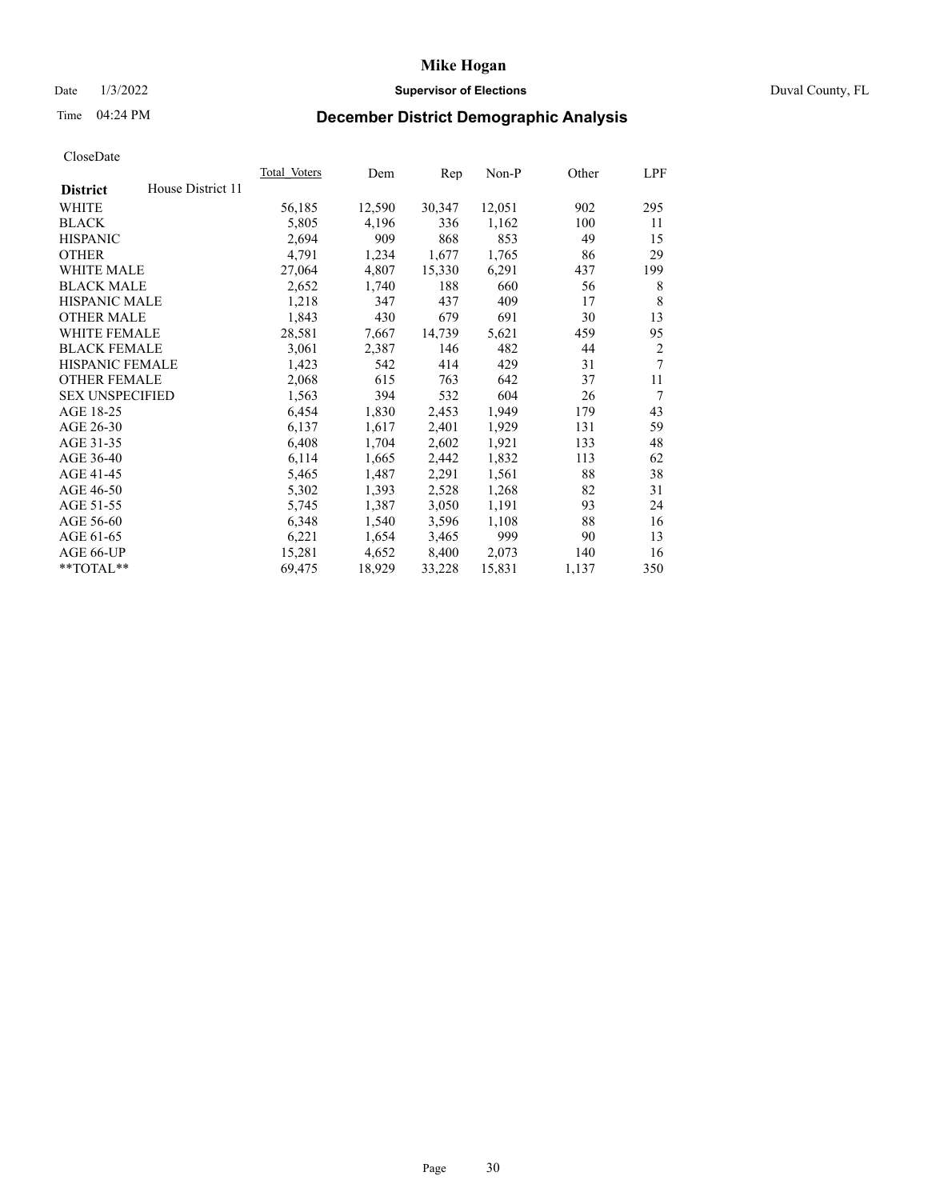# Mike Hogan

Date 1/3/2022 **Supervisor of Elections** Duval County, FL

Time 04:24 PM **December District Demographic Analysis**

CloseDate

| **District** House District 11 | Total Voters | Dem | Rep | Non-P | Other | LPF |
|---|---|---|---|---|---|---|
| WHITE | 56,185 | 12,590 | 30,347 | 12,051 | 902 | 295 |
| BLACK | 5,805 | 4,196 | 336 | 1,162 | 100 | 11 |
| HISPANIC | 2,694 | 909 | 868 | 853 | 49 | 15 |
| OTHER | 4,791 | 1,234 | 1,677 | 1,765 | 86 | 29 |
| WHITE MALE | 27,064 | 4,807 | 15,330 | 6,291 | 437 | 199 |
| BLACK MALE | 2,652 | 1,740 | 188 | 660 | 56 | 8 |
| HISPANIC MALE | 1,218 | 347 | 437 | 409 | 17 | 8 |
| OTHER MALE | 1,843 | 430 | 679 | 691 | 30 | 13 |
| WHITE FEMALE | 28,581 | 7,667 | 14,739 | 5,621 | 459 | 95 |
| BLACK FEMALE | 3,061 | 2,387 | 146 | 482 | 44 | 2 |
| HISPANIC FEMALE | 1,423 | 542 | 414 | 429 | 31 | 7 |
| OTHER FEMALE | 2,068 | 615 | 763 | 642 | 37 | 11 |
| SEX UNSPECIFIED | 1,563 | 394 | 532 | 604 | 26 | 7 |
| AGE 18-25 | 6,454 | 1,830 | 2,453 | 1,949 | 179 | 43 |
| AGE 26-30 | 6,137 | 1,617 | 2,401 | 1,929 | 131 | 59 |
| AGE 31-35 | 6,408 | 1,704 | 2,602 | 1,921 | 133 | 48 |
| AGE 36-40 | 6,114 | 1,665 | 2,442 | 1,832 | 113 | 62 |
| AGE 41-45 | 5,465 | 1,487 | 2,291 | 1,561 | 88 | 38 |
| AGE 46-50 | 5,302 | 1,393 | 2,528 | 1,268 | 82 | 31 |
| AGE 51-55 | 5,745 | 1,387 | 3,050 | 1,191 | 93 | 24 |
| AGE 56-60 | 6,348 | 1,540 | 3,596 | 1,108 | 88 | 16 |
| AGE 61-65 | 6,221 | 1,654 | 3,465 | 999 | 90 | 13 |
| AGE 66-UP | 15,281 | 4,652 | 8,400 | 2,073 | 140 | 16 |
| **TOTAL** | 69,475 | 18,929 | 33,228 | 15,831 | 1,137 | 350 |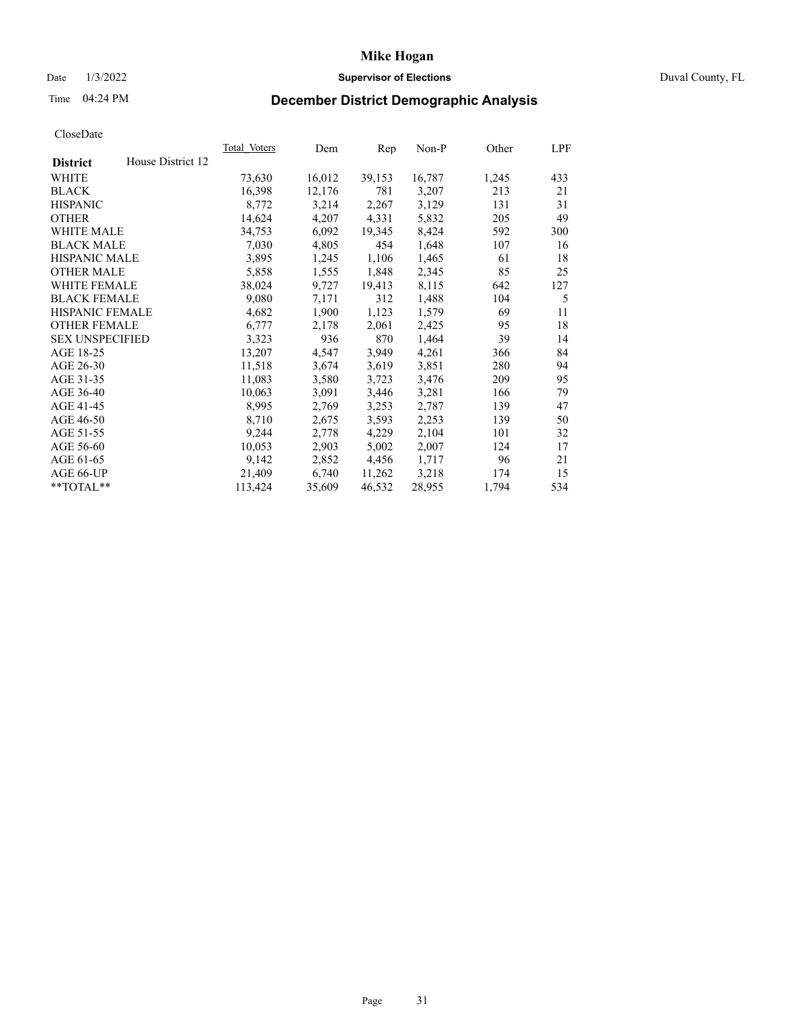# Mike Hogan

Date 1/3/2022 **Supervisor of Elections** Duval County, FL

Time 04:24 PM **December District Demographic Analysis**

CloseDate

| **District** House District 12 | Total Voters | Dem | Rep | Non-P | Other | LPF |
|---|---|---|---|---|---|---|
| WHITE | 73,630 | 16,012 | 39,153 | 16,787 | 1,245 | 433 |
| BLACK | 16,398 | 12,176 | 781 | 3,207 | 213 | 21 |
| HISPANIC | 8,772 | 3,214 | 2,267 | 3,129 | 131 | 31 |
| OTHER | 14,624 | 4,207 | 4,331 | 5,832 | 205 | 49 |
| WHITE MALE | 34,753 | 6,092 | 19,345 | 8,424 | 592 | 300 |
| BLACK MALE | 7,030 | 4,805 | 454 | 1,648 | 107 | 16 |
| HISPANIC MALE | 3,895 | 1,245 | 1,106 | 1,465 | 61 | 18 |
| OTHER MALE | 5,858 | 1,555 | 1,848 | 2,345 | 85 | 25 |
| WHITE FEMALE | 38,024 | 9,727 | 19,413 | 8,115 | 642 | 127 |
| BLACK FEMALE | 9,080 | 7,171 | 312 | 1,488 | 104 | 5 |
| HISPANIC FEMALE | 4,682 | 1,900 | 1,123 | 1,579 | 69 | 11 |
| OTHER FEMALE | 6,777 | 2,178 | 2,061 | 2,425 | 95 | 18 |
| SEX UNSPECIFIED | 3,323 | 936 | 870 | 1,464 | 39 | 14 |
| AGE 18-25 | 13,207 | 4,547 | 3,949 | 4,261 | 366 | 84 |
| AGE 26-30 | 11,518 | 3,674 | 3,619 | 3,851 | 280 | 94 |
| AGE 31-35 | 11,083 | 3,580 | 3,723 | 3,476 | 209 | 95 |
| AGE 36-40 | 10,063 | 3,091 | 3,446 | 3,281 | 166 | 79 |
| AGE 41-45 | 8,995 | 2,769 | 3,253 | 2,787 | 139 | 47 |
| AGE 46-50 | 8,710 | 2,675 | 3,593 | 2,253 | 139 | 50 |
| AGE 51-55 | 9,244 | 2,778 | 4,229 | 2,104 | 101 | 32 |
| AGE 56-60 | 10,053 | 2,903 | 5,002 | 2,007 | 124 | 17 |
| AGE 61-65 | 9,142 | 2,852 | 4,456 | 1,717 | 96 | 21 |
| AGE 66-UP | 21,409 | 6,740 | 11,262 | 3,218 | 174 | 15 |
| **TOTAL** | 113,424 | 35,609 | 46,532 | 28,955 | 1,794 | 534 |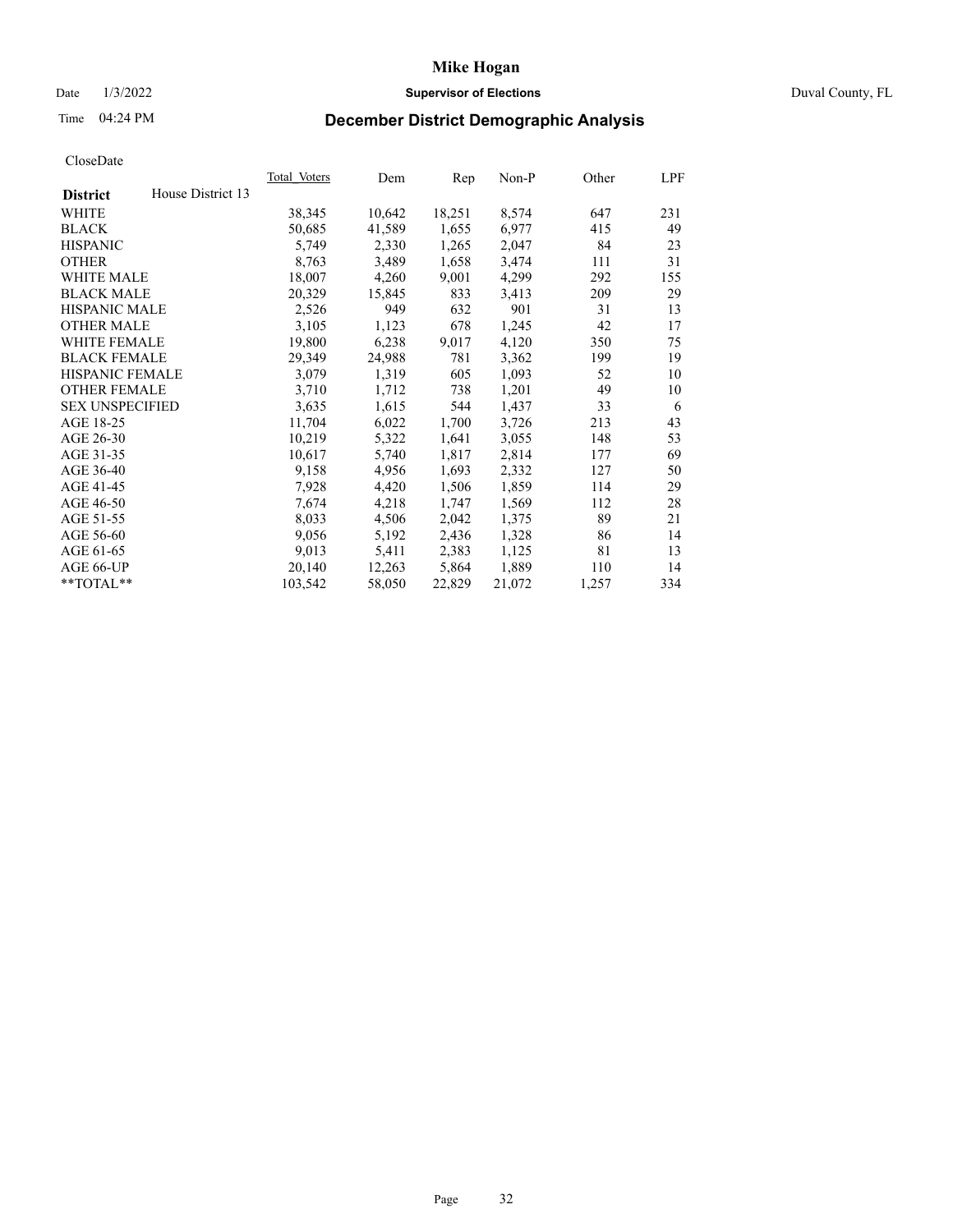# Mike Hogan

Date 1/3/2022 **Supervisor of Elections** Duval County, FL

Time 04:24 PM **December District Demographic Analysis**

CloseDate

| **District** House District 13 | Total Voters | Dem | Rep | Non-P | Other | LPF |
|---|---|---|---|---|---|---|
| WHITE | 38,345 | 10,642 | 18,251 | 8,574 | 647 | 231 |
| BLACK | 50,685 | 41,589 | 1,655 | 6,977 | 415 | 49 |
| HISPANIC | 5,749 | 2,330 | 1,265 | 2,047 | 84 | 23 |
| OTHER | 8,763 | 3,489 | 1,658 | 3,474 | 111 | 31 |
| WHITE MALE | 18,007 | 4,260 | 9,001 | 4,299 | 292 | 155 |
| BLACK MALE | 20,329 | 15,845 | 833 | 3,413 | 209 | 29 |
| HISPANIC MALE | 2,526 | 949 | 632 | 901 | 31 | 13 |
| OTHER MALE | 3,105 | 1,123 | 678 | 1,245 | 42 | 17 |
| WHITE FEMALE | 19,800 | 6,238 | 9,017 | 4,120 | 350 | 75 |
| BLACK FEMALE | 29,349 | 24,988 | 781 | 3,362 | 199 | 19 |
| HISPANIC FEMALE | 3,079 | 1,319 | 605 | 1,093 | 52 | 10 |
| OTHER FEMALE | 3,710 | 1,712 | 738 | 1,201 | 49 | 10 |
| SEX UNSPECIFIED | 3,635 | 1,615 | 544 | 1,437 | 33 | 6 |
| AGE 18-25 | 11,704 | 6,022 | 1,700 | 3,726 | 213 | 43 |
| AGE 26-30 | 10,219 | 5,322 | 1,641 | 3,055 | 148 | 53 |
| AGE 31-35 | 10,617 | 5,740 | 1,817 | 2,814 | 177 | 69 |
| AGE 36-40 | 9,158 | 4,956 | 1,693 | 2,332 | 127 | 50 |
| AGE 41-45 | 7,928 | 4,420 | 1,506 | 1,859 | 114 | 29 |
| AGE 46-50 | 7,674 | 4,218 | 1,747 | 1,569 | 112 | 28 |
| AGE 51-55 | 8,033 | 4,506 | 2,042 | 1,375 | 89 | 21 |
| AGE 56-60 | 9,056 | 5,192 | 2,436 | 1,328 | 86 | 14 |
| AGE 61-65 | 9,013 | 5,411 | 2,383 | 1,125 | 81 | 13 |
| AGE 66-UP | 20,140 | 12,263 | 5,864 | 1,889 | 110 | 14 |
| **TOTAL** | 103,542 | 58,050 | 22,829 | 21,072 | 1,257 | 334 |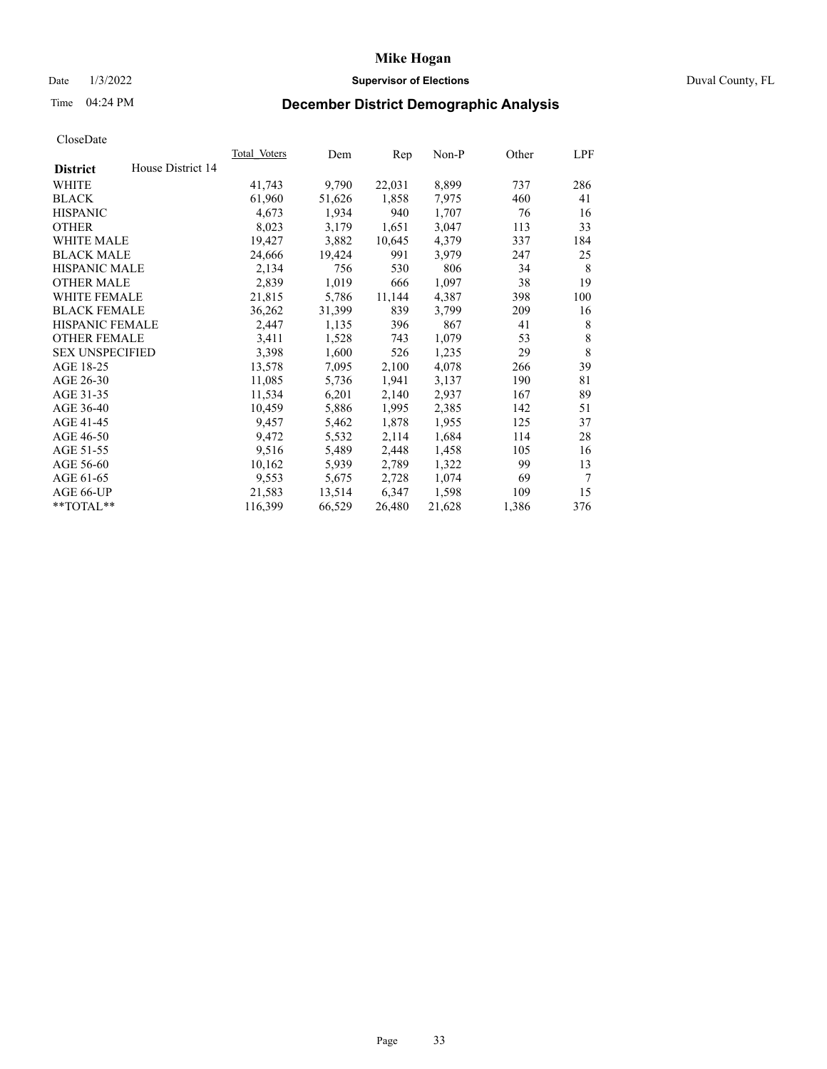# Mike Hogan

Date 1/3/2022 **Supervisor of Elections** Duval County, FL

Time 04:24 PM **December District Demographic Analysis**

CloseDate

| **District** House District 14 | Total Voters | Dem | Rep | Non-P | Other | LPF |
|---|---|---|---|---|---|---|
| WHITE | 41,743 | 9,790 | 22,031 | 8,899 | 737 | 286 |
| BLACK | 61,960 | 51,626 | 1,858 | 7,975 | 460 | 41 |
| HISPANIC | 4,673 | 1,934 | 940 | 1,707 | 76 | 16 |
| OTHER | 8,023 | 3,179 | 1,651 | 3,047 | 113 | 33 |
| WHITE MALE | 19,427 | 3,882 | 10,645 | 4,379 | 337 | 184 |
| BLACK MALE | 24,666 | 19,424 | 991 | 3,979 | 247 | 25 |
| HISPANIC MALE | 2,134 | 756 | 530 | 806 | 34 | 8 |
| OTHER MALE | 2,839 | 1,019 | 666 | 1,097 | 38 | 19 |
| WHITE FEMALE | 21,815 | 5,786 | 11,144 | 4,387 | 398 | 100 |
| BLACK FEMALE | 36,262 | 31,399 | 839 | 3,799 | 209 | 16 |
| HISPANIC FEMALE | 2,447 | 1,135 | 396 | 867 | 41 | 8 |
| OTHER FEMALE | 3,411 | 1,528 | 743 | 1,079 | 53 | 8 |
| SEX UNSPECIFIED | 3,398 | 1,600 | 526 | 1,235 | 29 | 8 |
| AGE 18-25 | 13,578 | 7,095 | 2,100 | 4,078 | 266 | 39 |
| AGE 26-30 | 11,085 | 5,736 | 1,941 | 3,137 | 190 | 81 |
| AGE 31-35 | 11,534 | 6,201 | 2,140 | 2,937 | 167 | 89 |
| AGE 36-40 | 10,459 | 5,886 | 1,995 | 2,385 | 142 | 51 |
| AGE 41-45 | 9,457 | 5,462 | 1,878 | 1,955 | 125 | 37 |
| AGE 46-50 | 9,472 | 5,532 | 2,114 | 1,684 | 114 | 28 |
| AGE 51-55 | 9,516 | 5,489 | 2,448 | 1,458 | 105 | 16 |
| AGE 56-60 | 10,162 | 5,939 | 2,789 | 1,322 | 99 | 13 |
| AGE 61-65 | 9,553 | 5,675 | 2,728 | 1,074 | 69 | 7 |
| AGE 66-UP | 21,583 | 13,514 | 6,347 | 1,598 | 109 | 15 |
| **TOTAL** | 116,399 | 66,529 | 26,480 | 21,628 | 1,386 | 376 |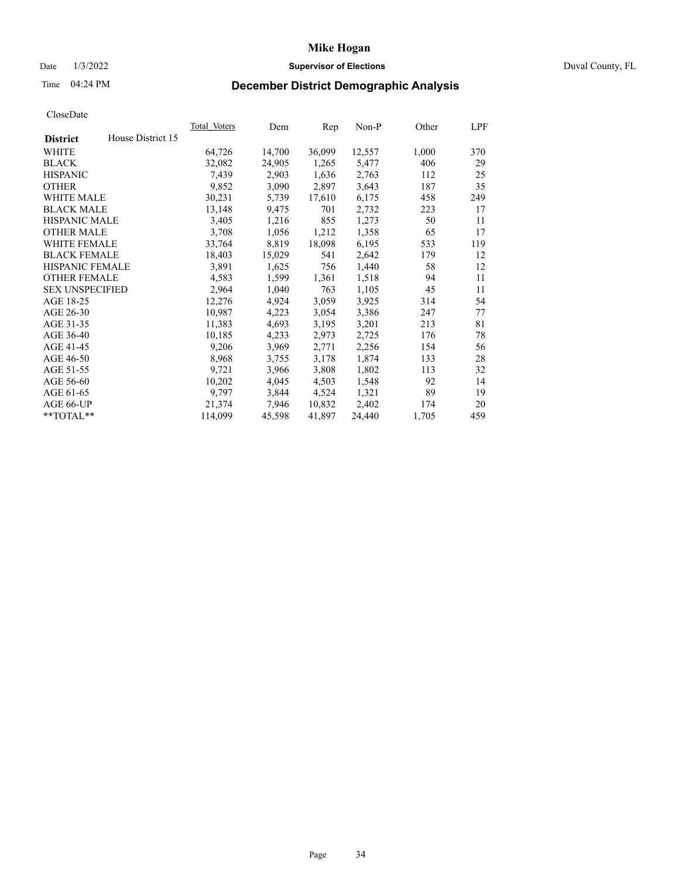# Mike Hogan

Date 1/3/2022 **Supervisor of Elections** Duval County, FL

Time 04:24 PM **December District Demographic Analysis**

CloseDate

| **District** House District 15 | Total Voters | Dem | Rep | Non-P | Other | LPF |
|---|---|---|---|---|---|---|
| WHITE | 64,726 | 14,700 | 36,099 | 12,557 | 1,000 | 370 |
| BLACK | 32,082 | 24,905 | 1,265 | 5,477 | 406 | 29 |
| HISPANIC | 7,439 | 2,903 | 1,636 | 2,763 | 112 | 25 |
| OTHER | 9,852 | 3,090 | 2,897 | 3,643 | 187 | 35 |
| WHITE MALE | 30,231 | 5,739 | 17,610 | 6,175 | 458 | 249 |
| BLACK MALE | 13,148 | 9,475 | 701 | 2,732 | 223 | 17 |
| HISPANIC MALE | 3,405 | 1,216 | 855 | 1,273 | 50 | 11 |
| OTHER MALE | 3,708 | 1,056 | 1,212 | 1,358 | 65 | 17 |
| WHITE FEMALE | 33,764 | 8,819 | 18,098 | 6,195 | 533 | 119 |
| BLACK FEMALE | 18,403 | 15,029 | 541 | 2,642 | 179 | 12 |
| HISPANIC FEMALE | 3,891 | 1,625 | 756 | 1,440 | 58 | 12 |
| OTHER FEMALE | 4,583 | 1,599 | 1,361 | 1,518 | 94 | 11 |
| SEX UNSPECIFIED | 2,964 | 1,040 | 763 | 1,105 | 45 | 11 |
| AGE 18-25 | 12,276 | 4,924 | 3,059 | 3,925 | 314 | 54 |
| AGE 26-30 | 10,987 | 4,223 | 3,054 | 3,386 | 247 | 77 |
| AGE 31-35 | 11,383 | 4,693 | 3,195 | 3,201 | 213 | 81 |
| AGE 36-40 | 10,185 | 4,233 | 2,973 | 2,725 | 176 | 78 |
| AGE 41-45 | 9,206 | 3,969 | 2,771 | 2,256 | 154 | 56 |
| AGE 46-50 | 8,968 | 3,755 | 3,178 | 1,874 | 133 | 28 |
| AGE 51-55 | 9,721 | 3,966 | 3,808 | 1,802 | 113 | 32 |
| AGE 56-60 | 10,202 | 4,045 | 4,503 | 1,548 | 92 | 14 |
| AGE 61-65 | 9,797 | 3,844 | 4,524 | 1,321 | 89 | 19 |
| AGE 66-UP | 21,374 | 7,946 | 10,832 | 2,402 | 174 | 20 |
| **TOTAL** | 114,099 | 45,598 | 41,897 | 24,440 | 1,705 | 459 |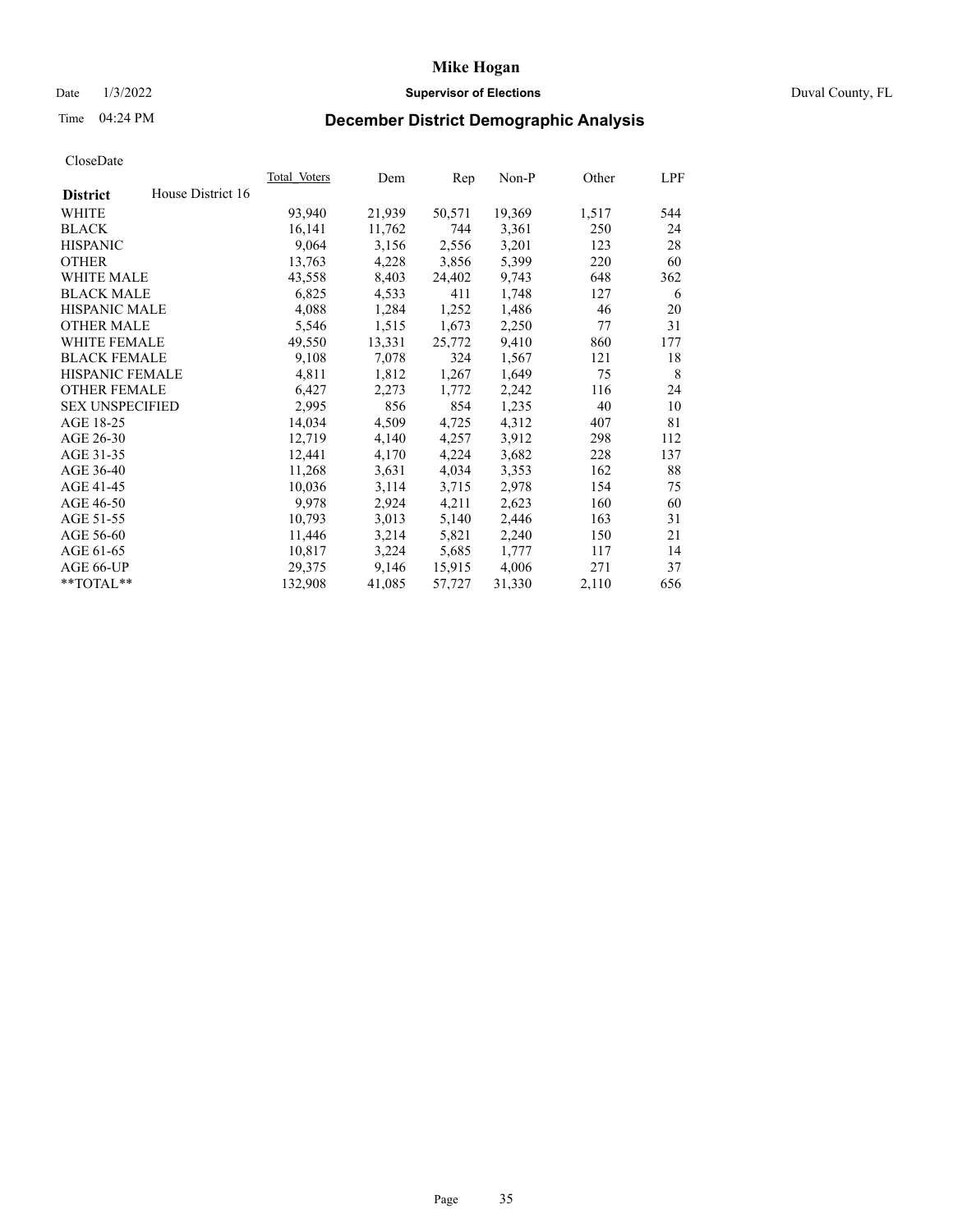CloseDate

| District | House District 16 | Total_Voters | Dem | Rep | Non-P | Other | LPF |
|---|---|---|---|---|---|---|---|
| WHITE | | 93,940 | 21,939 | 50,571 | 19,369 | 1,517 | 544 |
| BLACK | | 16,141 | 11,762 | 744 | 3,361 | 250 | 24 |
| HISPANIC | | 9,064 | 3,156 | 2,556 | 3,201 | 123 | 28 |
| OTHER | | 13,763 | 4,228 | 3,856 | 5,399 | 220 | 60 |
| WHITE MALE | | 43,558 | 8,403 | 24,402 | 9,743 | 648 | 362 |
| BLACK MALE | | 6,825 | 4,533 | 411 | 1,748 | 127 | 6 |
| HISPANIC MALE | | 4,088 | 1,284 | 1,252 | 1,486 | 46 | 20 |
| OTHER MALE | | 5,546 | 1,515 | 1,673 | 2,250 | 77 | 31 |
| WHITE FEMALE | | 49,550 | 13,331 | 25,772 | 9,410 | 860 | 177 |
| BLACK FEMALE | | 9,108 | 7,078 | 324 | 1,567 | 121 | 18 |
| HISPANIC FEMALE | | 4,811 | 1,812 | 1,267 | 1,649 | 75 | 8 |
| OTHER FEMALE | | 6,427 | 2,273 | 1,772 | 2,242 | 116 | 24 |
| SEX UNSPECIFIED | | 2,995 | 856 | 854 | 1,235 | 40 | 10 |
| AGE 18-25 | | 14,034 | 4,509 | 4,725 | 4,312 | 407 | 81 |
| AGE 26-30 | | 12,719 | 4,140 | 4,257 | 3,912 | 298 | 112 |
| AGE 31-35 | | 12,441 | 4,170 | 4,224 | 3,682 | 228 | 137 |
| AGE 36-40 | | 11,268 | 3,631 | 4,034 | 3,353 | 162 | 88 |
| AGE 41-45 | | 10,036 | 3,114 | 3,715 | 2,978 | 154 | 75 |
| AGE 46-50 | | 9,978 | 2,924 | 4,211 | 2,623 | 160 | 60 |
| AGE 51-55 | | 10,793 | 3,013 | 5,140 | 2,446 | 163 | 31 |
| AGE 56-60 | | 11,446 | 3,214 | 5,821 | 2,240 | 150 | 21 |
| AGE 61-65 | | 10,817 | 3,224 | 5,685 | 1,777 | 117 | 14 |
| AGE 66-UP | | 29,375 | 9,146 | 15,915 | 4,006 | 271 | 37 |
| **TOTAL** | | 132,908 | 41,085 | 57,727 | 31,330 | 2,110 | 656 |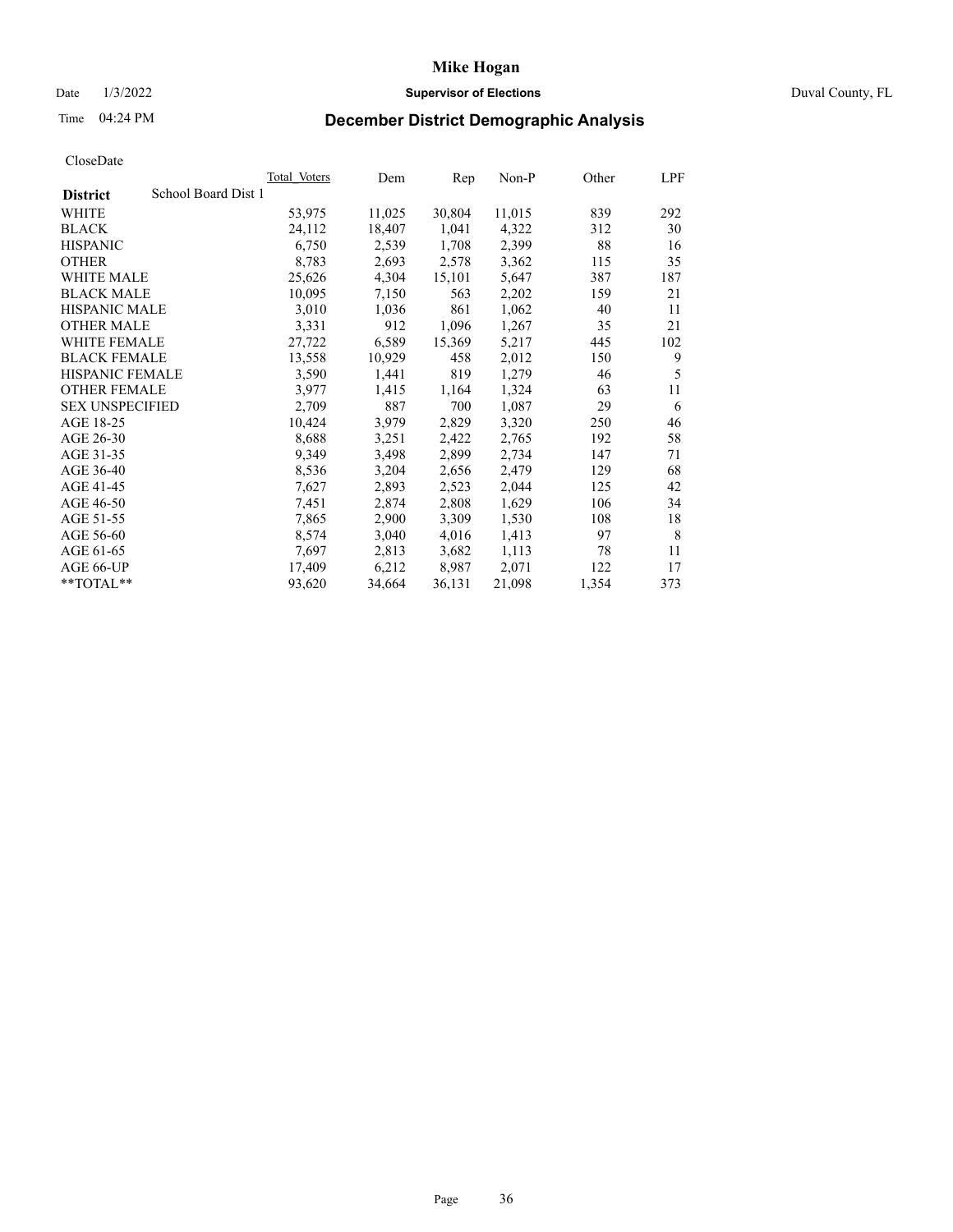# Mike Hogan

Date 1/3/2022 **Supervisor of Elections** Duval County, FL

Time 04:24 PM **December District Demographic Analysis**

CloseDate

| **District** School Board Dist 1 | Total Voters | Dem | Rep | Non-P | Other | LPF |
|---|---|---|---|---|---|---|
| WHITE | 53,975 | 11,025 | 30,804 | 11,015 | 839 | 292 |
| BLACK | 24,112 | 18,407 | 1,041 | 4,322 | 312 | 30 |
| HISPANIC | 6,750 | 2,539 | 1,708 | 2,399 | 88 | 16 |
| OTHER | 8,783 | 2,693 | 2,578 | 3,362 | 115 | 35 |
| WHITE MALE | 25,626 | 4,304 | 15,101 | 5,647 | 387 | 187 |
| BLACK MALE | 10,095 | 7,150 | 563 | 2,202 | 159 | 21 |
| HISPANIC MALE | 3,010 | 1,036 | 861 | 1,062 | 40 | 11 |
| OTHER MALE | 3,331 | 912 | 1,096 | 1,267 | 35 | 21 |
| WHITE FEMALE | 27,722 | 6,589 | 15,369 | 5,217 | 445 | 102 |
| BLACK FEMALE | 13,558 | 10,929 | 458 | 2,012 | 150 | 9 |
| HISPANIC FEMALE | 3,590 | 1,441 | 819 | 1,279 | 46 | 5 |
| OTHER FEMALE | 3,977 | 1,415 | 1,164 | 1,324 | 63 | 11 |
| SEX UNSPECIFIED | 2,709 | 887 | 700 | 1,087 | 29 | 6 |
| AGE 18-25 | 10,424 | 3,979 | 2,829 | 3,320 | 250 | 46 |
| AGE 26-30 | 8,688 | 3,251 | 2,422 | 2,765 | 192 | 58 |
| AGE 31-35 | 9,349 | 3,498 | 2,899 | 2,734 | 147 | 71 |
| AGE 36-40 | 8,536 | 3,204 | 2,656 | 2,479 | 129 | 68 |
| AGE 41-45 | 7,627 | 2,893 | 2,523 | 2,044 | 125 | 42 |
| AGE 46-50 | 7,451 | 2,874 | 2,808 | 1,629 | 106 | 34 |
| AGE 51-55 | 7,865 | 2,900 | 3,309 | 1,530 | 108 | 18 |
| AGE 56-60 | 8,574 | 3,040 | 4,016 | 1,413 | 97 | 8 |
| AGE 61-65 | 7,697 | 2,813 | 3,682 | 1,113 | 78 | 11 |
| AGE 66-UP | 17,409 | 6,212 | 8,987 | 2,071 | 122 | 17 |
| **TOTAL** | 93,620 | 34,664 | 36,131 | 21,098 | 1,354 | 373 |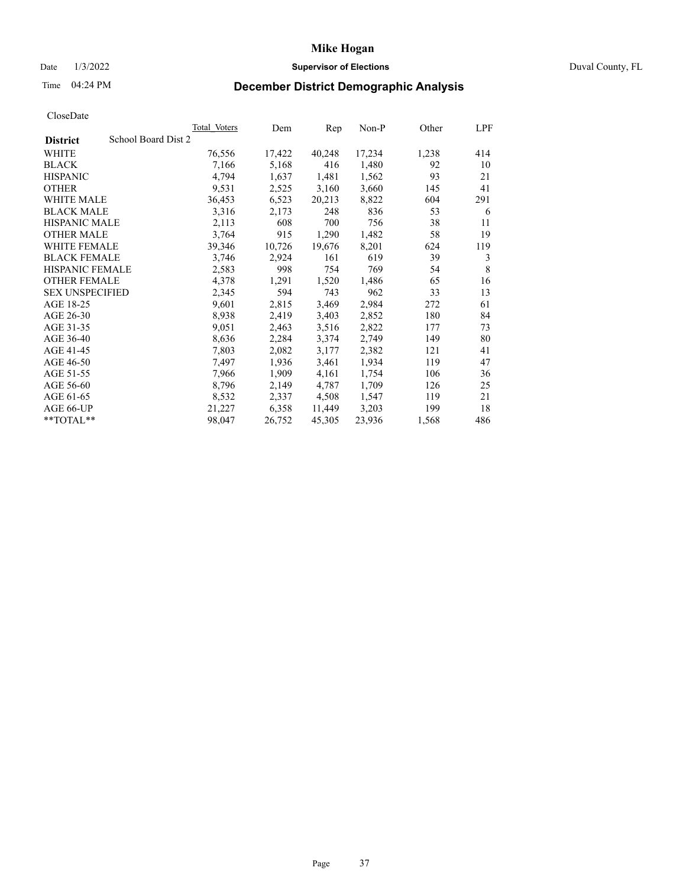# Mike Hogan

Date 1/3/2022 **Supervisor of Elections** Duval County, FL

Time 04:24 PM **December District Demographic Analysis**

CloseDate

| **District** School Board Dist 2 | Total Voters | Dem | Rep | Non-P | Other | LPF |
|---|---|---|---|---|---|---|
| WHITE | 76,556 | 17,422 | 40,248 | 17,234 | 1,238 | 414 |
| BLACK | 7,166 | 5,168 | 416 | 1,480 | 92 | 10 |
| HISPANIC | 4,794 | 1,637 | 1,481 | 1,562 | 93 | 21 |
| OTHER | 9,531 | 2,525 | 3,160 | 3,660 | 145 | 41 |
| WHITE MALE | 36,453 | 6,523 | 20,213 | 8,822 | 604 | 291 |
| BLACK MALE | 3,316 | 2,173 | 248 | 836 | 53 | 6 |
| HISPANIC MALE | 2,113 | 608 | 700 | 756 | 38 | 11 |
| OTHER MALE | 3,764 | 915 | 1,290 | 1,482 | 58 | 19 |
| WHITE FEMALE | 39,346 | 10,726 | 19,676 | 8,201 | 624 | 119 |
| BLACK FEMALE | 3,746 | 2,924 | 161 | 619 | 39 | 3 |
| HISPANIC FEMALE | 2,583 | 998 | 754 | 769 | 54 | 8 |
| OTHER FEMALE | 4,378 | 1,291 | 1,520 | 1,486 | 65 | 16 |
| SEX UNSPECIFIED | 2,345 | 594 | 743 | 962 | 33 | 13 |
| AGE 18-25 | 9,601 | 2,815 | 3,469 | 2,984 | 272 | 61 |
| AGE 26-30 | 8,938 | 2,419 | 3,403 | 2,852 | 180 | 84 |
| AGE 31-35 | 9,051 | 2,463 | 3,516 | 2,822 | 177 | 73 |
| AGE 36-40 | 8,636 | 2,284 | 3,374 | 2,749 | 149 | 80 |
| AGE 41-45 | 7,803 | 2,082 | 3,177 | 2,382 | 121 | 41 |
| AGE 46-50 | 7,497 | 1,936 | 3,461 | 1,934 | 119 | 47 |
| AGE 51-55 | 7,966 | 1,909 | 4,161 | 1,754 | 106 | 36 |
| AGE 56-60 | 8,796 | 2,149 | 4,787 | 1,709 | 126 | 25 |
| AGE 61-65 | 8,532 | 2,337 | 4,508 | 1,547 | 119 | 21 |
| AGE 66-UP | 21,227 | 6,358 | 11,449 | 3,203 | 199 | 18 |
| **TOTAL** | 98,047 | 26,752 | 45,305 | 23,936 | 1,568 | 486 |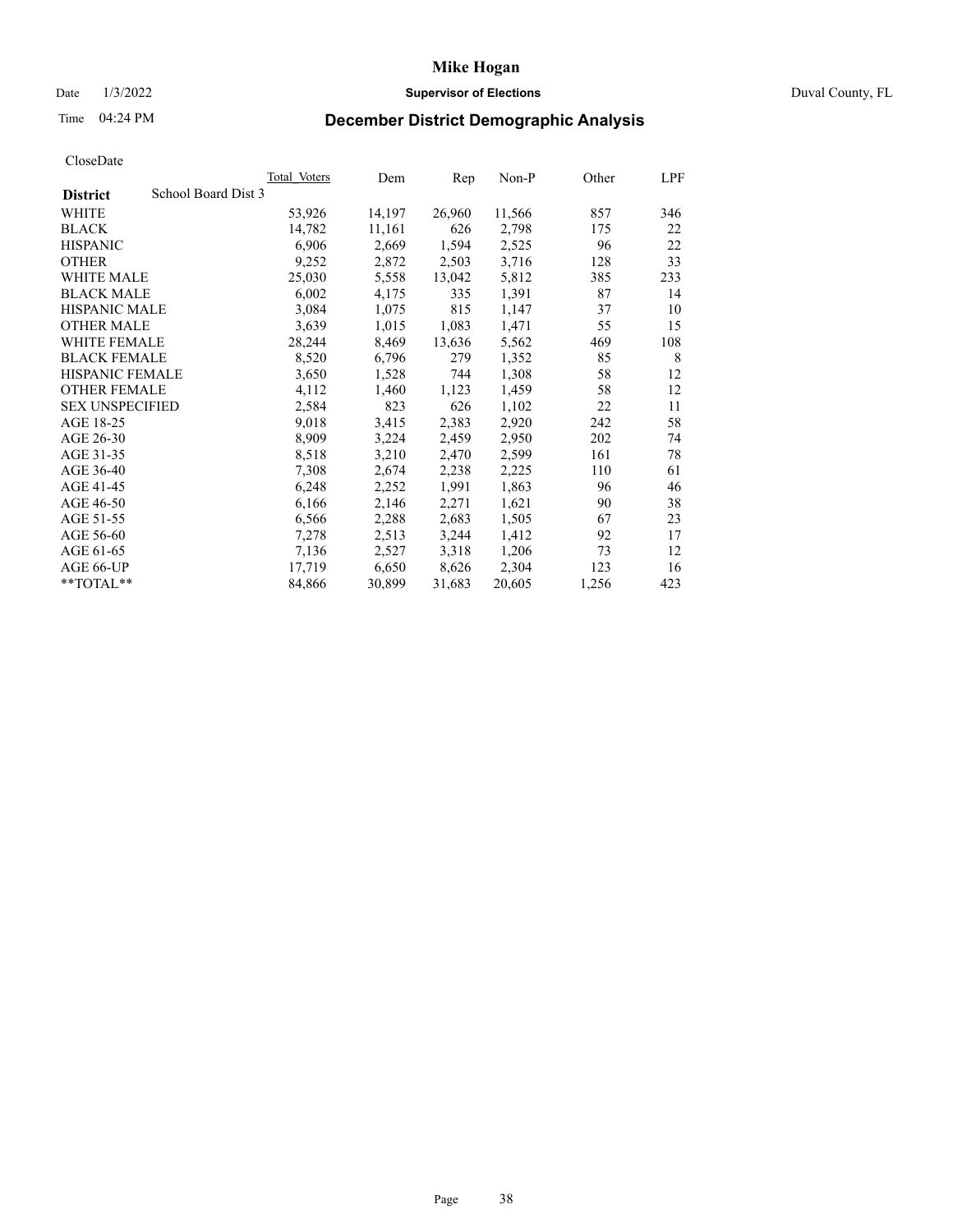# Mike Hogan

Date 1/3/2022 **Supervisor of Elections** Duval County, FL

Time 04:24 PM **December District Demographic Analysis**

CloseDate

| **District** School Board Dist 3 | Total Voters | Dem | Rep | Non-P | Other | LPF |
|---|---|---|---|---|---|---|
| WHITE | 53,926 | 14,197 | 26,960 | 11,566 | 857 | 346 |
| BLACK | 14,782 | 11,161 | 626 | 2,798 | 175 | 22 |
| HISPANIC | 6,906 | 2,669 | 1,594 | 2,525 | 96 | 22 |
| OTHER | 9,252 | 2,872 | 2,503 | 3,716 | 128 | 33 |
| WHITE MALE | 25,030 | 5,558 | 13,042 | 5,812 | 385 | 233 |
| BLACK MALE | 6,002 | 4,175 | 335 | 1,391 | 87 | 14 |
| HISPANIC MALE | 3,084 | 1,075 | 815 | 1,147 | 37 | 10 |
| OTHER MALE | 3,639 | 1,015 | 1,083 | 1,471 | 55 | 15 |
| WHITE FEMALE | 28,244 | 8,469 | 13,636 | 5,562 | 469 | 108 |
| BLACK FEMALE | 8,520 | 6,796 | 279 | 1,352 | 85 | 8 |
| HISPANIC FEMALE | 3,650 | 1,528 | 744 | 1,308 | 58 | 12 |
| OTHER FEMALE | 4,112 | 1,460 | 1,123 | 1,459 | 58 | 12 |
| SEX UNSPECIFIED | 2,584 | 823 | 626 | 1,102 | 22 | 11 |
| AGE 18-25 | 9,018 | 3,415 | 2,383 | 2,920 | 242 | 58 |
| AGE 26-30 | 8,909 | 3,224 | 2,459 | 2,950 | 202 | 74 |
| AGE 31-35 | 8,518 | 3,210 | 2,470 | 2,599 | 161 | 78 |
| AGE 36-40 | 7,308 | 2,674 | 2,238 | 2,225 | 110 | 61 |
| AGE 41-45 | 6,248 | 2,252 | 1,991 | 1,863 | 96 | 46 |
| AGE 46-50 | 6,166 | 2,146 | 2,271 | 1,621 | 90 | 38 |
| AGE 51-55 | 6,566 | 2,288 | 2,683 | 1,505 | 67 | 23 |
| AGE 56-60 | 7,278 | 2,513 | 3,244 | 1,412 | 92 | 17 |
| AGE 61-65 | 7,136 | 2,527 | 3,318 | 1,206 | 73 | 12 |
| AGE 66-UP | 17,719 | 6,650 | 8,626 | 2,304 | 123 | 16 |
| **TOTAL** | 84,866 | 30,899 | 31,683 | 20,605 | 1,256 | 423 |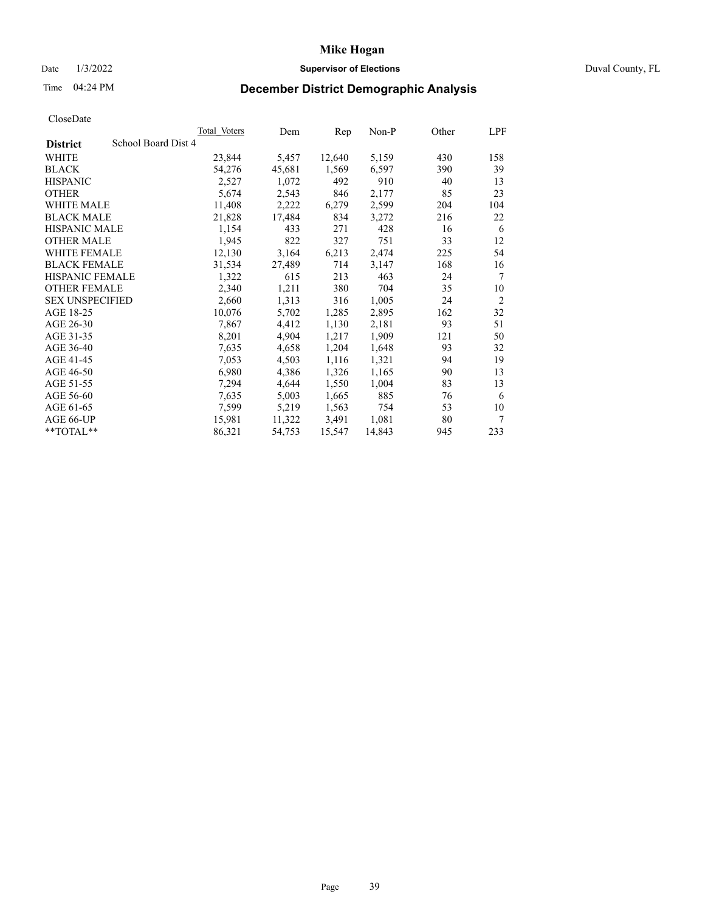# Mike Hogan

Date 1/3/2022 **Supervisor of Elections** Duval County, FL

Time 04:24 PM **December District Demographic Analysis**

CloseDate

| **District** School Board Dist 4 | Total Voters | Dem | Rep | Non-P | Other | LPF |
|---|---|---|---|---|---|---|
| WHITE | 23,844 | 5,457 | 12,640 | 5,159 | 430 | 158 |
| BLACK | 54,276 | 45,681 | 1,569 | 6,597 | 390 | 39 |
| HISPANIC | 2,527 | 1,072 | 492 | 910 | 40 | 13 |
| OTHER | 5,674 | 2,543 | 846 | 2,177 | 85 | 23 |
| WHITE MALE | 11,408 | 2,222 | 6,279 | 2,599 | 204 | 104 |
| BLACK MALE | 21,828 | 17,484 | 834 | 3,272 | 216 | 22 |
| HISPANIC MALE | 1,154 | 433 | 271 | 428 | 16 | 6 |
| OTHER MALE | 1,945 | 822 | 327 | 751 | 33 | 12 |
| WHITE FEMALE | 12,130 | 3,164 | 6,213 | 2,474 | 225 | 54 |
| BLACK FEMALE | 31,534 | 27,489 | 714 | 3,147 | 168 | 16 |
| HISPANIC FEMALE | 1,322 | 615 | 213 | 463 | 24 | 7 |
| OTHER FEMALE | 2,340 | 1,211 | 380 | 704 | 35 | 10 |
| SEX UNSPECIFIED | 2,660 | 1,313 | 316 | 1,005 | 24 | 2 |
| AGE 18-25 | 10,076 | 5,702 | 1,285 | 2,895 | 162 | 32 |
| AGE 26-30 | 7,867 | 4,412 | 1,130 | 2,181 | 93 | 51 |
| AGE 31-35 | 8,201 | 4,904 | 1,217 | 1,909 | 121 | 50 |
| AGE 36-40 | 7,635 | 4,658 | 1,204 | 1,648 | 93 | 32 |
| AGE 41-45 | 7,053 | 4,503 | 1,116 | 1,321 | 94 | 19 |
| AGE 46-50 | 6,980 | 4,386 | 1,326 | 1,165 | 90 | 13 |
| AGE 51-55 | 7,294 | 4,644 | 1,550 | 1,004 | 83 | 13 |
| AGE 56-60 | 7,635 | 5,003 | 1,665 | 885 | 76 | 6 |
| AGE 61-65 | 7,599 | 5,219 | 1,563 | 754 | 53 | 10 |
| AGE 66-UP | 15,981 | 11,322 | 3,491 | 1,081 | 80 | 7 |
| **TOTAL** | 86,321 | 54,753 | 15,547 | 14,843 | 945 | 233 |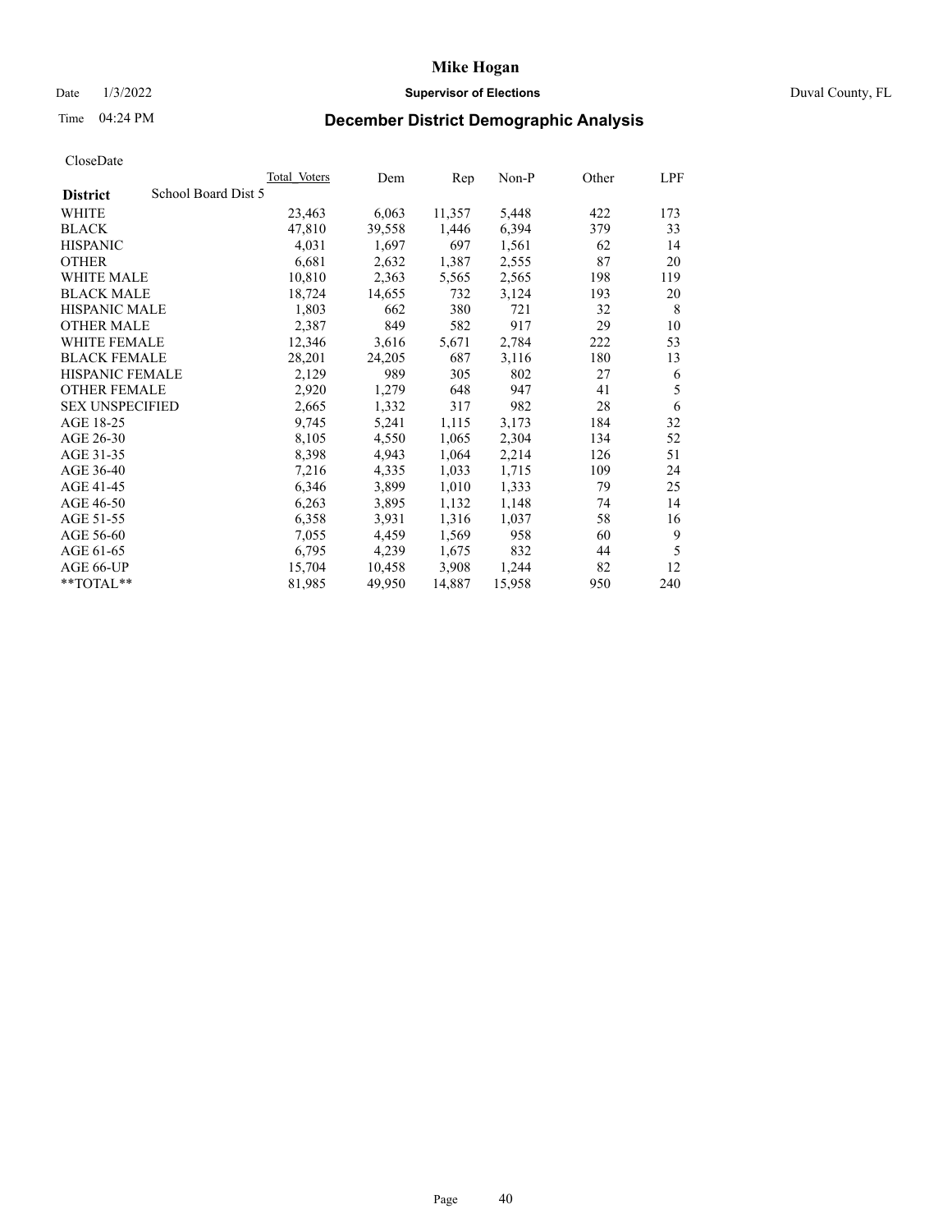# Mike Hogan

Date 1/3/2022 **Supervisor of Elections** Duval County, FL

Time 04:24 PM **December District Demographic Analysis**

CloseDate

| **District** School Board Dist 5 | Total_Voters | Dem | Rep | Non-P | Other | LPF |
|---|---|---|---|---|---|---|
| WHITE | 23,463 | 6,063 | 11,357 | 5,448 | 422 | 173 |
| BLACK | 47,810 | 39,558 | 1,446 | 6,394 | 379 | 33 |
| HISPANIC | 4,031 | 1,697 | 697 | 1,561 | 62 | 14 |
| OTHER | 6,681 | 2,632 | 1,387 | 2,555 | 87 | 20 |
| WHITE MALE | 10,810 | 2,363 | 5,565 | 2,565 | 198 | 119 |
| BLACK MALE | 18,724 | 14,655 | 732 | 3,124 | 193 | 20 |
| HISPANIC MALE | 1,803 | 662 | 380 | 721 | 32 | 8 |
| OTHER MALE | 2,387 | 849 | 582 | 917 | 29 | 10 |
| WHITE FEMALE | 12,346 | 3,616 | 5,671 | 2,784 | 222 | 53 |
| BLACK FEMALE | 28,201 | 24,205 | 687 | 3,116 | 180 | 13 |
| HISPANIC FEMALE | 2,129 | 989 | 305 | 802 | 27 | 6 |
| OTHER FEMALE | 2,920 | 1,279 | 648 | 947 | 41 | 5 |
| SEX UNSPECIFIED | 2,665 | 1,332 | 317 | 982 | 28 | 6 |
| AGE 18-25 | 9,745 | 5,241 | 1,115 | 3,173 | 184 | 32 |
| AGE 26-30 | 8,105 | 4,550 | 1,065 | 2,304 | 134 | 52 |
| AGE 31-35 | 8,398 | 4,943 | 1,064 | 2,214 | 126 | 51 |
| AGE 36-40 | 7,216 | 4,335 | 1,033 | 1,715 | 109 | 24 |
| AGE 41-45 | 6,346 | 3,899 | 1,010 | 1,333 | 79 | 25 |
| AGE 46-50 | 6,263 | 3,895 | 1,132 | 1,148 | 74 | 14 |
| AGE 51-55 | 6,358 | 3,931 | 1,316 | 1,037 | 58 | 16 |
| AGE 56-60 | 7,055 | 4,459 | 1,569 | 958 | 60 | 9 |
| AGE 61-65 | 6,795 | 4,239 | 1,675 | 832 | 44 | 5 |
| AGE 66-UP | 15,704 | 10,458 | 3,908 | 1,244 | 82 | 12 |
| **TOTAL** | 81,985 | 49,950 | 14,887 | 15,958 | 950 | 240 |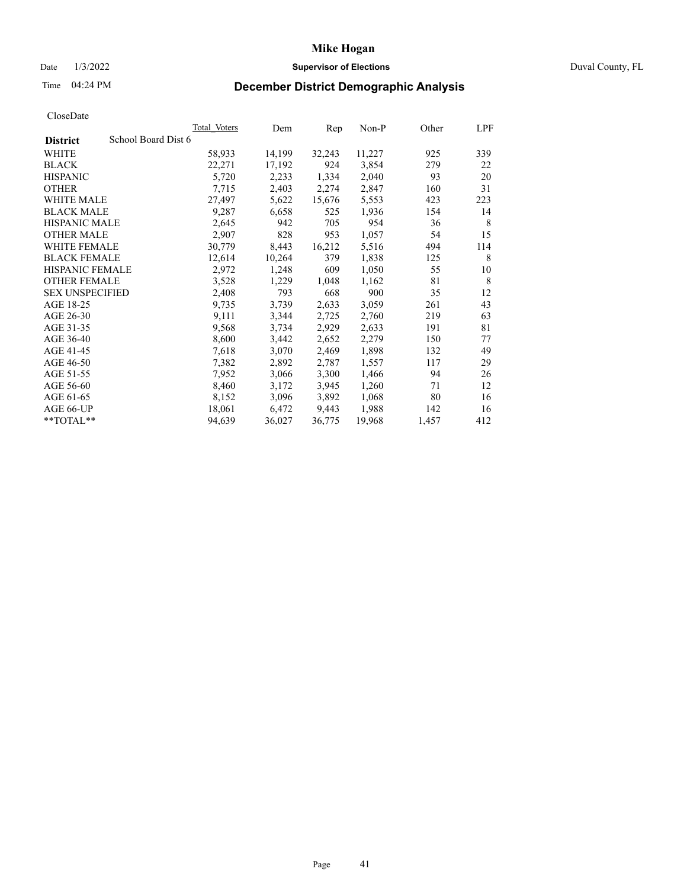# Mike Hogan

Date 1/3/2022 **Supervisor of Elections** Duval County, FL

Time 04:24 PM **December District Demographic Analysis**

CloseDate

| **District** School Board Dist 6 | Total Voters | Dem | Rep | Non-P | Other | LPF |
|---|---|---|---|---|---|---|
| WHITE | 58,933 | 14,199 | 32,243 | 11,227 | 925 | 339 |
| BLACK | 22,271 | 17,192 | 924 | 3,854 | 279 | 22 |
| HISPANIC | 5,720 | 2,233 | 1,334 | 2,040 | 93 | 20 |
| OTHER | 7,715 | 2,403 | 2,274 | 2,847 | 160 | 31 |
| WHITE MALE | 27,497 | 5,622 | 15,676 | 5,553 | 423 | 223 |
| BLACK MALE | 9,287 | 6,658 | 525 | 1,936 | 154 | 14 |
| HISPANIC MALE | 2,645 | 942 | 705 | 954 | 36 | 8 |
| OTHER MALE | 2,907 | 828 | 953 | 1,057 | 54 | 15 |
| WHITE FEMALE | 30,779 | 8,443 | 16,212 | 5,516 | 494 | 114 |
| BLACK FEMALE | 12,614 | 10,264 | 379 | 1,838 | 125 | 8 |
| HISPANIC FEMALE | 2,972 | 1,248 | 609 | 1,050 | 55 | 10 |
| OTHER FEMALE | 3,528 | 1,229 | 1,048 | 1,162 | 81 | 8 |
| SEX UNSPECIFIED | 2,408 | 793 | 668 | 900 | 35 | 12 |
| AGE 18-25 | 9,735 | 3,739 | 2,633 | 3,059 | 261 | 43 |
| AGE 26-30 | 9,111 | 3,344 | 2,725 | 2,760 | 219 | 63 |
| AGE 31-35 | 9,568 | 3,734 | 2,929 | 2,633 | 191 | 81 |
| AGE 36-40 | 8,600 | 3,442 | 2,652 | 2,279 | 150 | 77 |
| AGE 41-45 | 7,618 | 3,070 | 2,469 | 1,898 | 132 | 49 |
| AGE 46-50 | 7,382 | 2,892 | 2,787 | 1,557 | 117 | 29 |
| AGE 51-55 | 7,952 | 3,066 | 3,300 | 1,466 | 94 | 26 |
| AGE 56-60 | 8,460 | 3,172 | 3,945 | 1,260 | 71 | 12 |
| AGE 61-65 | 8,152 | 3,096 | 3,892 | 1,068 | 80 | 16 |
| AGE 66-UP | 18,061 | 6,472 | 9,443 | 1,988 | 142 | 16 |
| **TOTAL** | 94,639 | 36,027 | 36,775 | 19,968 | 1,457 | 412 |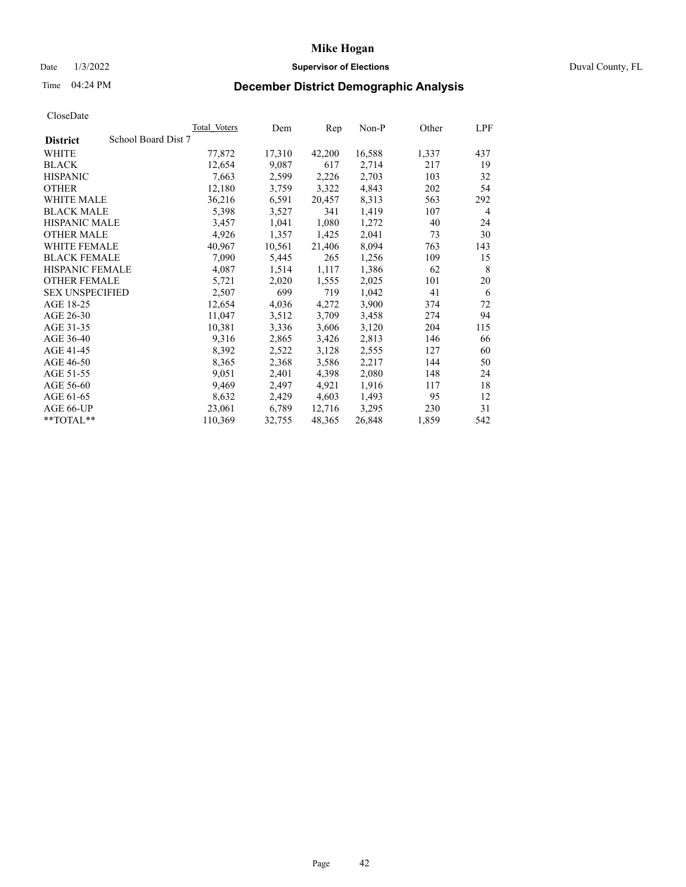# Mike Hogan

Date 1/3/2022 **Supervisor of Elections** Duval County, FL

Time 04:24 PM **December District Demographic Analysis**

CloseDate

| District | Total Voters | Dem | Rep | Non-P | Other | LPF |
|---|---|---|---|---|---|---|
| School Board Dist 7 | | | | | | |
| WHITE | 77,872 | 17,310 | 42,200 | 16,588 | 1,337 | 437 |
| BLACK | 12,654 | 9,087 | 617 | 2,714 | 217 | 19 |
| HISPANIC | 7,663 | 2,599 | 2,226 | 2,703 | 103 | 32 |
| OTHER | 12,180 | 3,759 | 3,322 | 4,843 | 202 | 54 |
| WHITE MALE | 36,216 | 6,591 | 20,457 | 8,313 | 563 | 292 |
| BLACK MALE | 5,398 | 3,527 | 341 | 1,419 | 107 | 4 |
| HISPANIC MALE | 3,457 | 1,041 | 1,080 | 1,272 | 40 | 24 |
| OTHER MALE | 4,926 | 1,357 | 1,425 | 2,041 | 73 | 30 |
| WHITE FEMALE | 40,967 | 10,561 | 21,406 | 8,094 | 763 | 143 |
| BLACK FEMALE | 7,090 | 5,445 | 265 | 1,256 | 109 | 15 |
| HISPANIC FEMALE | 4,087 | 1,514 | 1,117 | 1,386 | 62 | 8 |
| OTHER FEMALE | 5,721 | 2,020 | 1,555 | 2,025 | 101 | 20 |
| SEX UNSPECIFIED | 2,507 | 699 | 719 | 1,042 | 41 | 6 |
| AGE 18-25 | 12,654 | 4,036 | 4,272 | 3,900 | 374 | 72 |
| AGE 26-30 | 11,047 | 3,512 | 3,709 | 3,458 | 274 | 94 |
| AGE 31-35 | 10,381 | 3,336 | 3,606 | 3,120 | 204 | 115 |
| AGE 36-40 | 9,316 | 2,865 | 3,426 | 2,813 | 146 | 66 |
| AGE 41-45 | 8,392 | 2,522 | 3,128 | 2,555 | 127 | 60 |
| AGE 46-50 | 8,365 | 2,368 | 3,586 | 2,217 | 144 | 50 |
| AGE 51-55 | 9,051 | 2,401 | 4,398 | 2,080 | 148 | 24 |
| AGE 56-60 | 9,469 | 2,497 | 4,921 | 1,916 | 117 | 18 |
| AGE 61-65 | 8,632 | 2,429 | 4,603 | 1,493 | 95 | 12 |
| AGE 66-UP | 23,061 | 6,789 | 12,716 | 3,295 | 230 | 31 |
| **TOTAL** | 110,369 | 32,755 | 48,365 | 26,848 | 1,859 | 542 |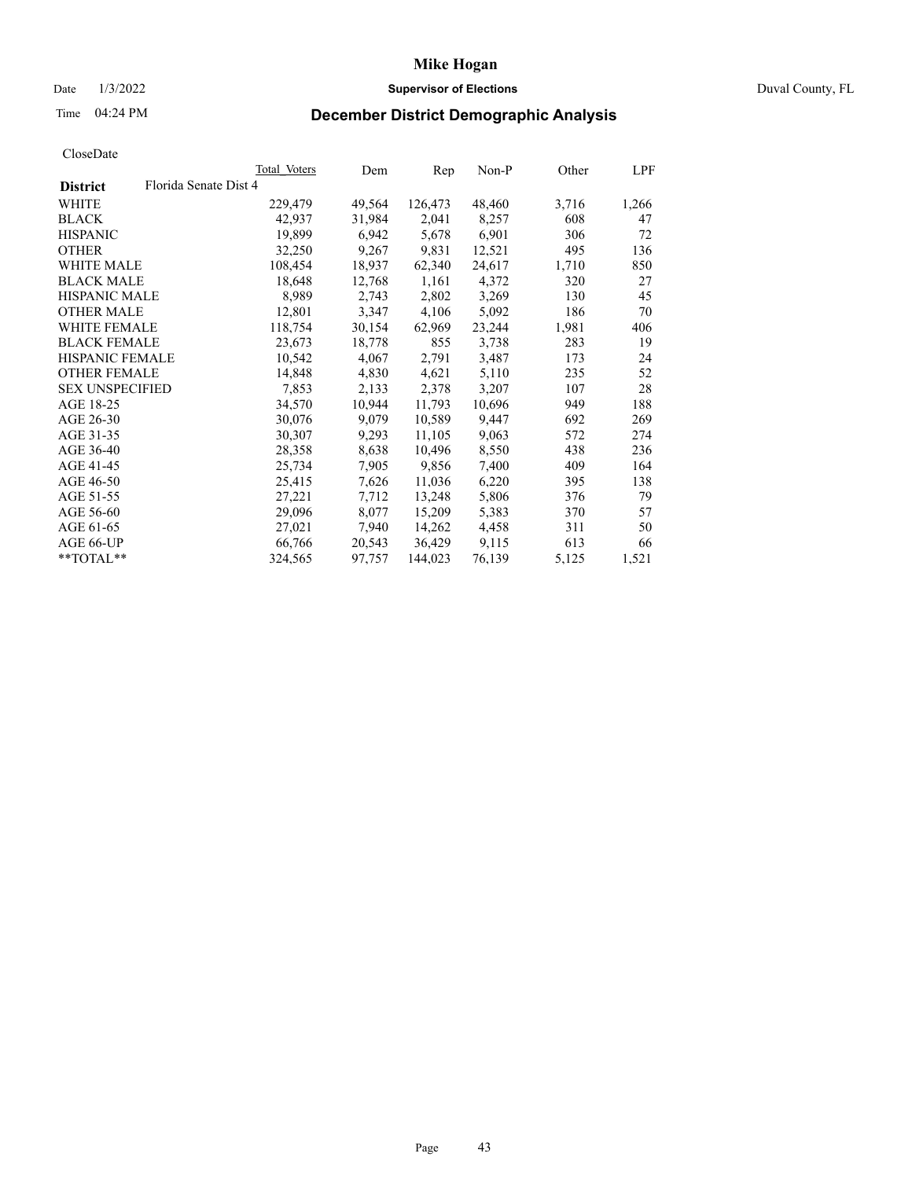# Mike Hogan

Date 1/3/2022 **Supervisor of Elections** Duval County, FL

Time 04:24 PM **December District Demographic Analysis**

CloseDate

| District | Total Voters | Dem | Rep | Non-P | Other | LPF |
|---|---|---|---|---|---|---|
| Florida Senate Dist 4 | | | | | | |
| WHITE | 229,479 | 49,564 | 126,473 | 48,460 | 3,716 | 1,266 |
| BLACK | 42,937 | 31,984 | 2,041 | 8,257 | 608 | 47 |
| HISPANIC | 19,899 | 6,942 | 5,678 | 6,901 | 306 | 72 |
| OTHER | 32,250 | 9,267 | 9,831 | 12,521 | 495 | 136 |
| WHITE MALE | 108,454 | 18,937 | 62,340 | 24,617 | 1,710 | 850 |
| BLACK MALE | 18,648 | 12,768 | 1,161 | 4,372 | 320 | 27 |
| HISPANIC MALE | 8,989 | 2,743 | 2,802 | 3,269 | 130 | 45 |
| OTHER MALE | 12,801 | 3,347 | 4,106 | 5,092 | 186 | 70 |
| WHITE FEMALE | 118,754 | 30,154 | 62,969 | 23,244 | 1,981 | 406 |
| BLACK FEMALE | 23,673 | 18,778 | 855 | 3,738 | 283 | 19 |
| HISPANIC FEMALE | 10,542 | 4,067 | 2,791 | 3,487 | 173 | 24 |
| OTHER FEMALE | 14,848 | 4,830 | 4,621 | 5,110 | 235 | 52 |
| SEX UNSPECIFIED | 7,853 | 2,133 | 2,378 | 3,207 | 107 | 28 |
| AGE 18-25 | 34,570 | 10,944 | 11,793 | 10,696 | 949 | 188 |
| AGE 26-30 | 30,076 | 9,079 | 10,589 | 9,447 | 692 | 269 |
| AGE 31-35 | 30,307 | 9,293 | 11,105 | 9,063 | 572 | 274 |
| AGE 36-40 | 28,358 | 8,638 | 10,496 | 8,550 | 438 | 236 |
| AGE 41-45 | 25,734 | 7,905 | 9,856 | 7,400 | 409 | 164 |
| AGE 46-50 | 25,415 | 7,626 | 11,036 | 6,220 | 395 | 138 |
| AGE 51-55 | 27,221 | 7,712 | 13,248 | 5,806 | 376 | 79 |
| AGE 56-60 | 29,096 | 8,077 | 15,209 | 5,383 | 370 | 57 |
| AGE 61-65 | 27,021 | 7,940 | 14,262 | 4,458 | 311 | 50 |
| AGE 66-UP | 66,766 | 20,543 | 36,429 | 9,115 | 613 | 66 |
| **TOTAL** | 324,565 | 97,757 | 144,023 | 76,139 | 5,125 | 1,521 |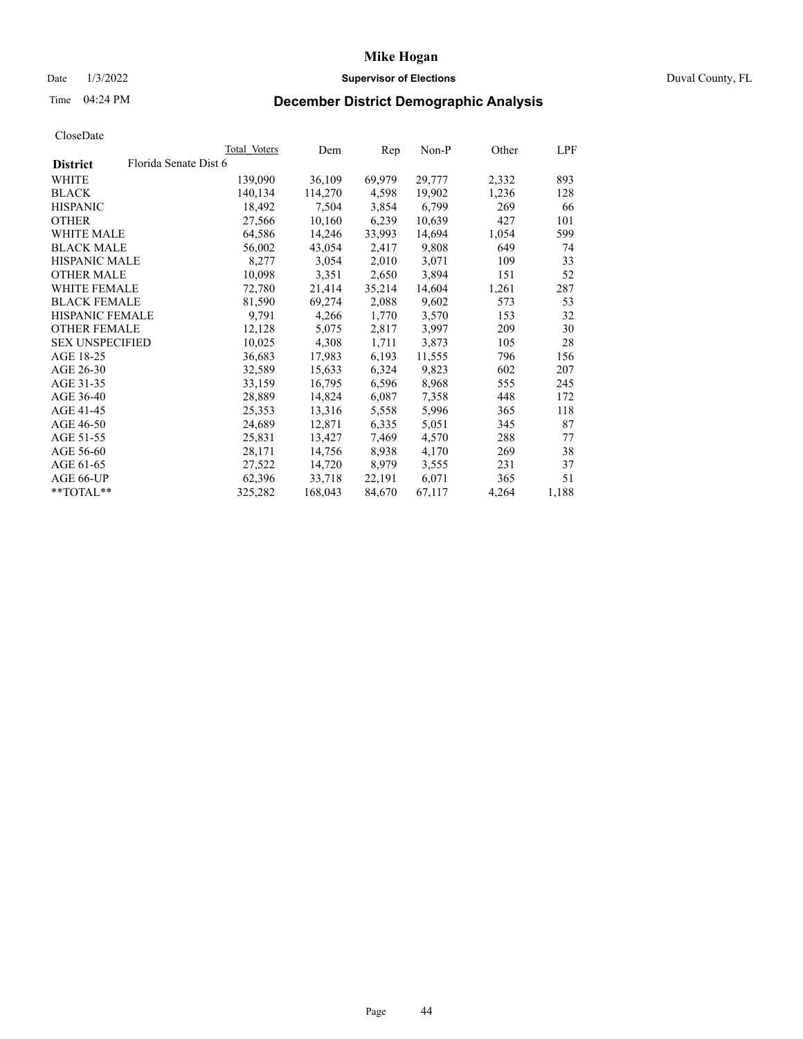# Mike Hogan

Date 1/3/2022 **Supervisor of Elections** Duval County, FL

Time 04:24 PM **December District Demographic Analysis**

CloseDate

| District | Florida Senate Dist 6 | Total Voters | Dem | Rep | Non-P | Other | LPF |
|---|---|---|---|---|---|---|---|
| WHITE | | 139,090 | 36,109 | 69,979 | 29,777 | 2,332 | 893 |
| BLACK | | 140,134 | 114,270 | 4,598 | 19,902 | 1,236 | 128 |
| HISPANIC | | 18,492 | 7,504 | 3,854 | 6,799 | 269 | 66 |
| OTHER | | 27,566 | 10,160 | 6,239 | 10,639 | 427 | 101 |
| WHITE MALE | | 64,586 | 14,246 | 33,993 | 14,694 | 1,054 | 599 |
| BLACK MALE | | 56,002 | 43,054 | 2,417 | 9,808 | 649 | 74 |
| HISPANIC MALE | | 8,277 | 3,054 | 2,010 | 3,071 | 109 | 33 |
| OTHER MALE | | 10,098 | 3,351 | 2,650 | 3,894 | 151 | 52 |
| WHITE FEMALE | | 72,780 | 21,414 | 35,214 | 14,604 | 1,261 | 287 |
| BLACK FEMALE | | 81,590 | 69,274 | 2,088 | 9,602 | 573 | 53 |
| HISPANIC FEMALE | | 9,791 | 4,266 | 1,770 | 3,570 | 153 | 32 |
| OTHER FEMALE | | 12,128 | 5,075 | 2,817 | 3,997 | 209 | 30 |
| SEX UNSPECIFIED | | 10,025 | 4,308 | 1,711 | 3,873 | 105 | 28 |
| AGE 18-25 | | 36,683 | 17,983 | 6,193 | 11,555 | 796 | 156 |
| AGE 26-30 | | 32,589 | 15,633 | 6,324 | 9,823 | 602 | 207 |
| AGE 31-35 | | 33,159 | 16,795 | 6,596 | 8,968 | 555 | 245 |
| AGE 36-40 | | 28,889 | 14,824 | 6,087 | 7,358 | 448 | 172 |
| AGE 41-45 | | 25,353 | 13,316 | 5,558 | 5,996 | 365 | 118 |
| AGE 46-50 | | 24,689 | 12,871 | 6,335 | 5,051 | 345 | 87 |
| AGE 51-55 | | 25,831 | 13,427 | 7,469 | 4,570 | 288 | 77 |
| AGE 56-60 | | 28,171 | 14,756 | 8,938 | 4,170 | 269 | 38 |
| AGE 61-65 | | 27,522 | 14,720 | 8,979 | 3,555 | 231 | 37 |
| AGE 66-UP | | 62,396 | 33,718 | 22,191 | 6,071 | 365 | 51 |
| **TOTAL** | | 325,282 | 168,043 | 84,670 | 67,117 | 4,264 | 1,188 |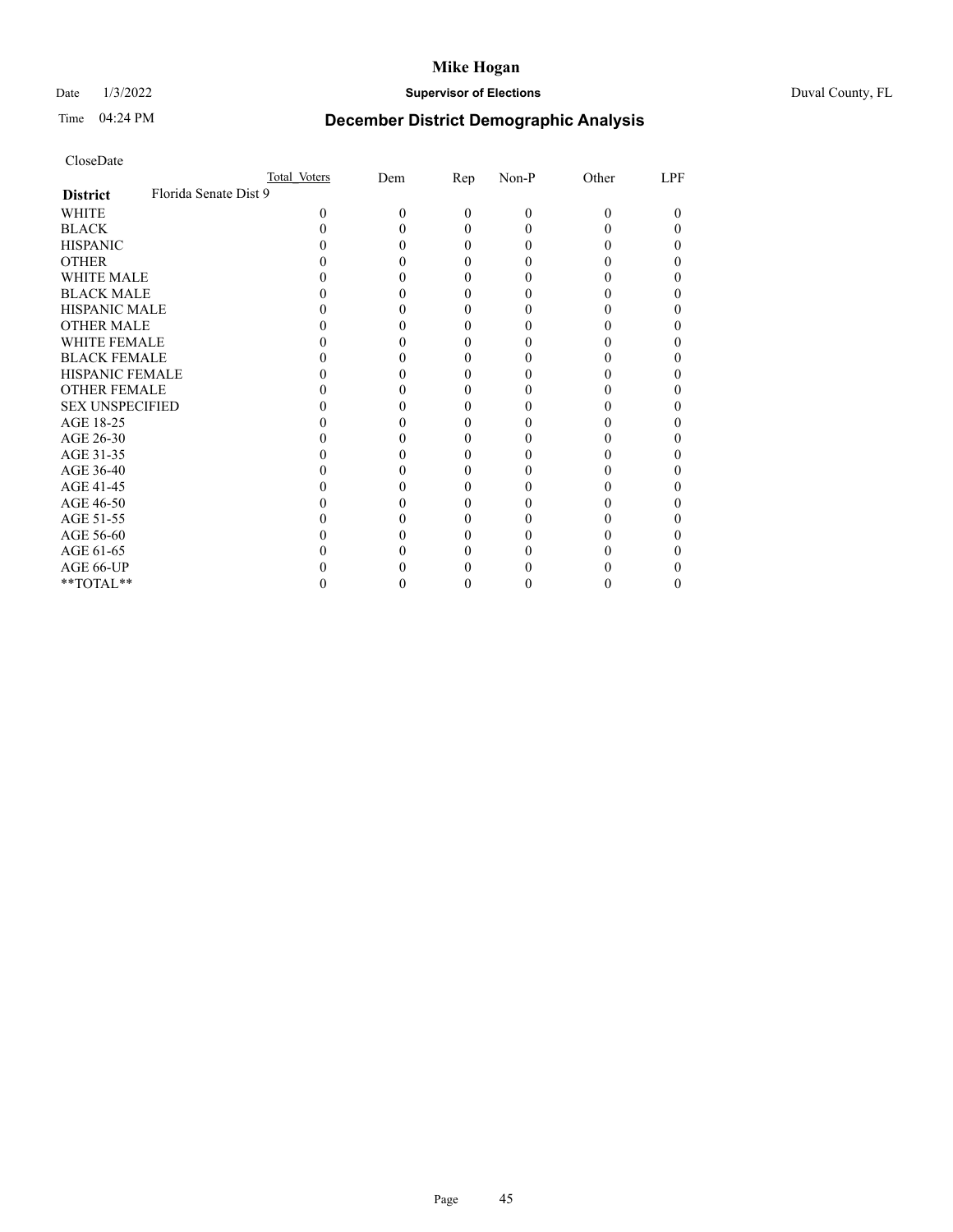# Mike Hogan

Date 1/3/2022 **Supervisor of Elections** Duval County, FL

Time 04:24 PM **December District Demographic Analysis**

CloseDate

| District | Total Voters | Dem | Rep | Non-P | Other | LPF |
|---|---|---|---|---|---|---|
| **Florida Senate Dist 9** | | | | | | |
| WHITE | 0 | 0 | 0 | 0 | 0 | 0 |
| BLACK | 0 | 0 | 0 | 0 | 0 | 0 |
| HISPANIC | 0 | 0 | 0 | 0 | 0 | 0 |
| OTHER | 0 | 0 | 0 | 0 | 0 | 0 |
| WHITE MALE | 0 | 0 | 0 | 0 | 0 | 0 |
| BLACK MALE | 0 | 0 | 0 | 0 | 0 | 0 |
| HISPANIC MALE | 0 | 0 | 0 | 0 | 0 | 0 |
| OTHER MALE | 0 | 0 | 0 | 0 | 0 | 0 |
| WHITE FEMALE | 0 | 0 | 0 | 0 | 0 | 0 |
| BLACK FEMALE | 0 | 0 | 0 | 0 | 0 | 0 |
| HISPANIC FEMALE | 0 | 0 | 0 | 0 | 0 | 0 |
| OTHER FEMALE | 0 | 0 | 0 | 0 | 0 | 0 |
| SEX UNSPECIFIED | 0 | 0 | 0 | 0 | 0 | 0 |
| AGE 18-25 | 0 | 0 | 0 | 0 | 0 | 0 |
| AGE 26-30 | 0 | 0 | 0 | 0 | 0 | 0 |
| AGE 31-35 | 0 | 0 | 0 | 0 | 0 | 0 |
| AGE 36-40 | 0 | 0 | 0 | 0 | 0 | 0 |
| AGE 41-45 | 0 | 0 | 0 | 0 | 0 | 0 |
| AGE 46-50 | 0 | 0 | 0 | 0 | 0 | 0 |
| AGE 51-55 | 0 | 0 | 0 | 0 | 0 | 0 |
| AGE 56-60 | 0 | 0 | 0 | 0 | 0 | 0 |
| AGE 61-65 | 0 | 0 | 0 | 0 | 0 | 0 |
| AGE 66-UP | 0 | 0 | 0 | 0 | 0 | 0 |
| **TOTAL** | 0 | 0 | 0 | 0 | 0 | 0 |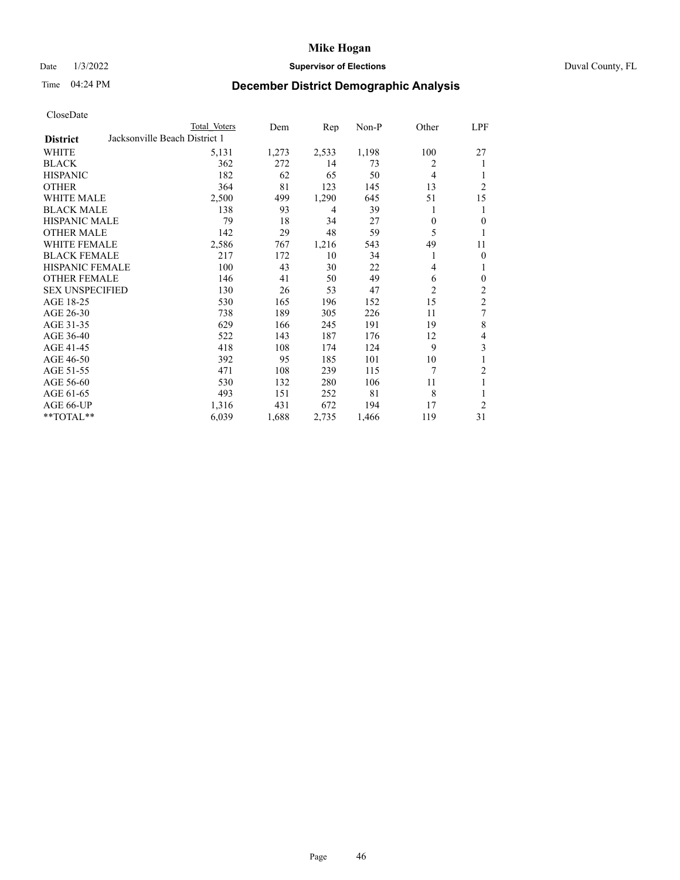# Mike Hogan

Date 1/3/2022 **Supervisor of Elections** Duval County, FL

Time 04:24 PM **December District Demographic Analysis**

CloseDate

| District | Total Voters | Dem | Rep | Non-P | Other | LPF |
|---|---|---|---|---|---|---|
| **Jacksonville Beach District 1** | | | | | | |
| WHITE | 5,131 | 1,273 | 2,533 | 1,198 | 100 | 27 |
| BLACK | 362 | 272 | 14 | 73 | 2 | 1 |
| HISPANIC | 182 | 62 | 65 | 50 | 4 | 1 |
| OTHER | 364 | 81 | 123 | 145 | 13 | 2 |
| WHITE MALE | 2,500 | 499 | 1,290 | 645 | 51 | 15 |
| BLACK MALE | 138 | 93 | 4 | 39 | 1 | 1 |
| HISPANIC MALE | 79 | 18 | 34 | 27 | 0 | 0 |
| OTHER MALE | 142 | 29 | 48 | 59 | 5 | 1 |
| WHITE FEMALE | 2,586 | 767 | 1,216 | 543 | 49 | 11 |
| BLACK FEMALE | 217 | 172 | 10 | 34 | 1 | 0 |
| HISPANIC FEMALE | 100 | 43 | 30 | 22 | 4 | 1 |
| OTHER FEMALE | 146 | 41 | 50 | 49 | 6 | 0 |
| SEX UNSPECIFIED | 130 | 26 | 53 | 47 | 2 | 2 |
| AGE 18-25 | 530 | 165 | 196 | 152 | 15 | 2 |
| AGE 26-30 | 738 | 189 | 305 | 226 | 11 | 7 |
| AGE 31-35 | 629 | 166 | 245 | 191 | 19 | 8 |
| AGE 36-40 | 522 | 143 | 187 | 176 | 12 | 4 |
| AGE 41-45 | 418 | 108 | 174 | 124 | 9 | 3 |
| AGE 46-50 | 392 | 95 | 185 | 101 | 10 | 1 |
| AGE 51-55 | 471 | 108 | 239 | 115 | 7 | 2 |
| AGE 56-60 | 530 | 132 | 280 | 106 | 11 | 1 |
| AGE 61-65 | 493 | 151 | 252 | 81 | 8 | 1 |
| AGE 66-UP | 1,316 | 431 | 672 | 194 | 17 | 2 |
| **TOTAL** | 6,039 | 1,688 | 2,735 | 1,466 | 119 | 31 |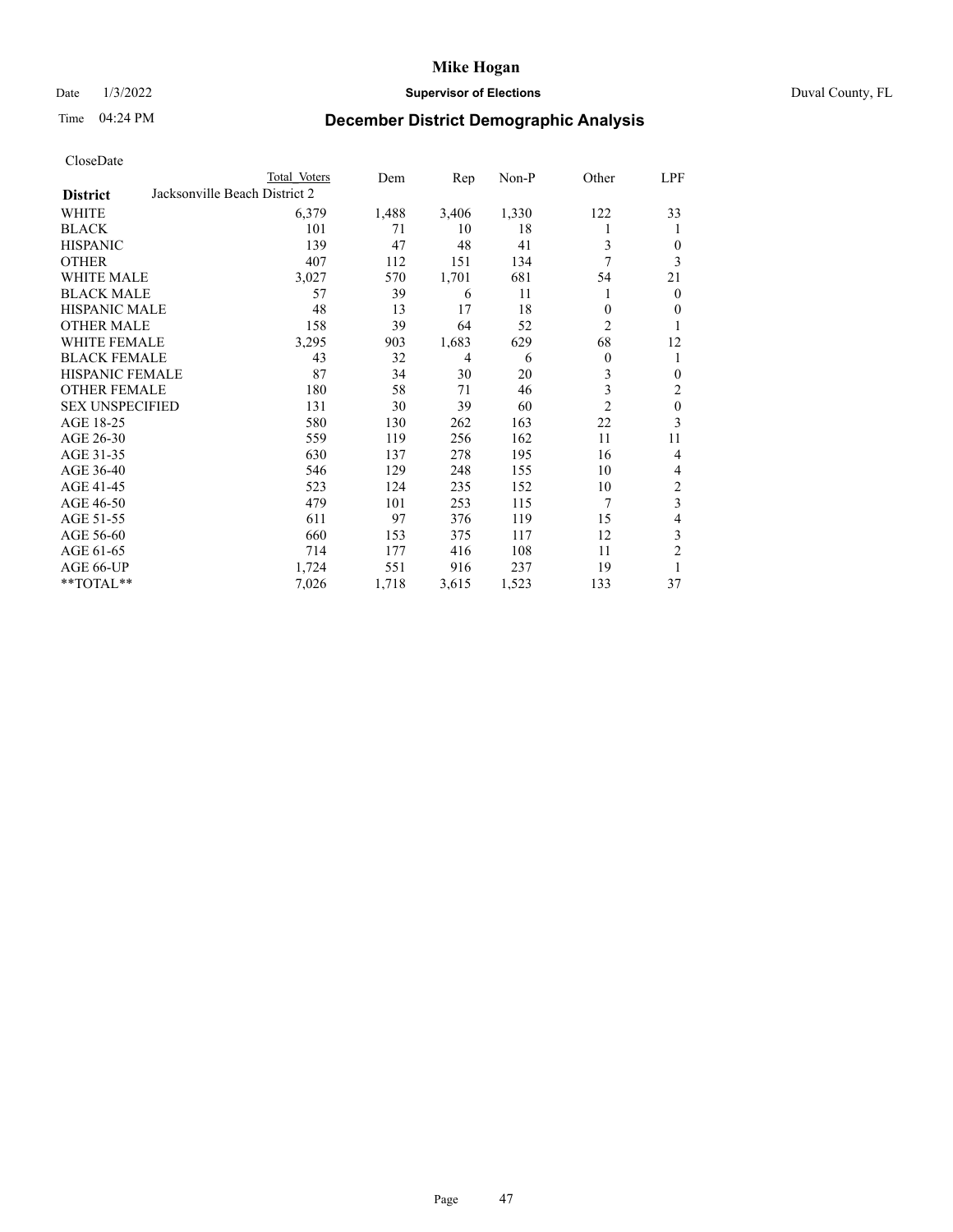# Mike Hogan

Date 1/3/2022 **Supervisor of Elections** Duval County, FL

Time 04:24 PM **December District Demographic Analysis**

CloseDate

| District | Total Voters | Dem | Rep | Non-P | Other | LPF |
|---|---|---|---|---|---|---|
| Jacksonville Beach District 2 | | | | | | |
| WHITE | 6,379 | 1,488 | 3,406 | 1,330 | 122 | 33 |
| BLACK | 101 | 71 | 10 | 18 | 1 | 1 |
| HISPANIC | 139 | 47 | 48 | 41 | 3 | 0 |
| OTHER | 407 | 112 | 151 | 134 | 7 | 3 |
| WHITE MALE | 3,027 | 570 | 1,701 | 681 | 54 | 21 |
| BLACK MALE | 57 | 39 | 6 | 11 | 1 | 0 |
| HISPANIC MALE | 48 | 13 | 17 | 18 | 0 | 0 |
| OTHER MALE | 158 | 39 | 64 | 52 | 2 | 1 |
| WHITE FEMALE | 3,295 | 903 | 1,683 | 629 | 68 | 12 |
| BLACK FEMALE | 43 | 32 | 4 | 6 | 0 | 1 |
| HISPANIC FEMALE | 87 | 34 | 30 | 20 | 3 | 0 |
| OTHER FEMALE | 180 | 58 | 71 | 46 | 3 | 2 |
| SEX UNSPECIFIED | 131 | 30 | 39 | 60 | 2 | 0 |
| AGE 18-25 | 580 | 130 | 262 | 163 | 22 | 3 |
| AGE 26-30 | 559 | 119 | 256 | 162 | 11 | 11 |
| AGE 31-35 | 630 | 137 | 278 | 195 | 16 | 4 |
| AGE 36-40 | 546 | 129 | 248 | 155 | 10 | 4 |
| AGE 41-45 | 523 | 124 | 235 | 152 | 10 | 2 |
| AGE 46-50 | 479 | 101 | 253 | 115 | 7 | 3 |
| AGE 51-55 | 611 | 97 | 376 | 119 | 15 | 4 |
| AGE 56-60 | 660 | 153 | 375 | 117 | 12 | 3 |
| AGE 61-65 | 714 | 177 | 416 | 108 | 11 | 2 |
| AGE 66-UP | 1,724 | 551 | 916 | 237 | 19 | 1 |
| **TOTAL** | 7,026 | 1,718 | 3,615 | 1,523 | 133 | 37 |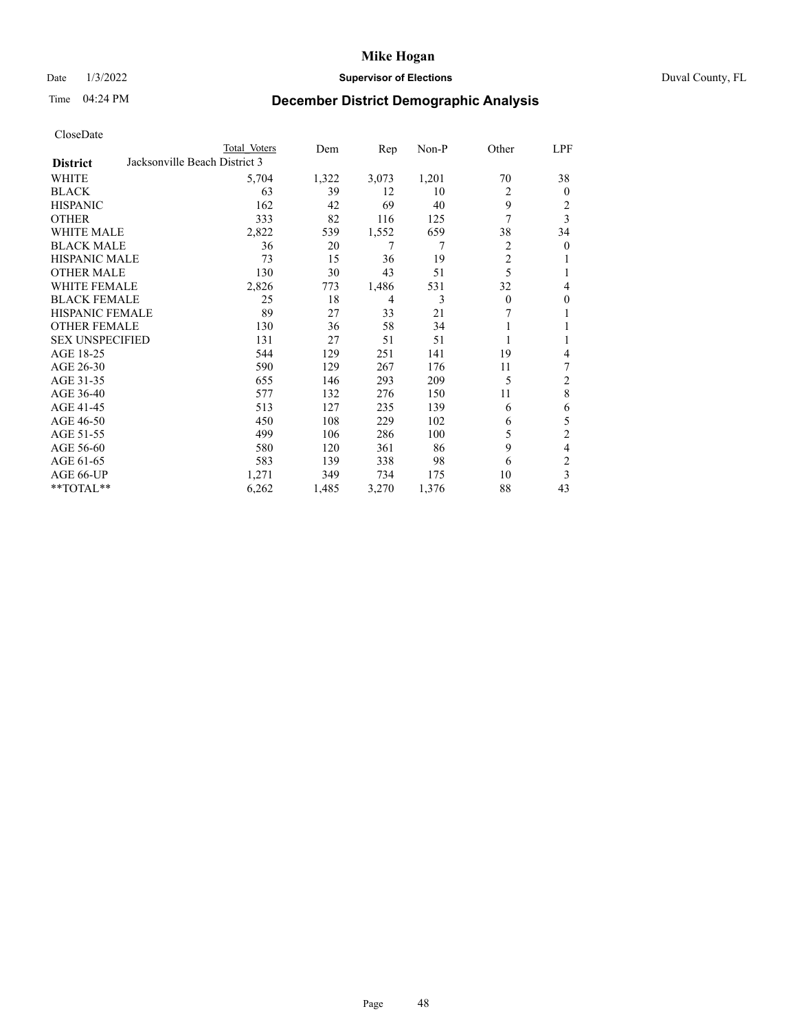# Mike Hogan

Date 1/3/2022 **Supervisor of Elections** Duval County, FL

Time 04:24 PM

## December District Demographic Analysis

CloseDate

| **District** | Total Voters | Dem | Rep | Non-P | Other | LPF |
|---|---|---|---|---|---|---|
| Jacksonville Beach District 3 | | | | | | |
| WHITE | 5,704 | 1,322 | 3,073 | 1,201 | 70 | 38 |
| BLACK | 63 | 39 | 12 | 10 | 2 | 0 |
| HISPANIC | 162 | 42 | 69 | 40 | 9 | 2 |
| OTHER | 333 | 82 | 116 | 125 | 7 | 3 |
| WHITE MALE | 2,822 | 539 | 1,552 | 659 | 38 | 34 |
| BLACK MALE | 36 | 20 | 7 | 7 | 2 | 0 |
| HISPANIC MALE | 73 | 15 | 36 | 19 | 2 | 1 |
| OTHER MALE | 130 | 30 | 43 | 51 | 5 | 1 |
| WHITE FEMALE | 2,826 | 773 | 1,486 | 531 | 32 | 4 |
| BLACK FEMALE | 25 | 18 | 4 | 3 | 0 | 0 |
| HISPANIC FEMALE | 89 | 27 | 33 | 21 | 7 | 1 |
| OTHER FEMALE | 130 | 36 | 58 | 34 | 1 | 1 |
| SEX UNSPECIFIED | 131 | 27 | 51 | 51 | 1 | 1 |
| AGE 18-25 | 544 | 129 | 251 | 141 | 19 | 4 |
| AGE 26-30 | 590 | 129 | 267 | 176 | 11 | 7 |
| AGE 31-35 | 655 | 146 | 293 | 209 | 5 | 2 |
| AGE 36-40 | 577 | 132 | 276 | 150 | 11 | 8 |
| AGE 41-45 | 513 | 127 | 235 | 139 | 6 | 6 |
| AGE 46-50 | 450 | 108 | 229 | 102 | 6 | 5 |
| AGE 51-55 | 499 | 106 | 286 | 100 | 5 | 2 |
| AGE 56-60 | 580 | 120 | 361 | 86 | 9 | 4 |
| AGE 61-65 | 583 | 139 | 338 | 98 | 6 | 2 |
| AGE 66-UP | 1,271 | 349 | 734 | 175 | 10 | 3 |
| **TOTAL** | 6,262 | 1,485 | 3,270 | 1,376 | 88 | 43 |